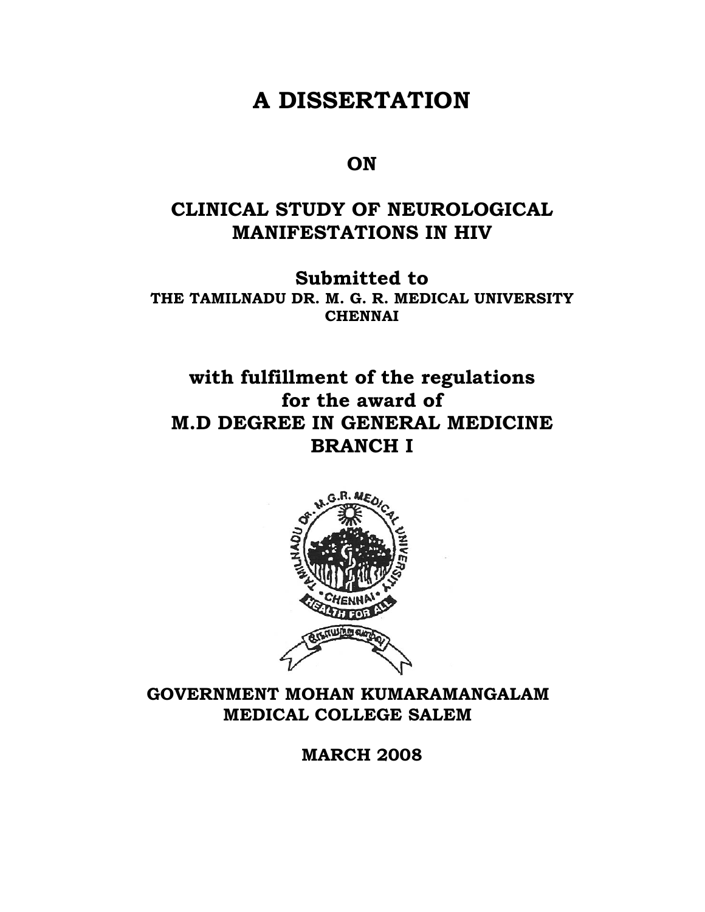# A DISSERTATION

**ON**

## CLINICAL STUDY OF NEUROLOGICAL MANIFESTATIONS IN HIV

**Submitted to**
**THE TAMILNADU DR. M. G. R. MEDICAL UNIVERSITY**
**CHENNAI**

**with fulfillment of the regulations**
**for the award of**
**M.D DEGREE IN GENERAL MEDICINE**
**BRANCH I**

**GOVERNMENT MOHAN KUMARAMANGALAM**
**MEDICAL COLLEGE SALEM**

**MARCH 2008**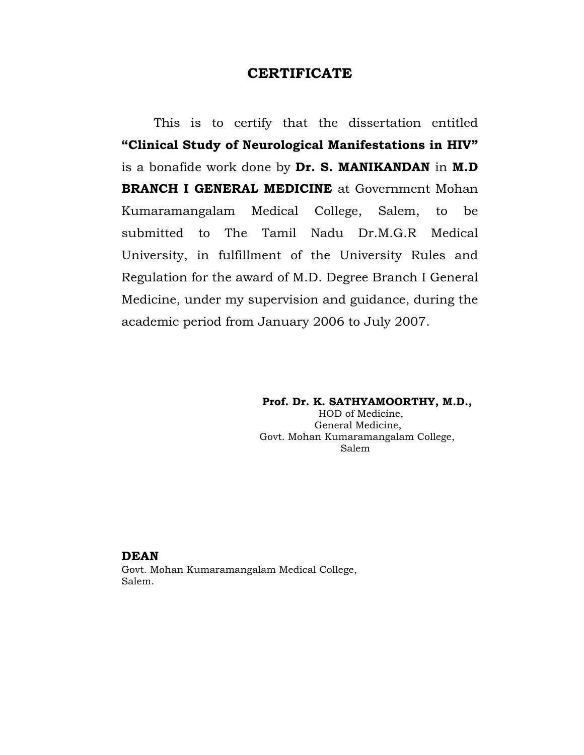# CERTIFICATE

This is to certify that the dissertation entitled **"Clinical Study of Neurological Manifestations in HIV"** is a bonafide work done by **Dr. S. MANIKANDAN** in **M.D BRANCH I GENERAL MEDICINE** at Government Mohan Kumaramangalam Medical College, Salem, to be submitted to The Tamil Nadu Dr.M.G.R Medical University, in fulfillment of the University Rules and Regulation for the award of M.D. Degree Branch I General Medicine, under my supervision and guidance, during the academic period from January 2006 to July 2007.

**Prof. Dr. K. SATHYAMOORTHY, M.D.,**
HOD of Medicine,
General Medicine,
Govt. Mohan Kumaramangalam College,
Salem

**DEAN**
Govt. Mohan Kumaramangalam Medical College,
Salem.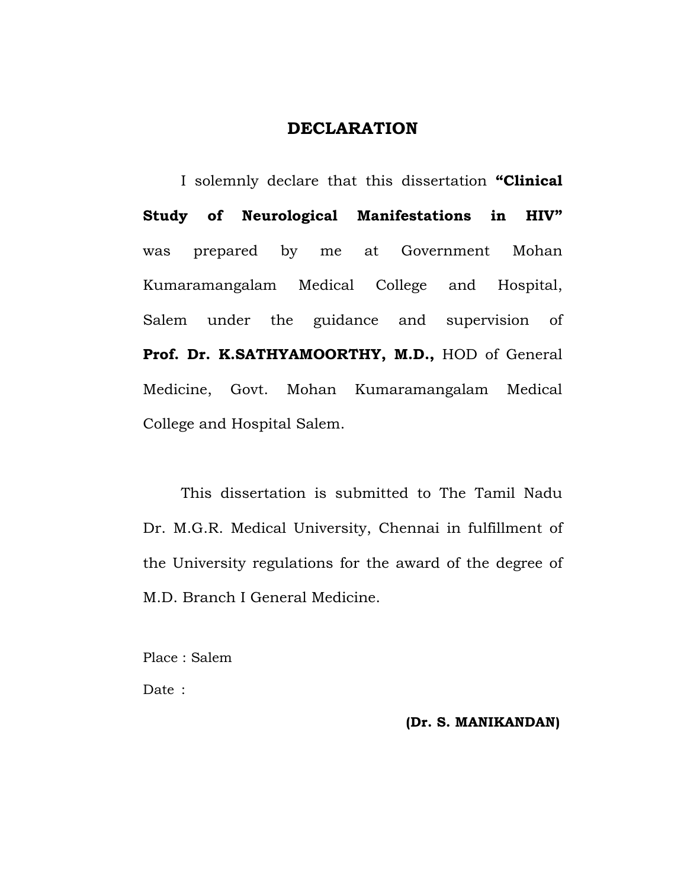# DECLARATION

I solemnly declare that this dissertation **"Clinical Study of Neurological Manifestations in HIV"** was prepared by me at Government Mohan Kumaramangalam Medical College and Hospital, Salem under the guidance and supervision of **Prof. Dr. K.SATHYAMOORTHY, M.D.,** HOD of General Medicine, Govt. Mohan Kumaramangalam Medical College and Hospital Salem.

This dissertation is submitted to The Tamil Nadu Dr. M.G.R. Medical University, Chennai in fulfillment of the University regulations for the award of the degree of M.D. Branch I General Medicine.

Place : Salem

Date :

**(Dr. S. MANIKANDAN)**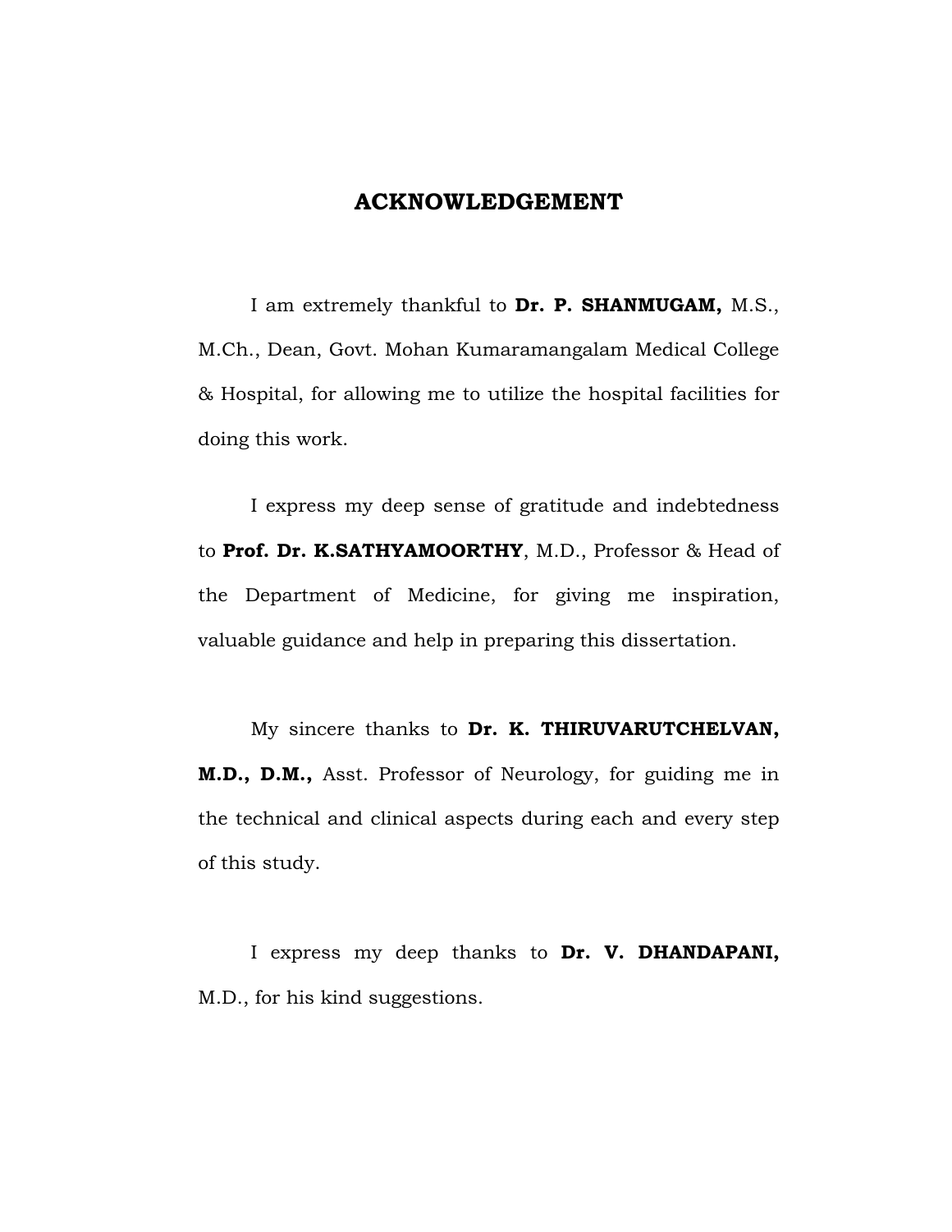# ACKNOWLEDGEMENT

I am extremely thankful to **Dr. P. SHANMUGAM,** M.S., M.Ch., Dean, Govt. Mohan Kumaramangalam Medical College & Hospital, for allowing me to utilize the hospital facilities for doing this work.

I express my deep sense of gratitude and indebtedness to **Prof. Dr. K.SATHYAMOORTHY**, M.D., Professor & Head of the Department of Medicine, for giving me inspiration, valuable guidance and help in preparing this dissertation.

My sincere thanks to **Dr. K. THIRUVARUTCHELVAN, M.D., D.M.,** Asst. Professor of Neurology, for guiding me in the technical and clinical aspects during each and every step of this study.

I express my deep thanks to **Dr. V. DHANDAPANI,** M.D., for his kind suggestions.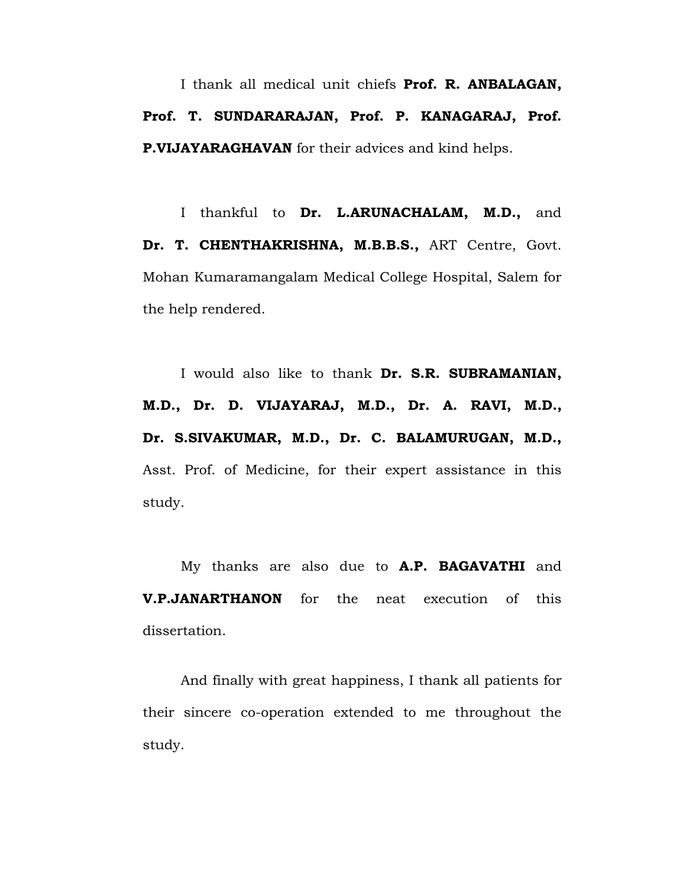I thank all medical unit chiefs **Prof. R. ANBALAGAN, Prof. T. SUNDARARAJAN, Prof. P. KANAGARAJ, Prof. P.VIJAYARAGHAVAN** for their advices and kind helps.

I thankful to **Dr. L.ARUNACHALAM, M.D.,** and **Dr. T. CHENTHAKRISHNA, M.B.B.S.,** ART Centre, Govt. Mohan Kumaramangalam Medical College Hospital, Salem for the help rendered.

I would also like to thank **Dr. S.R. SUBRAMANIAN, M.D., Dr. D. VIJAYARAJ, M.D., Dr. A. RAVI, M.D., Dr. S.SIVAKUMAR, M.D., Dr. C. BALAMURUGAN, M.D.,** Asst. Prof. of Medicine, for their expert assistance in this study.

My thanks are also due to **A.P. BAGAVATHI** and **V.P.JANARTHANON** for the neat execution of this dissertation.

And finally with great happiness, I thank all patients for their sincere co-operation extended to me throughout the study.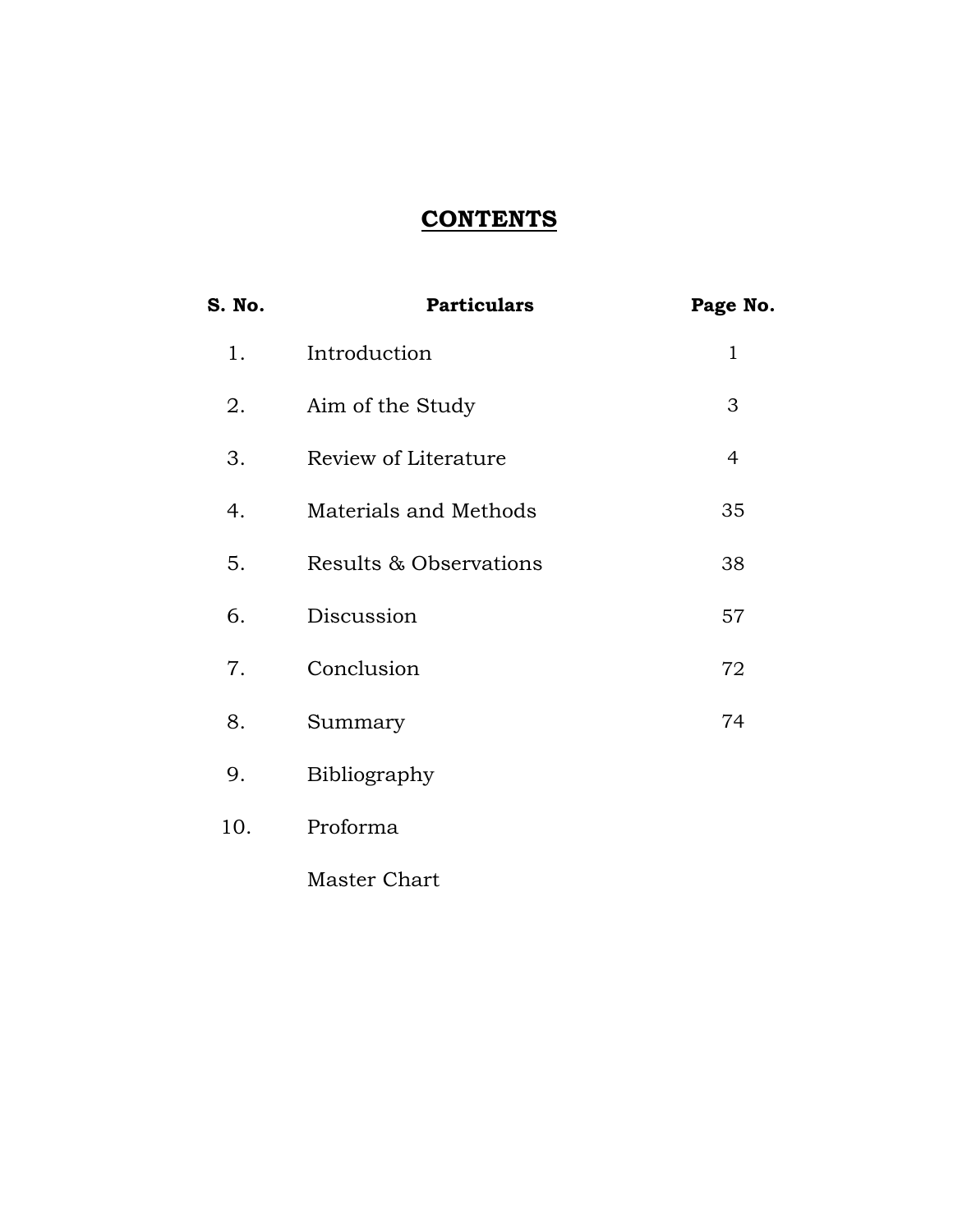# CONTENTS

| S. No. | Particulars | Page No. |
|---|---|---|
| 1. | Introduction | 1 |
| 2. | Aim of the Study | 3 |
| 3. | Review of Literature | 4 |
| 4. | Materials and Methods | 35 |
| 5. | Results & Observations | 38 |
| 6. | Discussion | 57 |
| 7. | Conclusion | 72 |
| 8. | Summary | 74 |
| 9. | Bibliography | |
| 10. | Proforma | |
| | Master Chart | |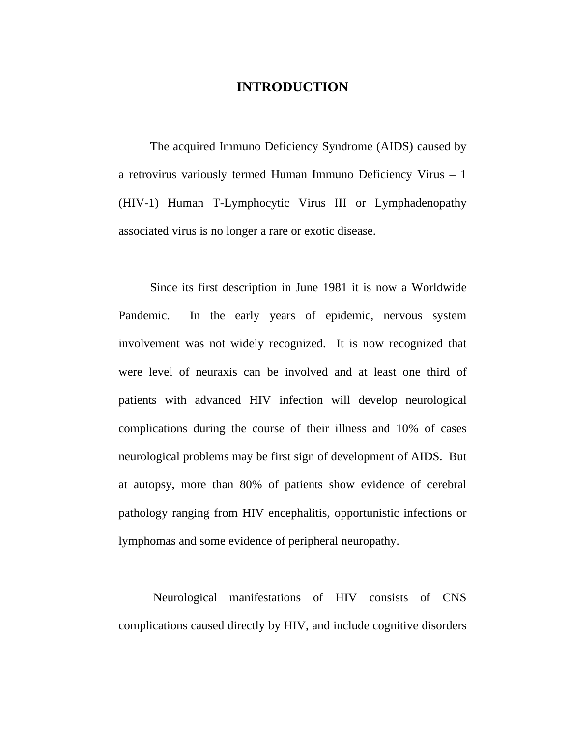# INTRODUCTION

The acquired Immuno Deficiency Syndrome (AIDS) caused by a retrovirus variously termed Human Immuno Deficiency Virus – 1 (HIV-1) Human T-Lymphocytic Virus III or Lymphadenopathy associated virus is no longer a rare or exotic disease.

Since its first description in June 1981 it is now a Worldwide Pandemic. In the early years of epidemic, nervous system involvement was not widely recognized. It is now recognized that were level of neuraxis can be involved and at least one third of patients with advanced HIV infection will develop neurological complications during the course of their illness and 10% of cases neurological problems may be first sign of development of AIDS. But at autopsy, more than 80% of patients show evidence of cerebral pathology ranging from HIV encephalitis, opportunistic infections or lymphomas and some evidence of peripheral neuropathy.

Neurological manifestations of HIV consists of CNS complications caused directly by HIV, and include cognitive disorders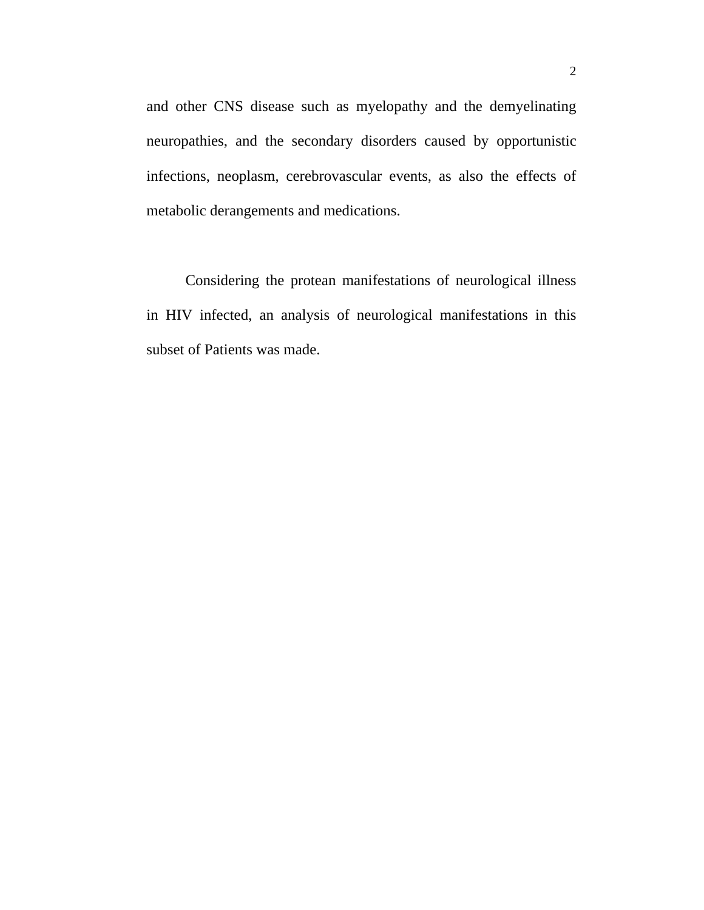and other CNS disease such as myelopathy and the demyelinating neuropathies, and the secondary disorders caused by opportunistic infections, neoplasm, cerebrovascular events, as also the effects of metabolic derangements and medications.

Considering the protean manifestations of neurological illness in HIV infected, an analysis of neurological manifestations in this subset of Patients was made.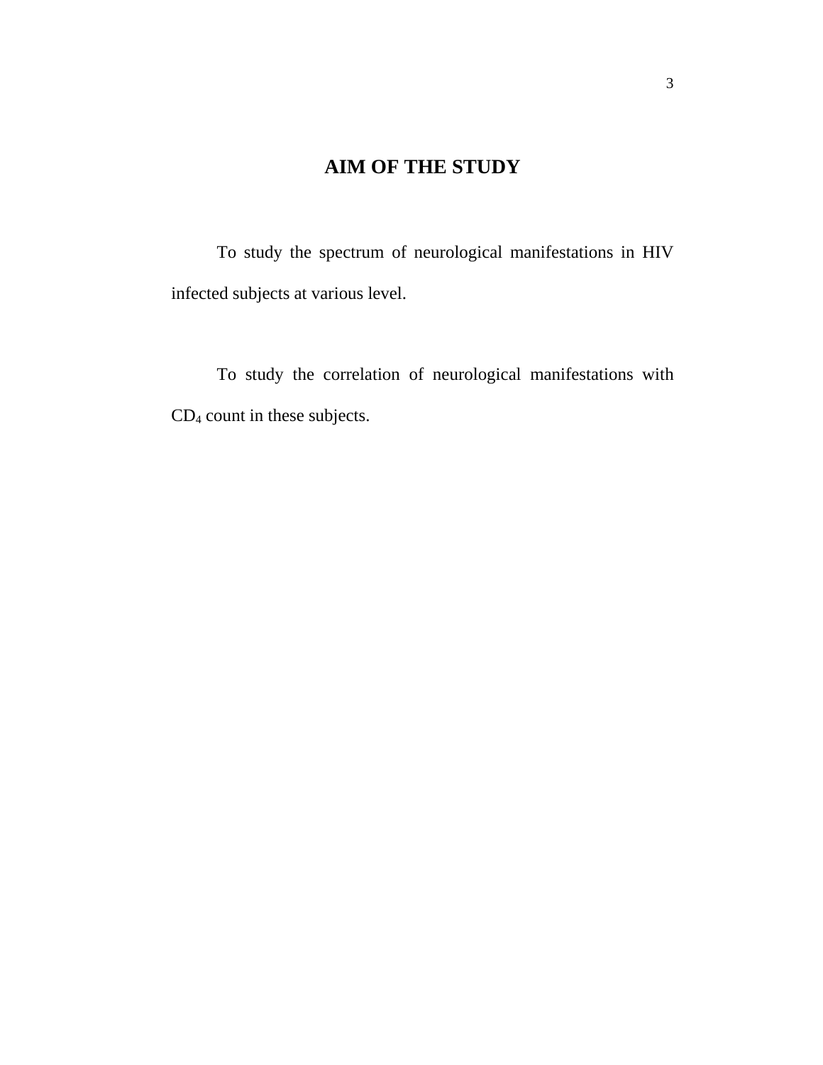# AIM OF THE STUDY

To study the spectrum of neurological manifestations in HIV infected subjects at various level.

To study the correlation of neurological manifestations with $CD_4$ count in these subjects.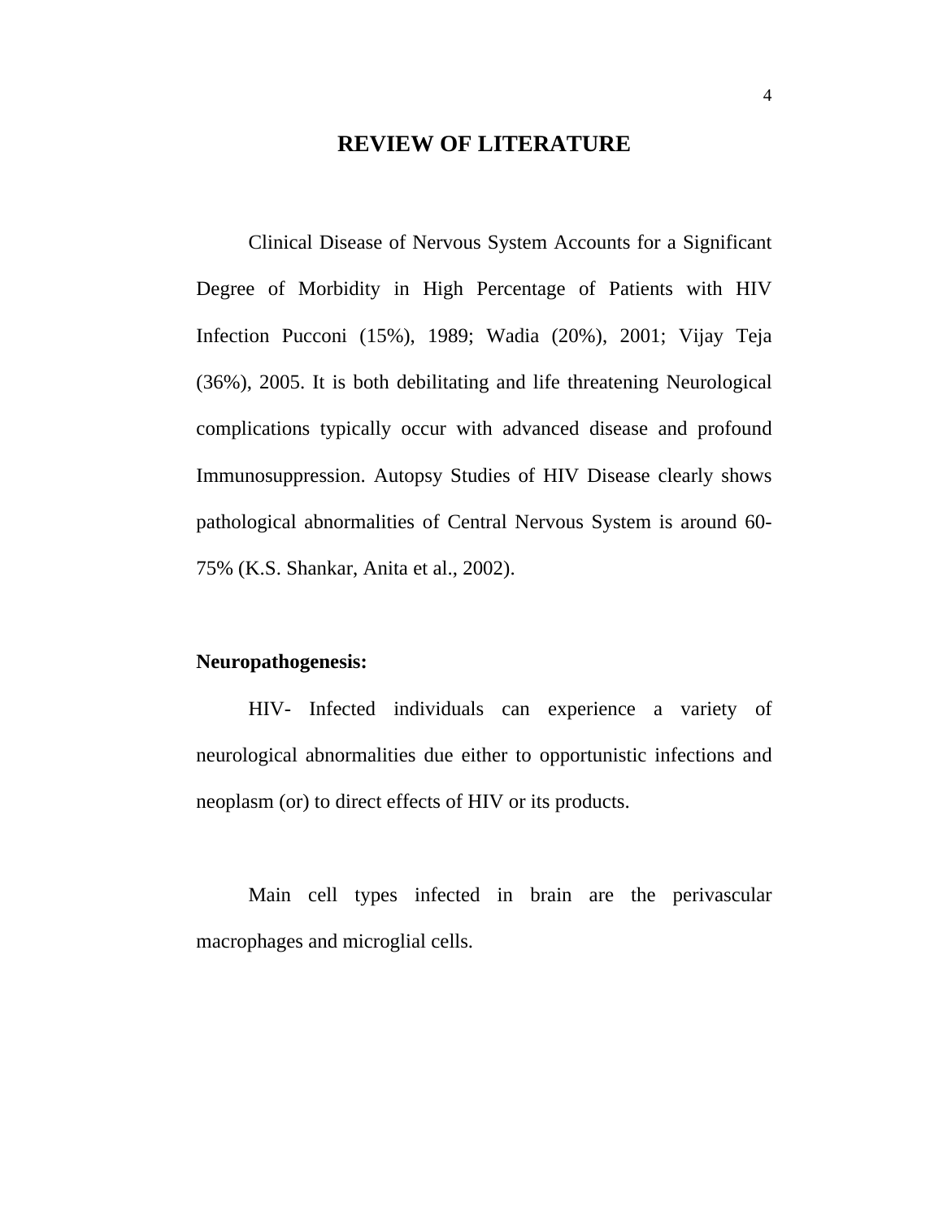# REVIEW OF LITERATURE

Clinical Disease of Nervous System Accounts for a Significant Degree of Morbidity in High Percentage of Patients with HIV Infection Pucconi (15%), 1989; Wadia (20%), 2001; Vijay Teja (36%), 2005. It is both debilitating and life threatening Neurological complications typically occur with advanced disease and profound Immunosuppression. Autopsy Studies of HIV Disease clearly shows pathological abnormalities of Central Nervous System is around 60-75% (K.S. Shankar, Anita et al., 2002).

**Neuropathogenesis:**

HIV- Infected individuals can experience a variety of neurological abnormalities due either to opportunistic infections and neoplasm (or) to direct effects of HIV or its products.

Main cell types infected in brain are the perivascular macrophages and microglial cells.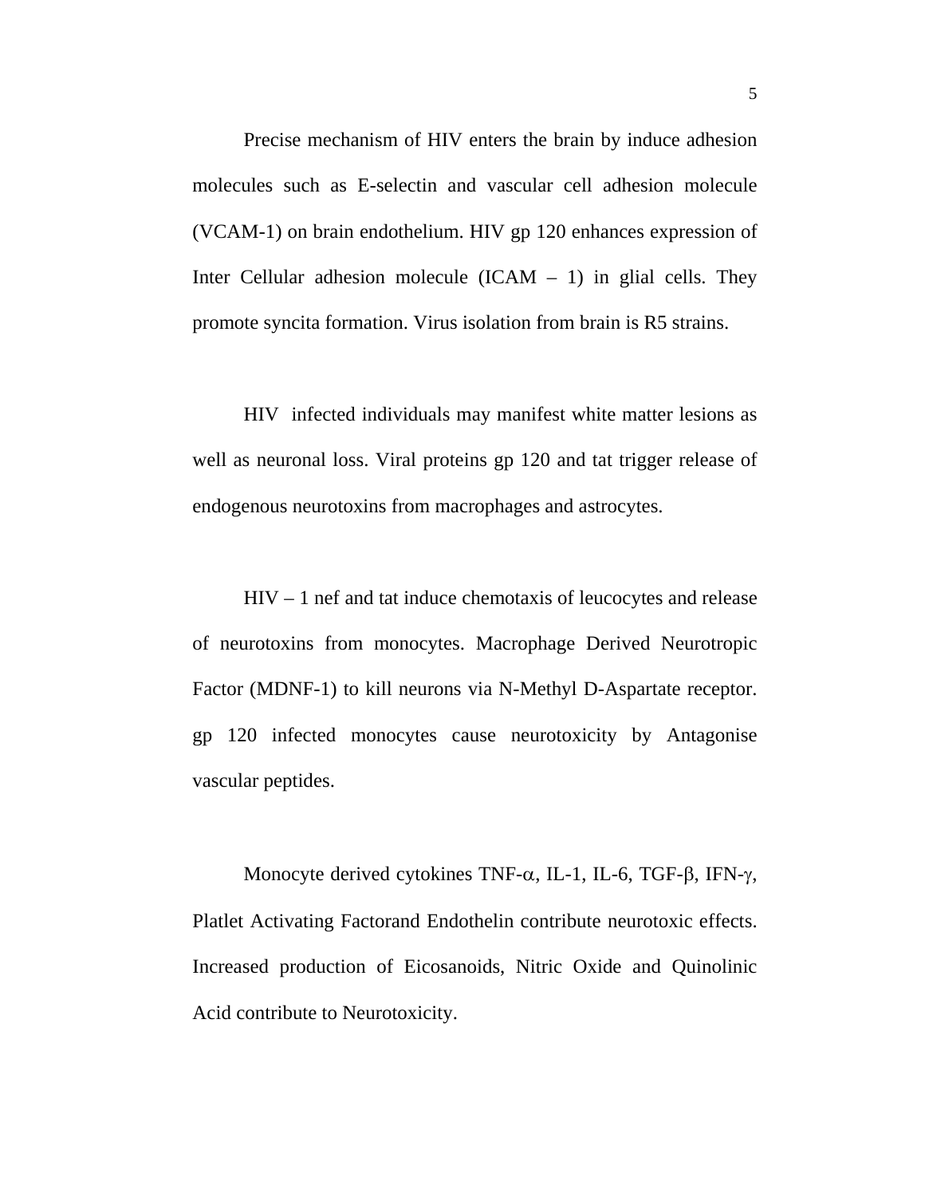Precise mechanism of HIV enters the brain by induce adhesion molecules such as E-selectin and vascular cell adhesion molecule (VCAM-1) on brain endothelium. HIV gp 120 enhances expression of Inter Cellular adhesion molecule (ICAM – 1) in glial cells. They promote syncita formation. Virus isolation from brain is R5 strains.

HIV infected individuals may manifest white matter lesions as well as neuronal loss. Viral proteins gp 120 and tat trigger release of endogenous neurotoxins from macrophages and astrocytes.

HIV – 1 nef and tat induce chemotaxis of leucocytes and release of neurotoxins from monocytes. Macrophage Derived Neurotropic Factor (MDNF-1) to kill neurons via N-Methyl D-Aspartate receptor. gp 120 infected monocytes cause neurotoxicity by Antagonise vascular peptides.

Monocyte derived cytokines TNF-$\alpha$, IL-1, IL-6, TGF-$\beta$, IFN-$\gamma$, Platlet Activating Factorand Endothelin contribute neurotoxic effects. Increased production of Eicosanoids, Nitric Oxide and Quinolinic Acid contribute to Neurotoxicity.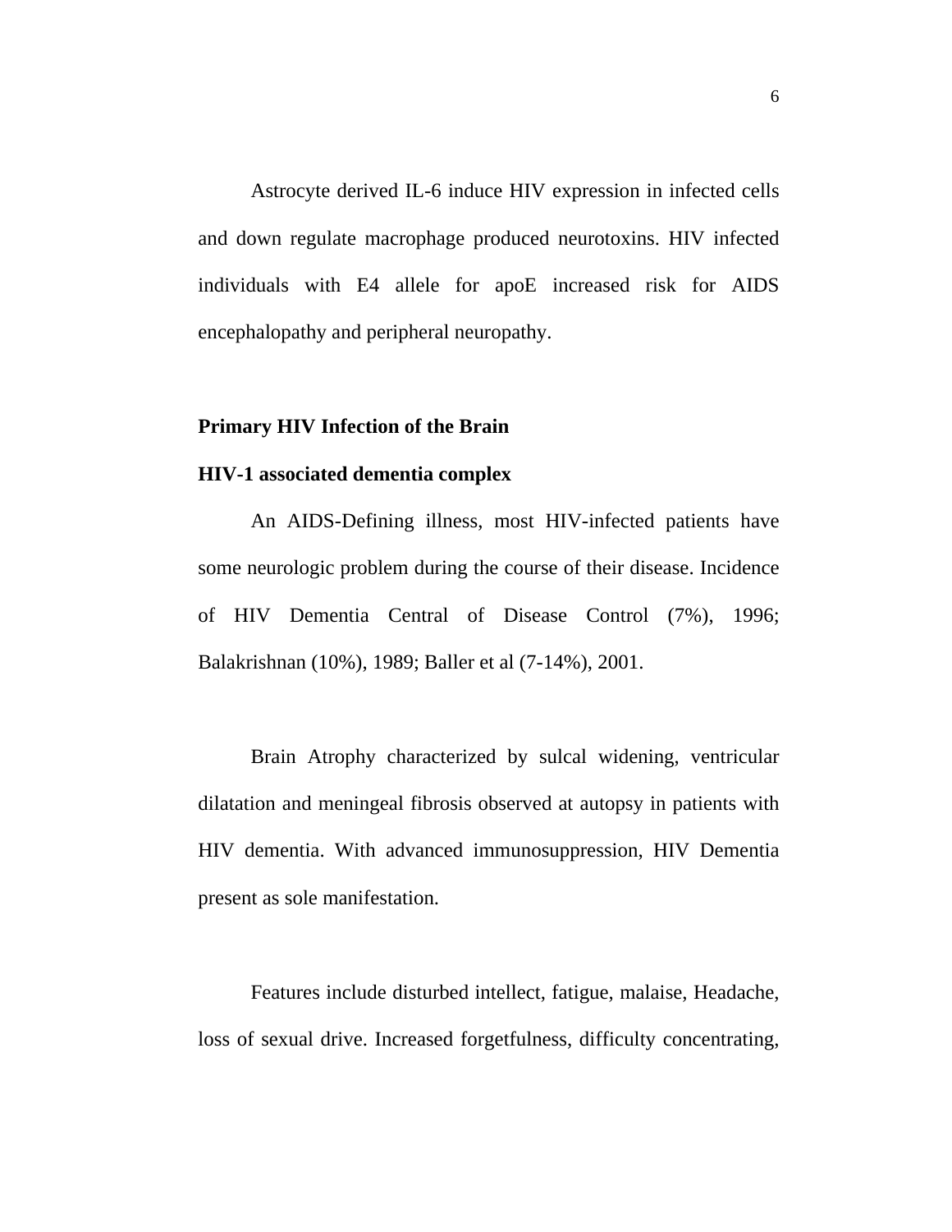Astrocyte derived IL-6 induce HIV expression in infected cells and down regulate macrophage produced neurotoxins. HIV infected individuals with E4 allele for apoE increased risk for AIDS encephalopathy and peripheral neuropathy.

**Primary HIV Infection of the Brain**

**HIV-1 associated dementia complex**

An AIDS-Defining illness, most HIV-infected patients have some neurologic problem during the course of their disease. Incidence of HIV Dementia Central of Disease Control (7%), 1996; Balakrishnan (10%), 1989; Baller et al (7-14%), 2001.

Brain Atrophy characterized by sulcal widening, ventricular dilatation and meningeal fibrosis observed at autopsy in patients with HIV dementia. With advanced immunosuppression, HIV Dementia present as sole manifestation.

Features include disturbed intellect, fatigue, malaise, Headache, loss of sexual drive. Increased forgetfulness, difficulty concentrating,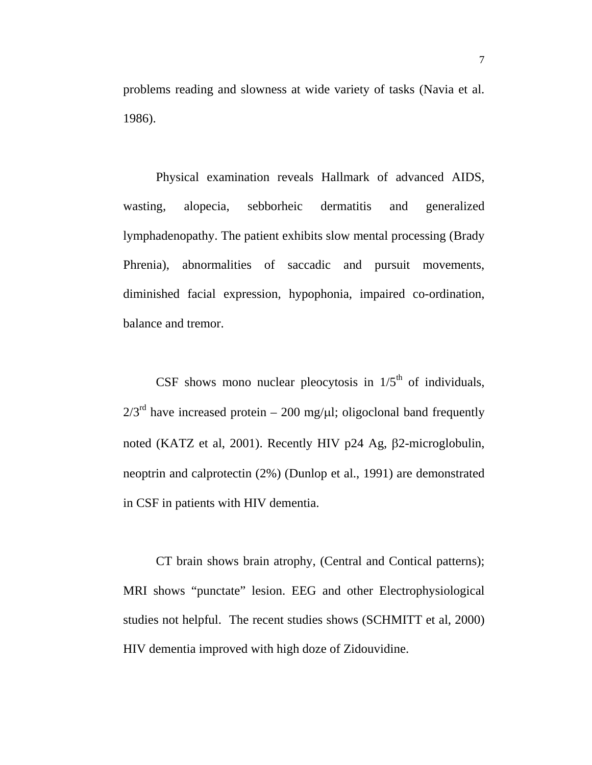problems reading and slowness at wide variety of tasks (Navia et al. 1986).

Physical examination reveals Hallmark of advanced AIDS, wasting, alopecia, sebborheic dermatitis and generalized lymphadenopathy. The patient exhibits slow mental processing (Brady Phrenia), abnormalities of saccadic and pursuit movements, diminished facial expression, hypophonia, impaired co-ordination, balance and tremor.

CSF shows mono nuclear pleocytosis in $1/5^{th}$ of individuals, $2/3^{rd}$ have increased protein – 200 mg/μl; oligoclonal band frequently noted (KATZ et al, 2001). Recently HIV p24 Ag, β2-microglobulin, neoptrin and calprotectin (2%) (Dunlop et al., 1991) are demonstrated in CSF in patients with HIV dementia.

CT brain shows brain atrophy, (Central and Contical patterns); MRI shows “punctate” lesion. EEG and other Electrophysiological studies not helpful. The recent studies shows (SCHMITT et al, 2000) HIV dementia improved with high doze of Zidouvidine.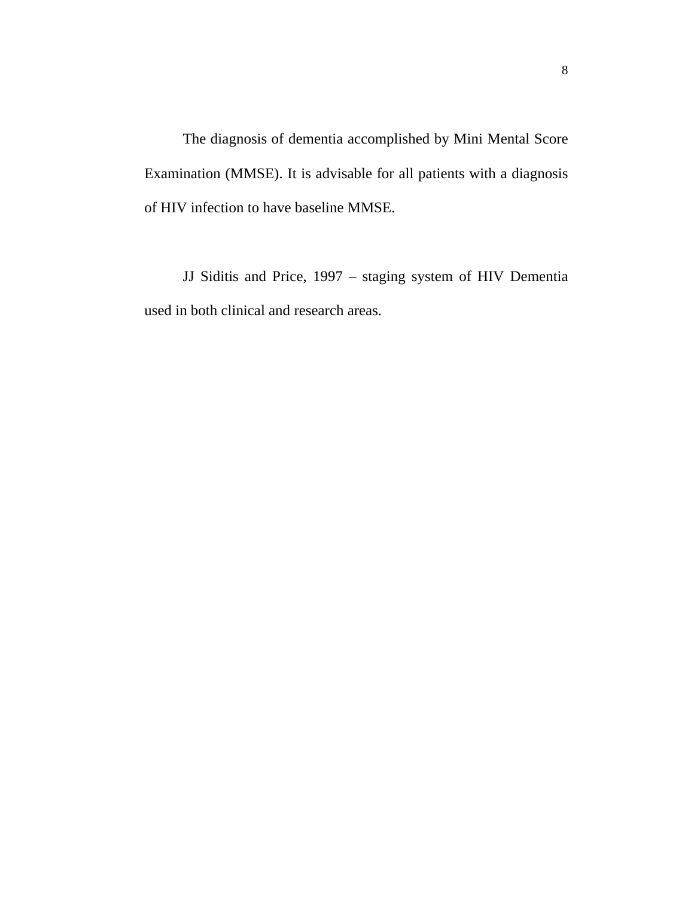The diagnosis of dementia accomplished by Mini Mental Score Examination (MMSE). It is advisable for all patients with a diagnosis of HIV infection to have baseline MMSE.

JJ Siditis and Price, 1997 – staging system of HIV Dementia used in both clinical and research areas.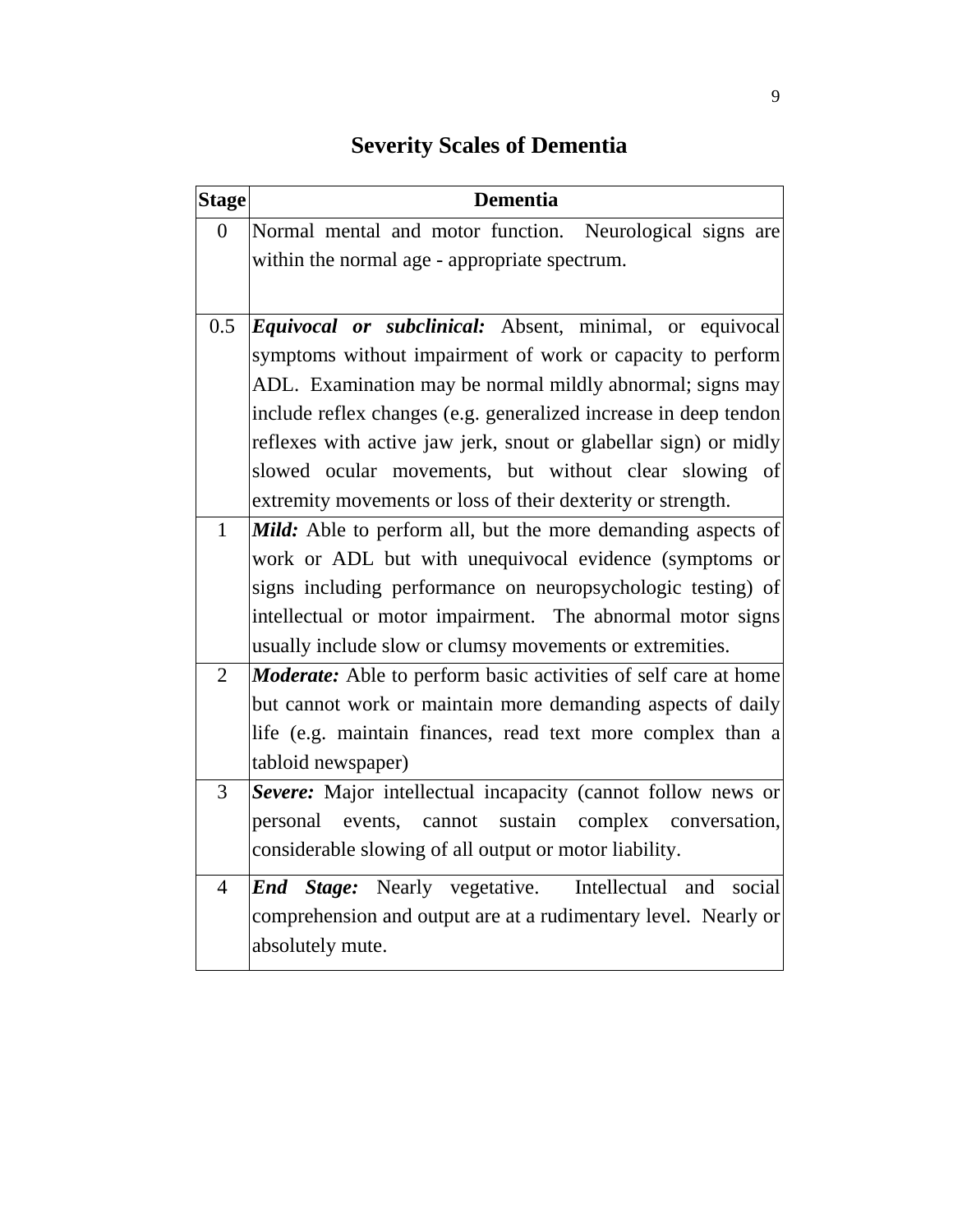# Severity Scales of Dementia

| Stage | Dementia |
| --- | --- |
| 0 | Normal mental and motor function. Neurological signs are within the normal age - appropriate spectrum. |
| 0.5 | ***Equivocal or subclinical:*** Absent, minimal, or equivocal symptoms without impairment of work or capacity to perform ADL. Examination may be normal mildly abnormal; signs may include reflex changes (e.g. generalized increase in deep tendon reflexes with active jaw jerk, snout or glabellar sign) or midly slowed ocular movements, but without clear slowing of extremity movements or loss of their dexterity or strength. |
| 1 | ***Mild:*** Able to perform all, but the more demanding aspects of work or ADL but with unequivocal evidence (symptoms or signs including performance on neuropsychologic testing) of intellectual or motor impairment. The abnormal motor signs usually include slow or clumsy movements or extremities. |
| 2 | ***Moderate:*** Able to perform basic activities of self care at home but cannot work or maintain more demanding aspects of daily life (e.g. maintain finances, read text more complex than a tabloid newspaper) |
| 3 | ***Severe:*** Major intellectual incapacity (cannot follow news or personal events, cannot sustain complex conversation, considerable slowing of all output or motor liability. |
| 4 | ***End Stage:*** Nearly vegetative. Intellectual and social comprehension and output are at a rudimentary level. Nearly or absolutely mute. |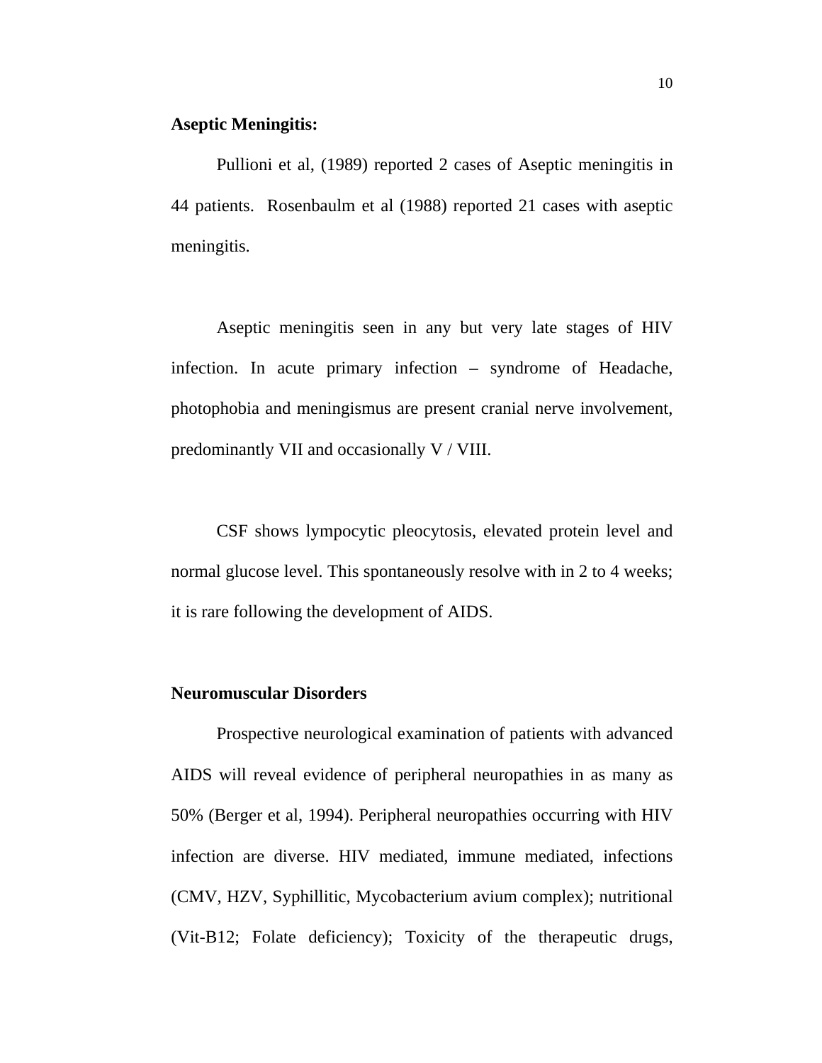**Aseptic Meningitis:**

Pullioni et al, (1989) reported 2 cases of Aseptic meningitis in 44 patients.  Rosenbaulm et al (1988) reported 21 cases with aseptic meningitis.

Aseptic meningitis seen in any but very late stages of HIV infection. In acute primary infection – syndrome of Headache, photophobia and meningismus are present cranial nerve involvement, predominantly VII and occasionally V / VIII.

CSF shows lympocytic pleocytosis, elevated protein level and normal glucose level. This spontaneously resolve with in 2 to 4 weeks; it is rare following the development of AIDS.

**Neuromuscular Disorders**

Prospective neurological examination of patients with advanced AIDS will reveal evidence of peripheral neuropathies in as many as 50% (Berger et al, 1994). Peripheral neuropathies occurring with HIV infection are diverse. HIV mediated, immune mediated, infections (CMV, HZV, Syphillitic, Mycobacterium avium complex); nutritional (Vit-B12; Folate deficiency); Toxicity of the therapeutic drugs,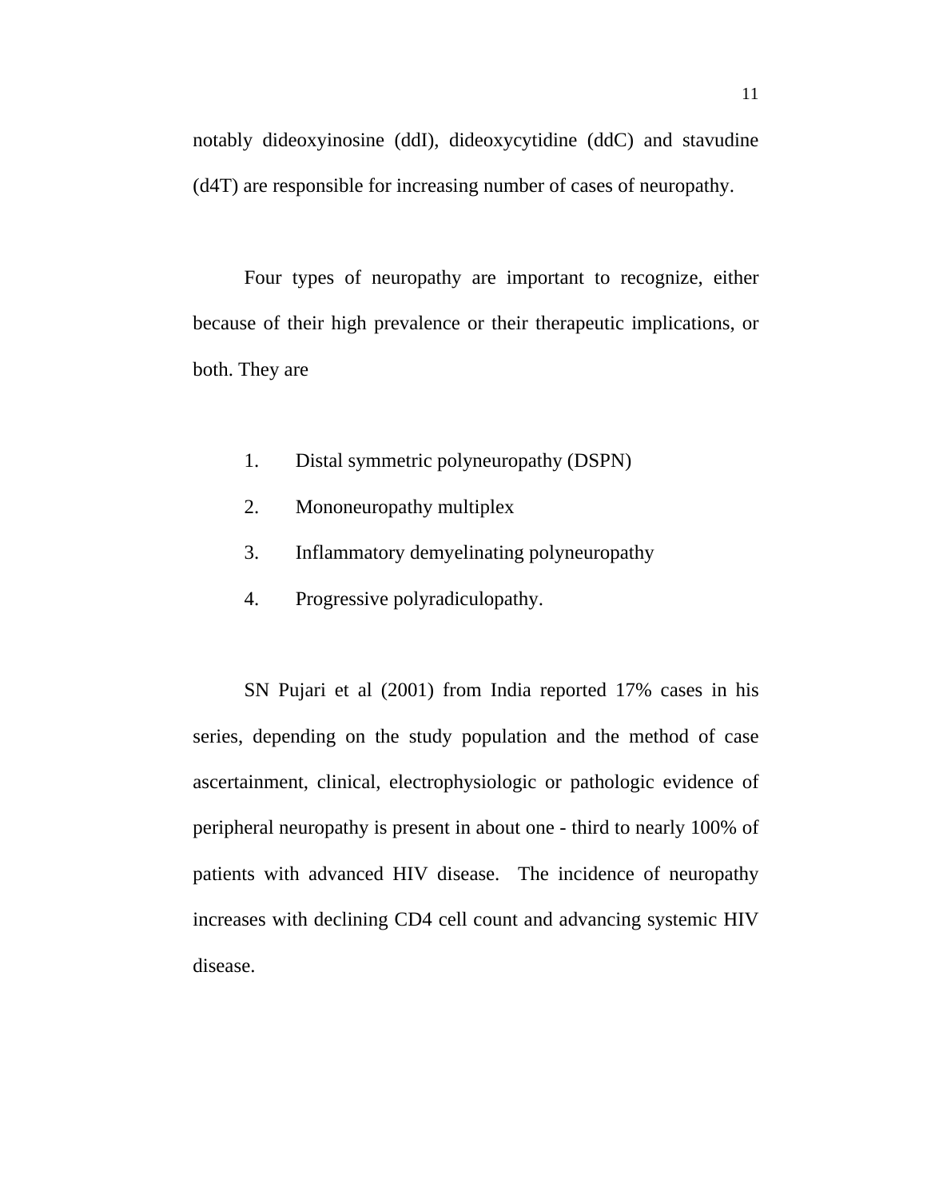notably dideoxyinosine (ddI), dideoxycytidine (ddC) and stavudine (d4T) are responsible for increasing number of cases of neuropathy.

Four types of neuropathy are important to recognize, either because of their high prevalence or their therapeutic implications, or both. They are

1. Distal symmetric polyneuropathy (DSPN)
2. Mononeuropathy multiplex
3. Inflammatory demyelinating polyneuropathy
4. Progressive polyradiculopathy.

SN Pujari et al (2001) from India reported 17% cases in his series, depending on the study population and the method of case ascertainment, clinical, electrophysiologic or pathologic evidence of peripheral neuropathy is present in about one - third to nearly 100% of patients with advanced HIV disease. The incidence of neuropathy increases with declining CD4 cell count and advancing systemic HIV disease.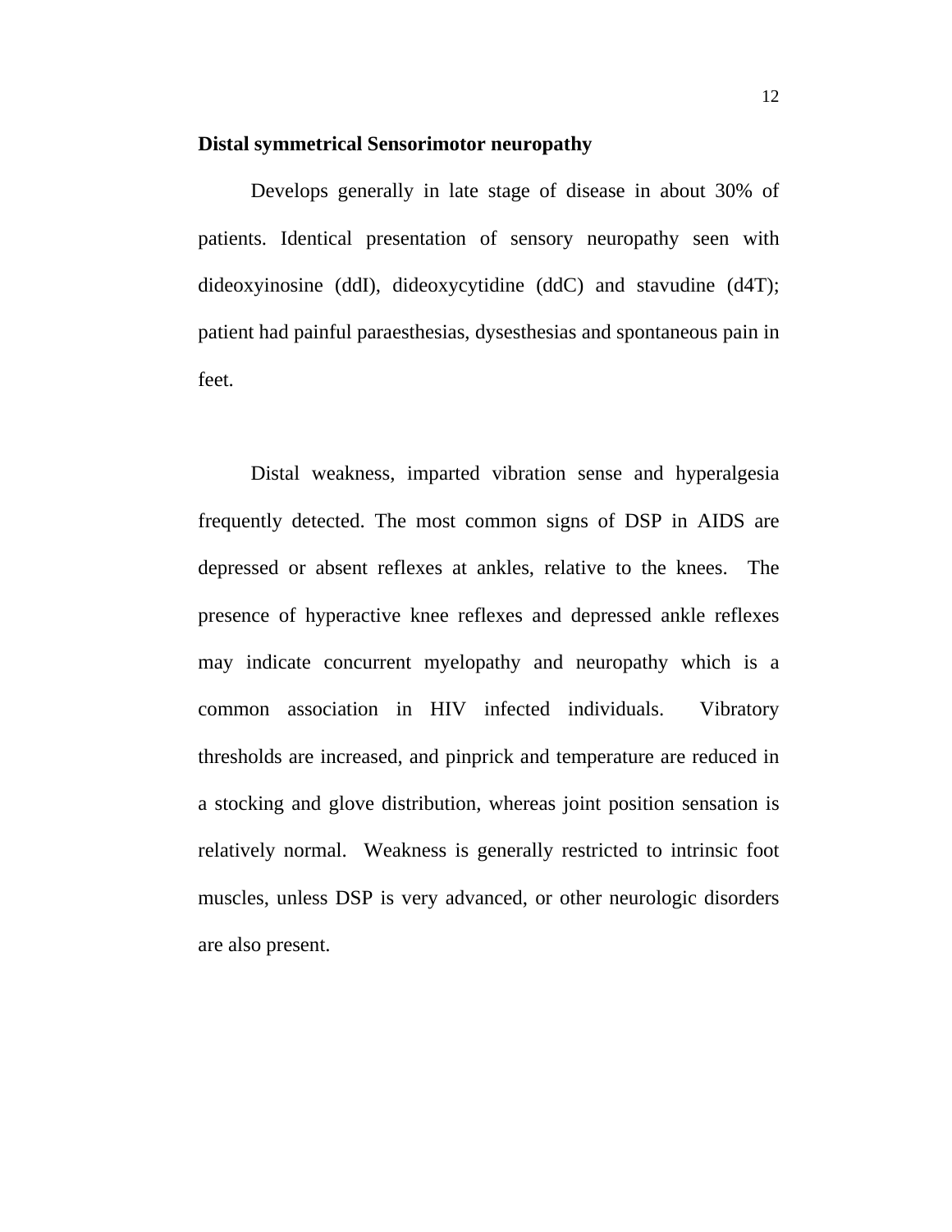**Distal symmetrical Sensorimotor neuropathy**

Develops generally in late stage of disease in about 30% of patients. Identical presentation of sensory neuropathy seen with dideoxyinosine (ddI), dideoxycytidine (ddC) and stavudine (d4T); patient had painful paraesthesias, dysesthesias and spontaneous pain in feet.

Distal weakness, imparted vibration sense and hyperalgesia frequently detected. The most common signs of DSP in AIDS are depressed or absent reflexes at ankles, relative to the knees. The presence of hyperactive knee reflexes and depressed ankle reflexes may indicate concurrent myelopathy and neuropathy which is a common association in HIV infected individuals. Vibratory thresholds are increased, and pinprick and temperature are reduced in a stocking and glove distribution, whereas joint position sensation is relatively normal. Weakness is generally restricted to intrinsic foot muscles, unless DSP is very advanced, or other neurologic disorders are also present.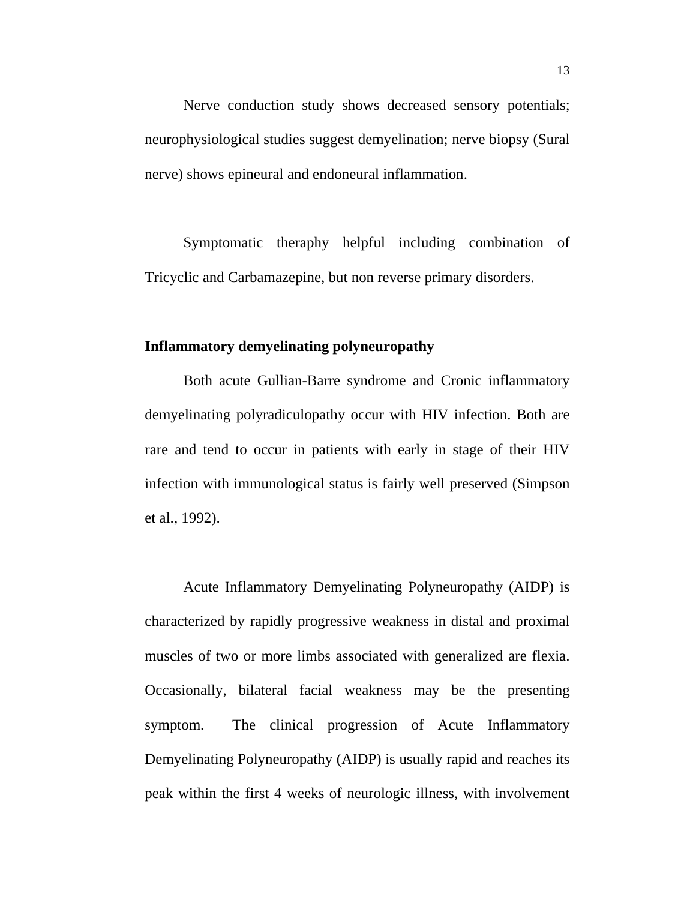Nerve conduction study shows decreased sensory potentials; neurophysiological studies suggest demyelination; nerve biopsy (Sural nerve) shows epineural and endoneural inflammation.

Symptomatic theraphy helpful including combination of Tricyclic and Carbamazepine, but non reverse primary disorders.

**Inflammatory demyelinating polyneuropathy**

Both acute Gullian-Barre syndrome and Cronic inflammatory demyelinating polyradiculopathy occur with HIV infection. Both are rare and tend to occur in patients with early in stage of their HIV infection with immunological status is fairly well preserved (Simpson et al., 1992).

Acute Inflammatory Demyelinating Polyneuropathy (AIDP) is characterized by rapidly progressive weakness in distal and proximal muscles of two or more limbs associated with generalized are flexia. Occasionally, bilateral facial weakness may be the presenting symptom. The clinical progression of Acute Inflammatory Demyelinating Polyneuropathy (AIDP) is usually rapid and reaches its peak within the first 4 weeks of neurologic illness, with involvement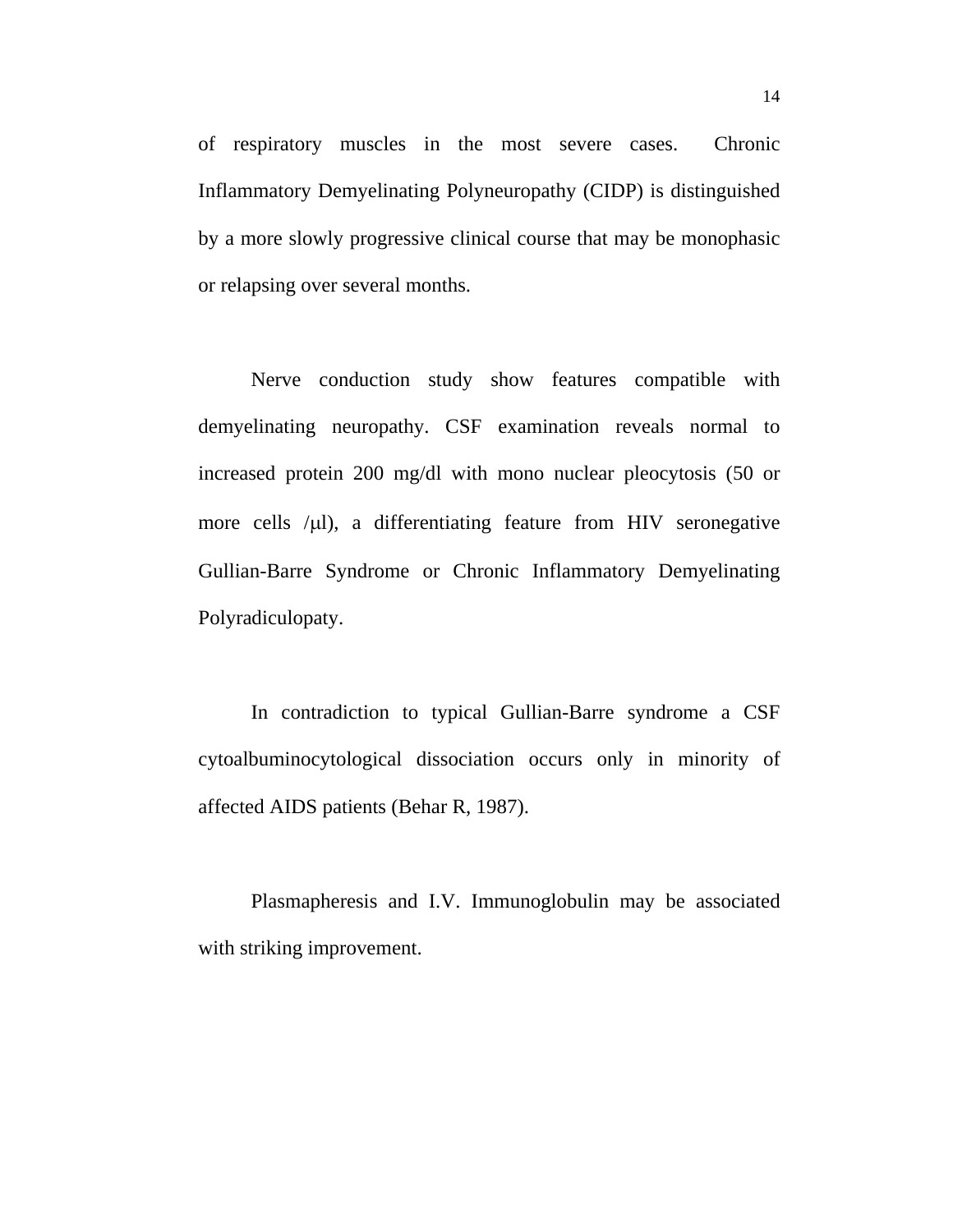of respiratory muscles in the most severe cases. Chronic Inflammatory Demyelinating Polyneuropathy (CIDP) is distinguished by a more slowly progressive clinical course that may be monophasic or relapsing over several months.

Nerve conduction study show features compatible with demyelinating neuropathy. CSF examination reveals normal to increased protein 200 mg/dl with mono nuclear pleocytosis (50 or more cells /μl), a differentiating feature from HIV seronegative Gullian-Barre Syndrome or Chronic Inflammatory Demyelinating Polyradiculopaty.

In contradiction to typical Gullian-Barre syndrome a CSF cytoalbuminocytological dissociation occurs only in minority of affected AIDS patients (Behar R, 1987).

Plasmapheresis and I.V. Immunoglobulin may be associated with striking improvement.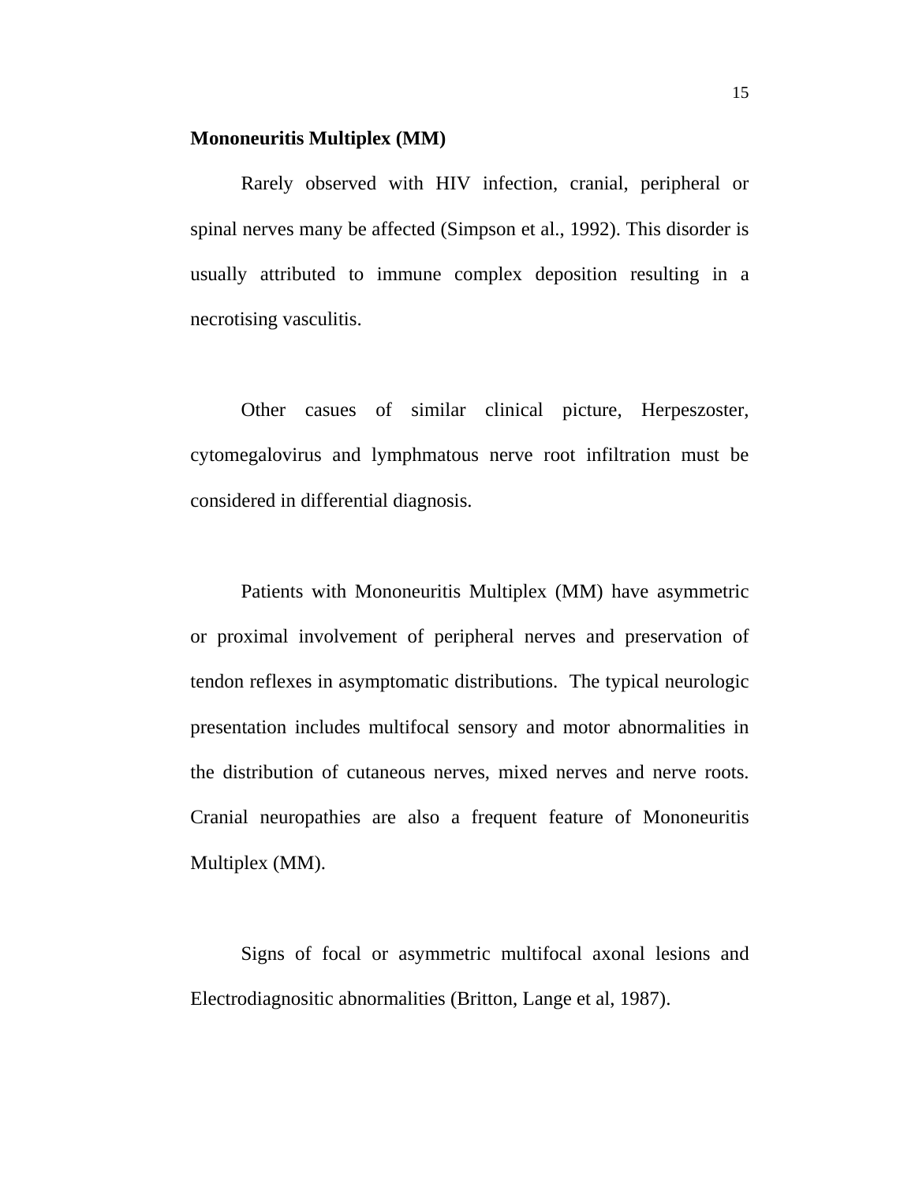**Mononeuritis Multiplex (MM)**

Rarely observed with HIV infection, cranial, peripheral or spinal nerves many be affected (Simpson et al., 1992). This disorder is usually attributed to immune complex deposition resulting in a necrotising vasculitis.

Other casues of similar clinical picture, Herpeszoster, cytomegalovirus and lymphmatous nerve root infiltration must be considered in differential diagnosis.

Patients with Mononeuritis Multiplex (MM) have asymmetric or proximal involvement of peripheral nerves and preservation of tendon reflexes in asymptomatic distributions. The typical neurologic presentation includes multifocal sensory and motor abnormalities in the distribution of cutaneous nerves, mixed nerves and nerve roots. Cranial neuropathies are also a frequent feature of Mononeuritis Multiplex (MM).

Signs of focal or asymmetric multifocal axonal lesions and Electrodiagnositic abnormalities (Britton, Lange et al, 1987).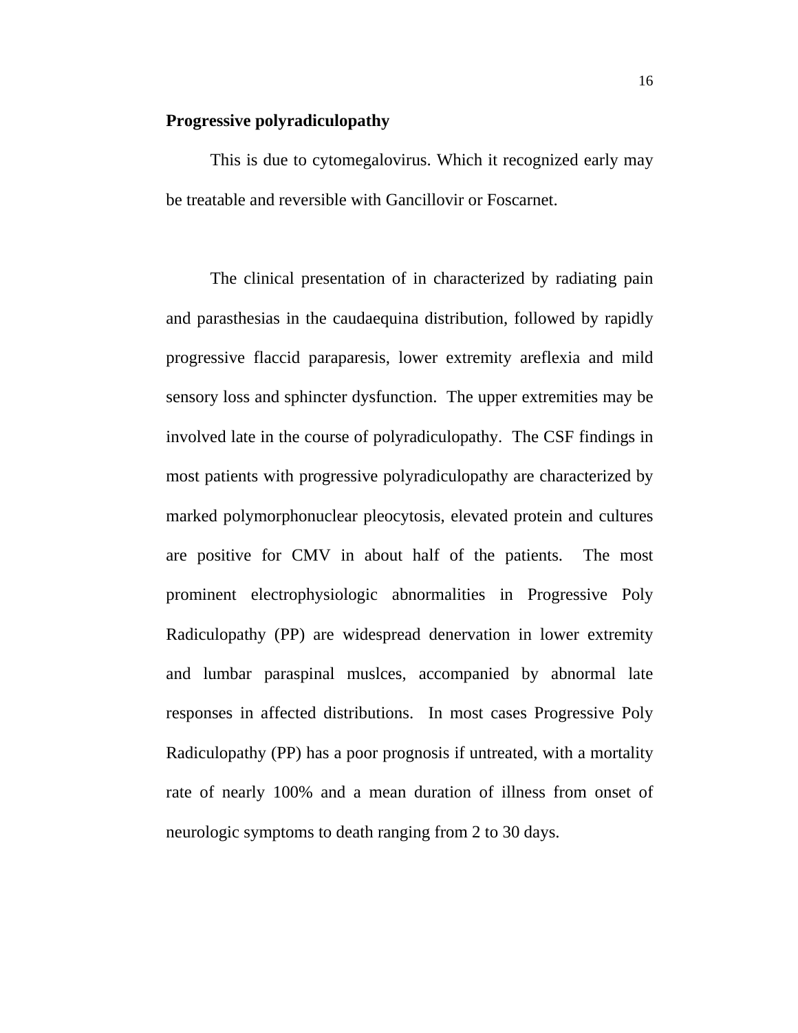**Progressive polyradiculopathy**

This is due to cytomegalovirus. Which it recognized early may be treatable and reversible with Gancillovir or Foscarnet.

The clinical presentation of in characterized by radiating pain and parasthesias in the caudaequina distribution, followed by rapidly progressive flaccid paraparesis, lower extremity areflexia and mild sensory loss and sphincter dysfunction. The upper extremities may be involved late in the course of polyradiculopathy. The CSF findings in most patients with progressive polyradiculopathy are characterized by marked polymorphonuclear pleocytosis, elevated protein and cultures are positive for CMV in about half of the patients. The most prominent electrophysiologic abnormalities in Progressive Poly Radiculopathy (PP) are widespread denervation in lower extremity and lumbar paraspinal muslces, accompanied by abnormal late responses in affected distributions. In most cases Progressive Poly Radiculopathy (PP) has a poor prognosis if untreated, with a mortality rate of nearly 100% and a mean duration of illness from onset of neurologic symptoms to death ranging from 2 to 30 days.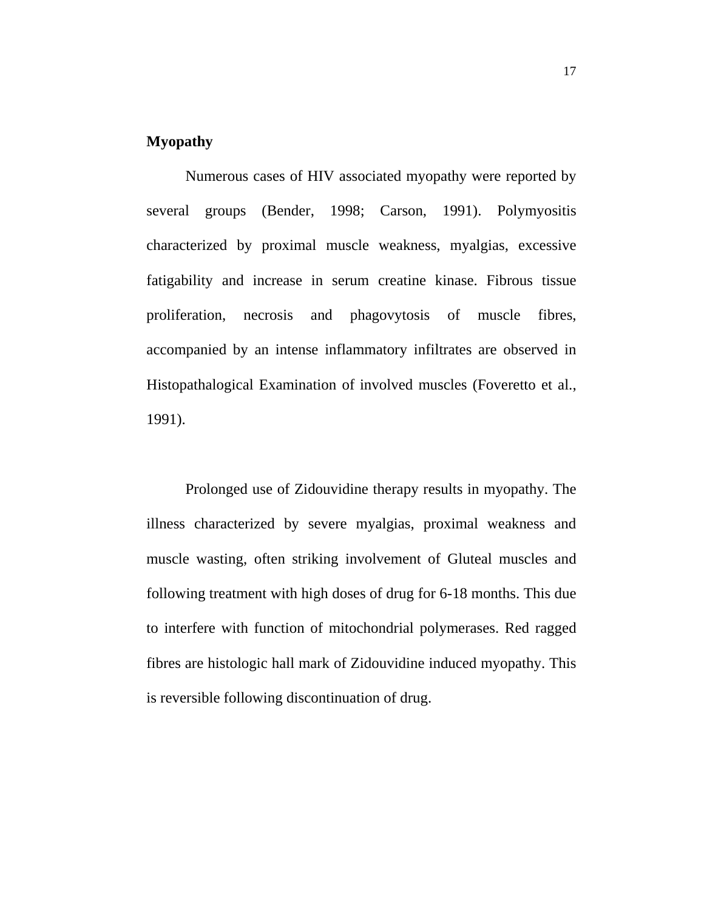**Myopathy**

Numerous cases of HIV associated myopathy were reported by several groups (Bender, 1998; Carson, 1991). Polymyositis characterized by proximal muscle weakness, myalgias, excessive fatigability and increase in serum creatine kinase. Fibrous tissue proliferation, necrosis and phagovytosis of muscle fibres, accompanied by an intense inflammatory infiltrates are observed in Histopathalogical Examination of involved muscles (Foveretto et al., 1991).

Prolonged use of Zidouvidine therapy results in myopathy. The illness characterized by severe myalgias, proximal weakness and muscle wasting, often striking involvement of Gluteal muscles and following treatment with high doses of drug for 6-18 months. This due to interfere with function of mitochondrial polymerases. Red ragged fibres are histologic hall mark of Zidouvidine induced myopathy. This is reversible following discontinuation of drug.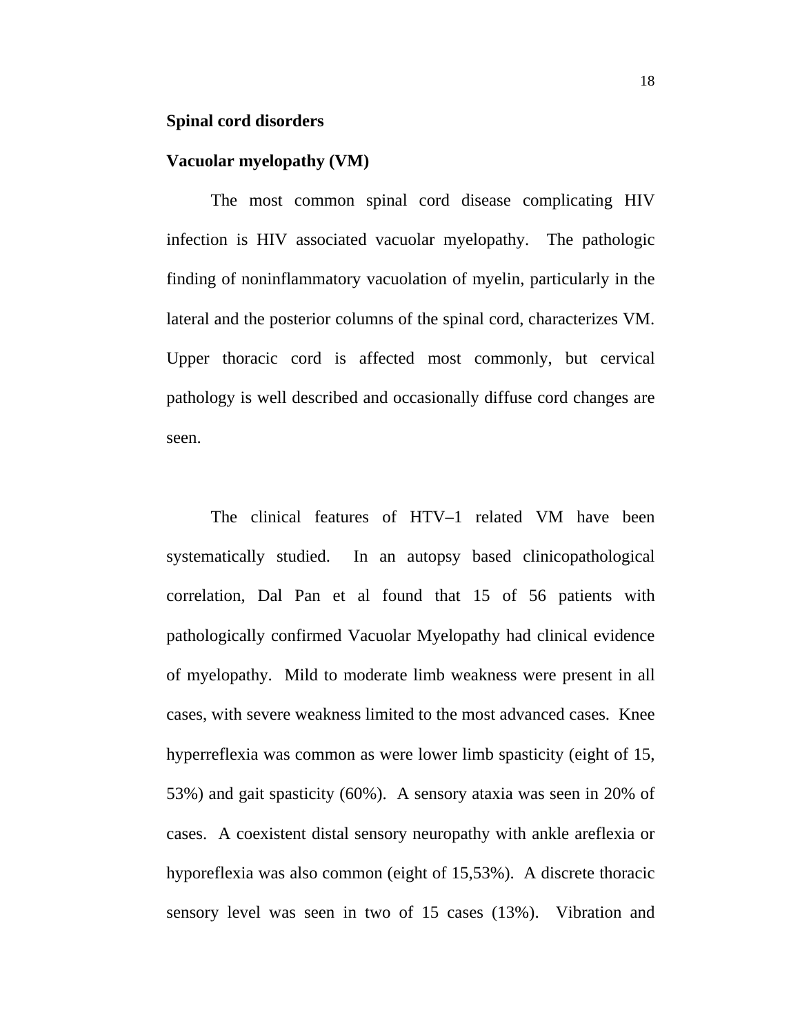## Spinal cord disorders

### Vacuolar myelopathy (VM)

The most common spinal cord disease complicating HIV infection is HIV associated vacuolar myelopathy. The pathologic finding of noninflammatory vacuolation of myelin, particularly in the lateral and the posterior columns of the spinal cord, characterizes VM. Upper thoracic cord is affected most commonly, but cervical pathology is well described and occasionally diffuse cord changes are seen.

The clinical features of HTV–1 related VM have been systematically studied. In an autopsy based clinicopathological correlation, Dal Pan et al found that 15 of 56 patients with pathologically confirmed Vacuolar Myelopathy had clinical evidence of myelopathy. Mild to moderate limb weakness were present in all cases, with severe weakness limited to the most advanced cases. Knee hyperreflexia was common as were lower limb spasticity (eight of 15, 53%) and gait spasticity (60%). A sensory ataxia was seen in 20% of cases. A coexistent distal sensory neuropathy with ankle areflexia or hyporeflexia was also common (eight of 15,53%). A discrete thoracic sensory level was seen in two of 15 cases (13%). Vibration and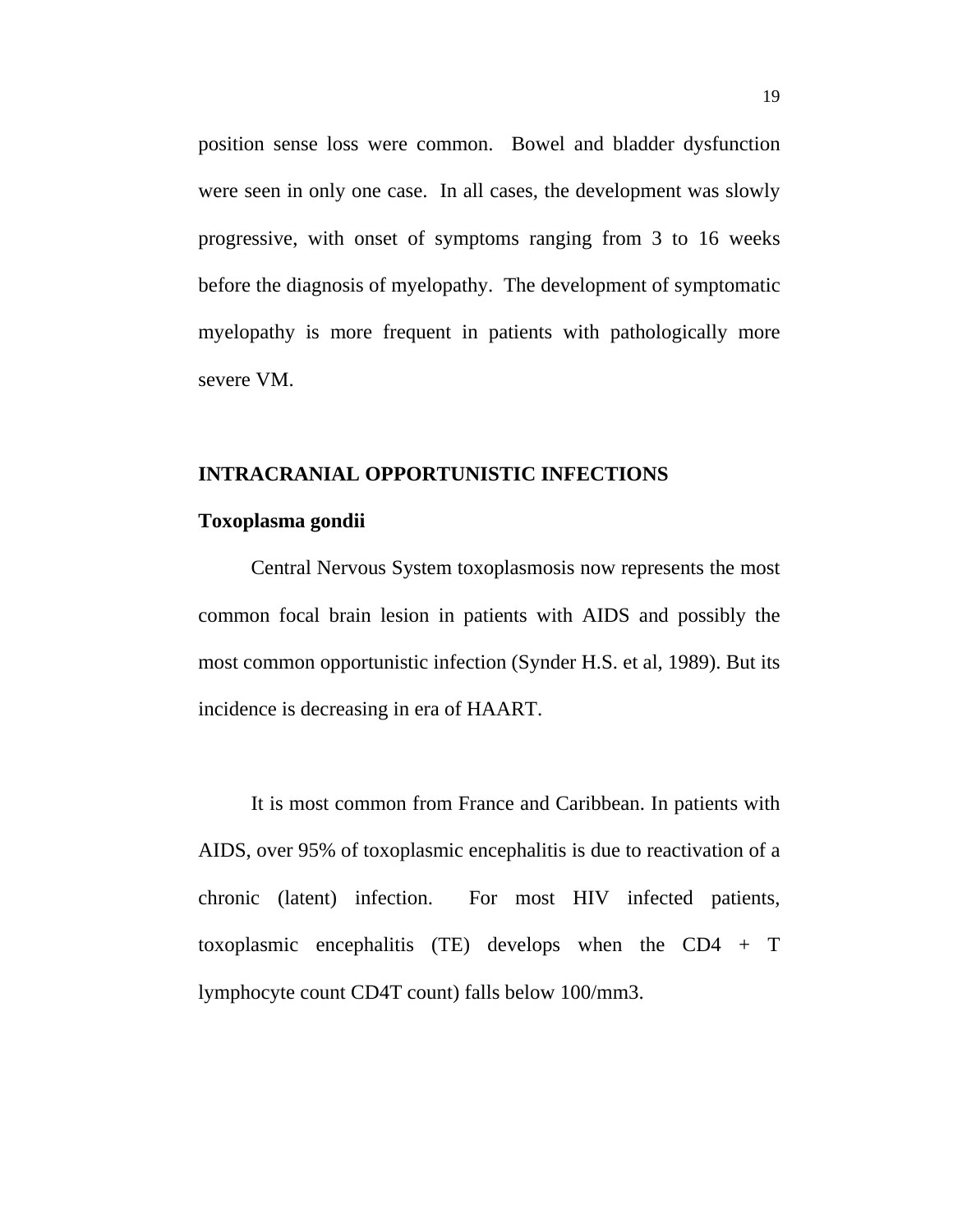position sense loss were common. Bowel and bladder dysfunction were seen in only one case. In all cases, the development was slowly progressive, with onset of symptoms ranging from 3 to 16 weeks before the diagnosis of myelopathy. The development of symptomatic myelopathy is more frequent in patients with pathologically more severe VM.

## INTRACRANIAL OPPORTUNISTIC INFECTIONS

### Toxoplasma gondii

Central Nervous System toxoplasmosis now represents the most common focal brain lesion in patients with AIDS and possibly the most common opportunistic infection (Synder H.S. et al, 1989). But its incidence is decreasing in era of HAART.

It is most common from France and Caribbean. In patients with AIDS, over 95% of toxoplasmic encephalitis is due to reactivation of a chronic (latent) infection. For most HIV infected patients, toxoplasmic encephalitis (TE) develops when the CD4 + T lymphocyte count CD4T count) falls below 100/mm3.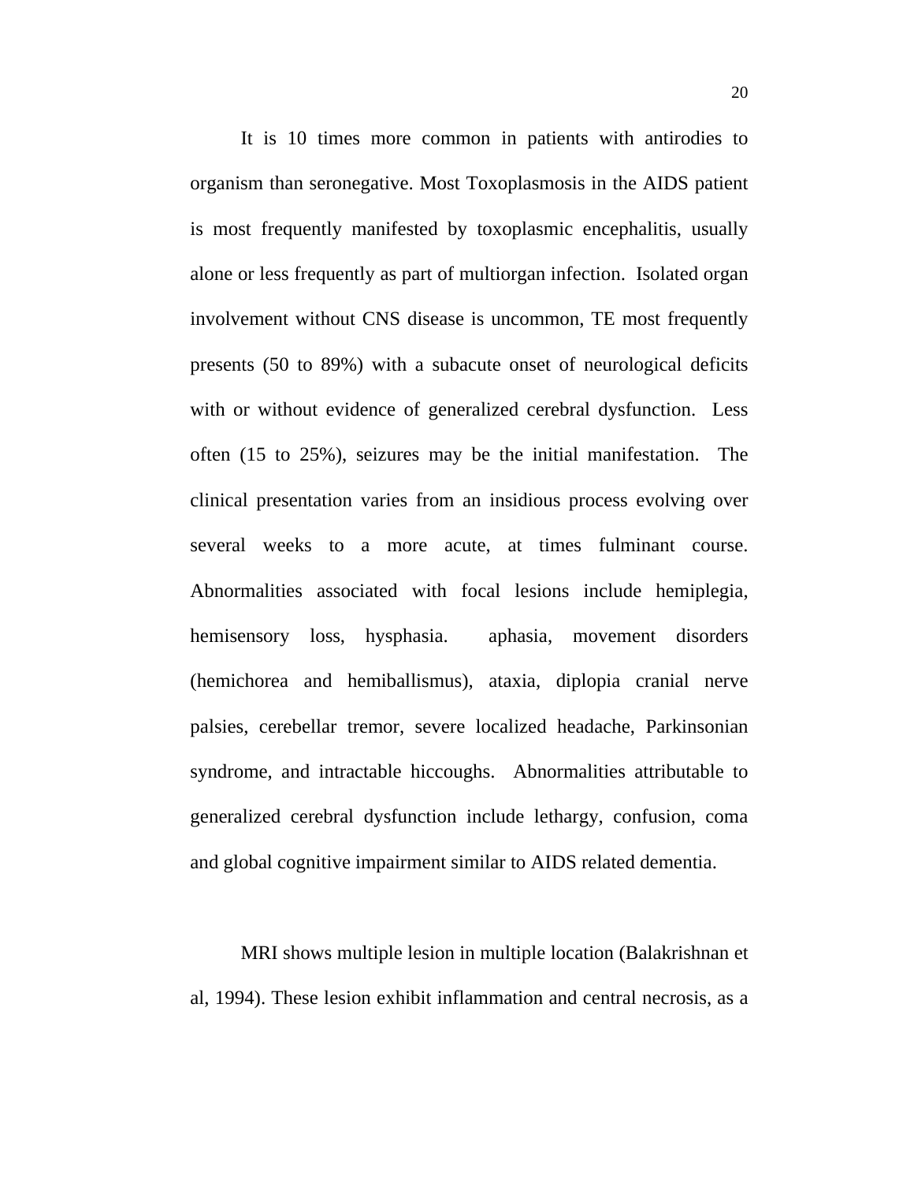It is 10 times more common in patients with antirodies to organism than seronegative. Most Toxoplasmosis in the AIDS patient is most frequently manifested by toxoplasmic encephalitis, usually alone or less frequently as part of multiorgan infection. Isolated organ involvement without CNS disease is uncommon, TE most frequently presents (50 to 89%) with a subacute onset of neurological deficits with or without evidence of generalized cerebral dysfunction. Less often (15 to 25%), seizures may be the initial manifestation. The clinical presentation varies from an insidious process evolving over several weeks to a more acute, at times fulminant course. Abnormalities associated with focal lesions include hemiplegia, hemisensory loss, hysphasia. aphasia, movement disorders (hemichorea and hemiballismus), ataxia, diplopia cranial nerve palsies, cerebellar tremor, severe localized headache, Parkinsonian syndrome, and intractable hiccoughs. Abnormalities attributable to generalized cerebral dysfunction include lethargy, confusion, coma and global cognitive impairment similar to AIDS related dementia.

MRI shows multiple lesion in multiple location (Balakrishnan et al, 1994). These lesion exhibit inflammation and central necrosis, as a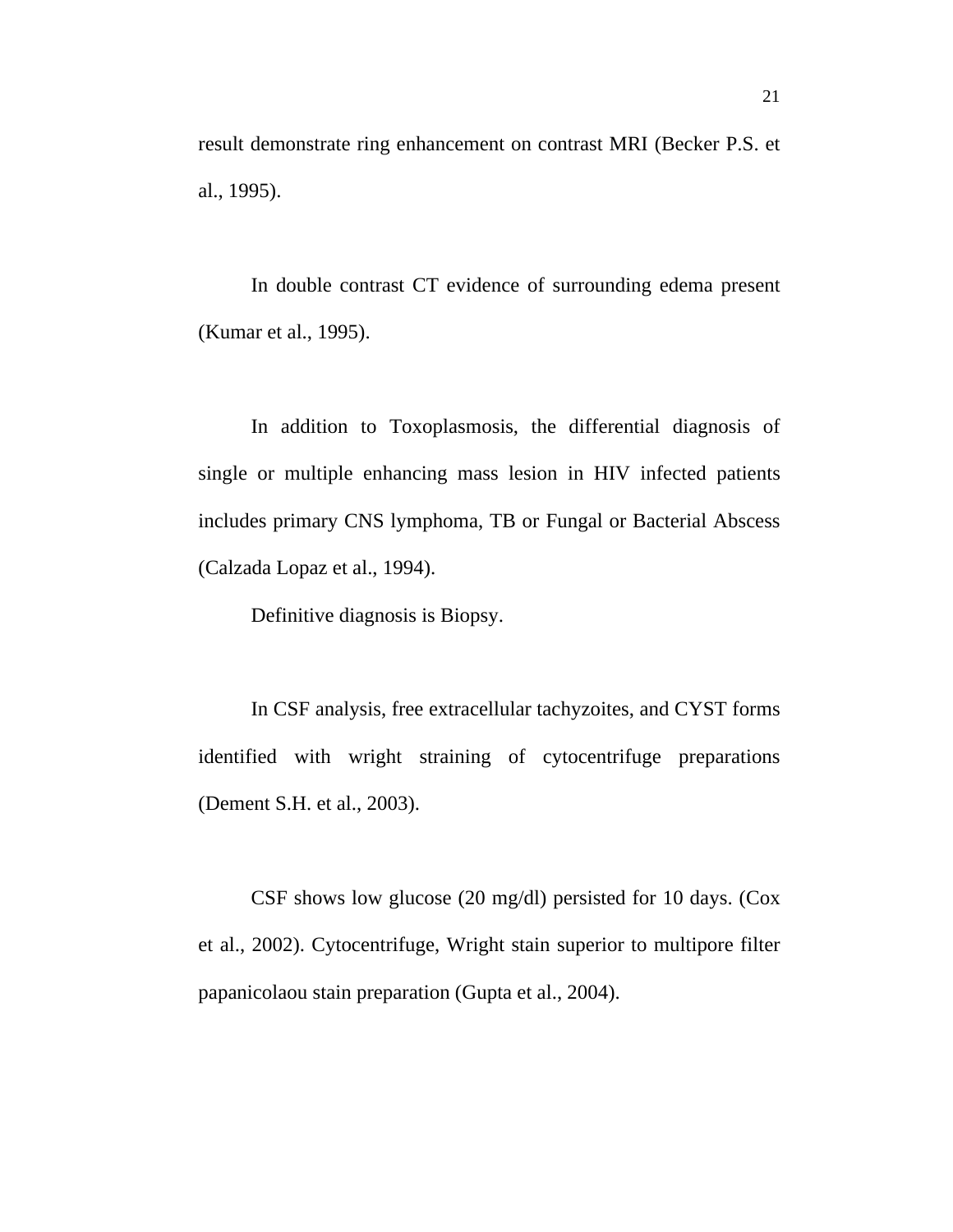result demonstrate ring enhancement on contrast MRI (Becker P.S. et al., 1995).

In double contrast CT evidence of surrounding edema present (Kumar et al., 1995).

In addition to Toxoplasmosis, the differential diagnosis of single or multiple enhancing mass lesion in HIV infected patients includes primary CNS lymphoma, TB or Fungal or Bacterial Abscess (Calzada Lopaz et al., 1994).

Definitive diagnosis is Biopsy.

In CSF analysis, free extracellular tachyzoites, and CYST forms identified with wright straining of cytocentrifuge preparations (Dement S.H. et al., 2003).

CSF shows low glucose (20 mg/dl) persisted for 10 days. (Cox et al., 2002). Cytocentrifuge, Wright stain superior to multipore filter papanicolaou stain preparation (Gupta et al., 2004).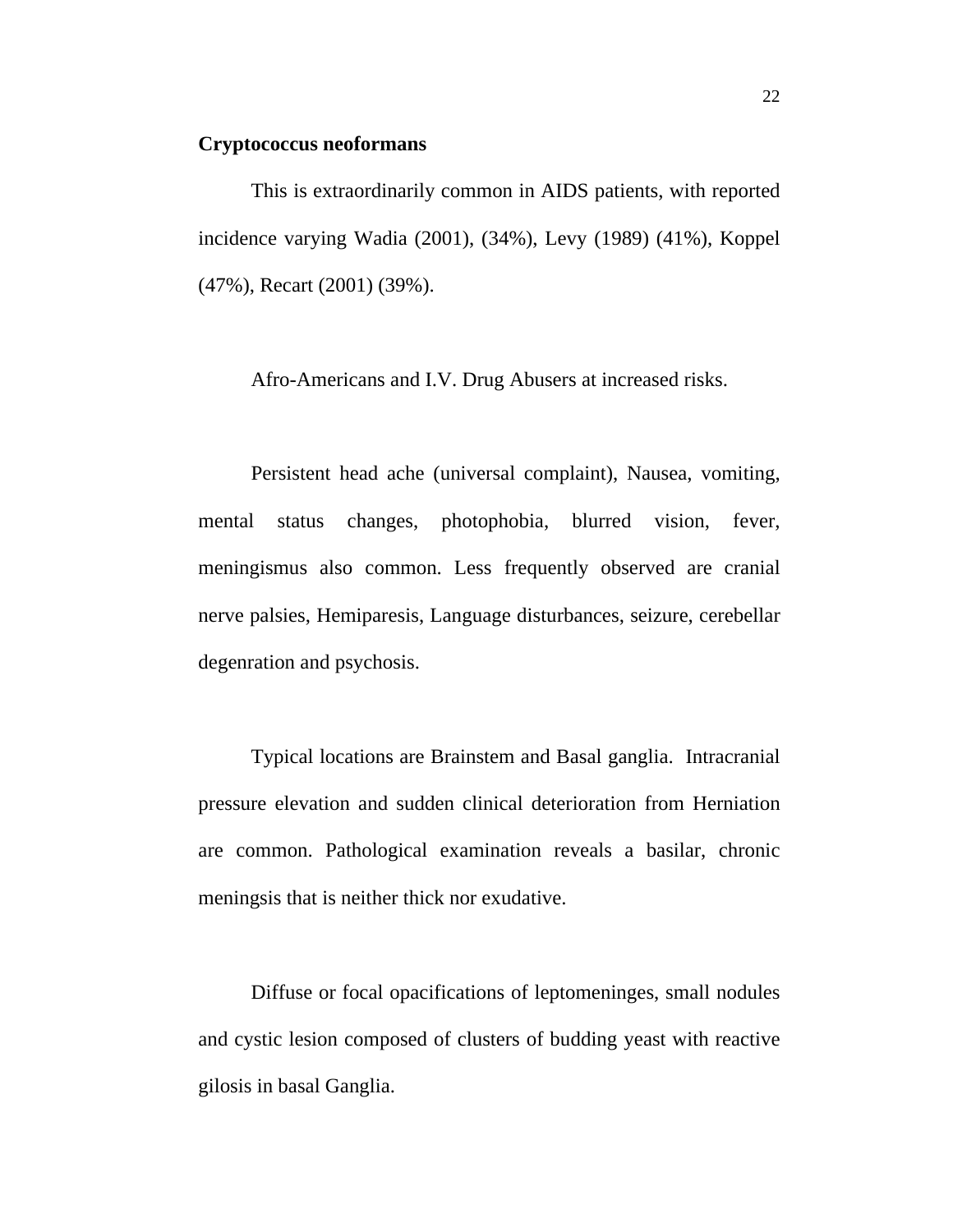**Cryptococcus neoformans**

This is extraordinarily common in AIDS patients, with reported incidence varying Wadia (2001), (34%), Levy (1989) (41%), Koppel (47%), Recart (2001) (39%).

Afro-Americans and I.V. Drug Abusers at increased risks.

Persistent head ache (universal complaint), Nausea, vomiting, mental status changes, photophobia, blurred vision, fever, meningismus also common. Less frequently observed are cranial nerve palsies, Hemiparesis, Language disturbances, seizure, cerebellar degenration and psychosis.

Typical locations are Brainstem and Basal ganglia. Intracranial pressure elevation and sudden clinical deterioration from Herniation are common. Pathological examination reveals a basilar, chronic meningsis that is neither thick nor exudative.

Diffuse or focal opacifications of leptomeninges, small nodules and cystic lesion composed of clusters of budding yeast with reactive gilosis in basal Ganglia.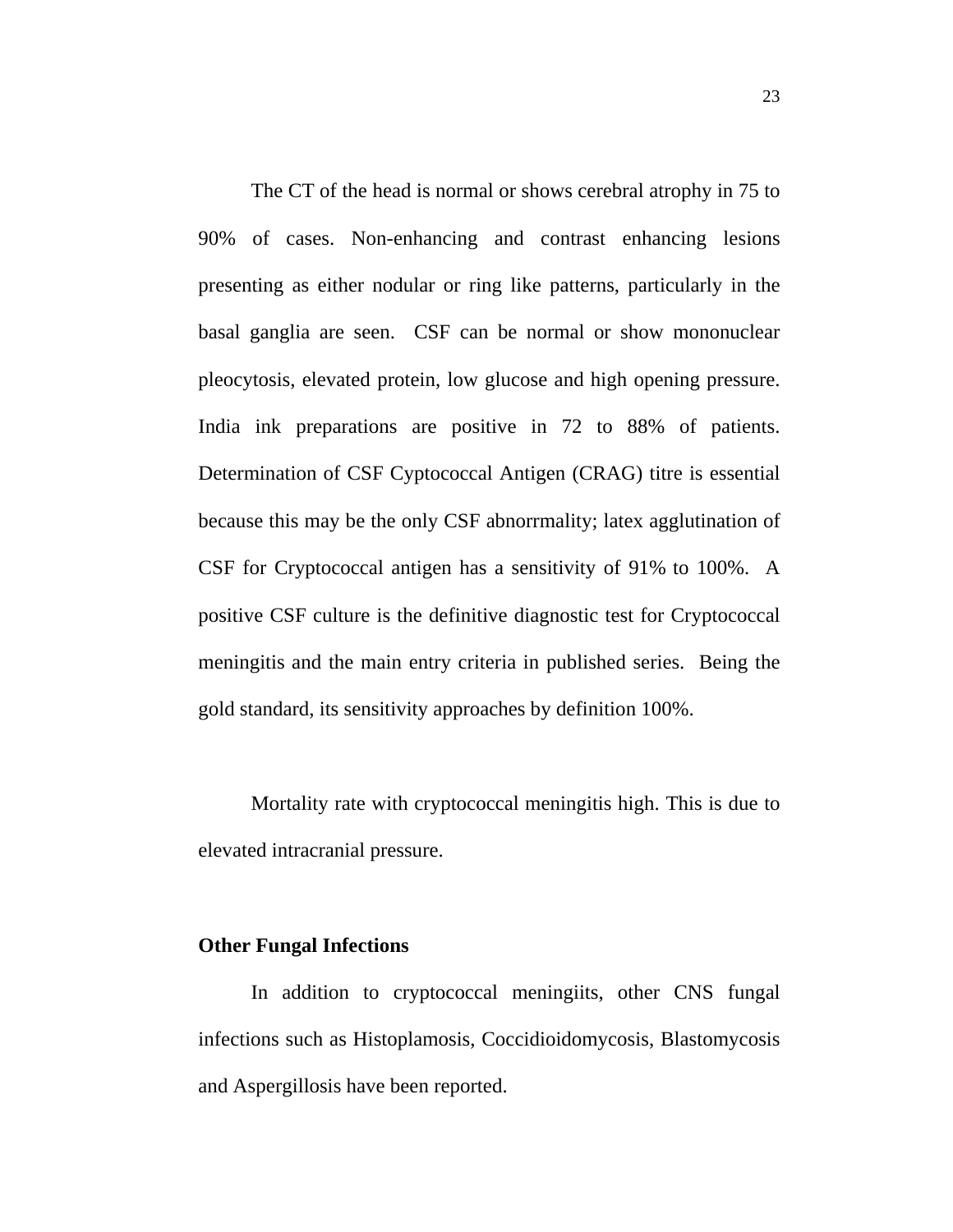The CT of the head is normal or shows cerebral atrophy in 75 to 90% of cases. Non-enhancing and contrast enhancing lesions presenting as either nodular or ring like patterns, particularly in the basal ganglia are seen. CSF can be normal or show mononuclear pleocytosis, elevated protein, low glucose and high opening pressure. India ink preparations are positive in 72 to 88% of patients. Determination of CSF Cyptococcal Antigen (CRAG) titre is essential because this may be the only CSF abnorrmality; latex agglutination of CSF for Cryptococcal antigen has a sensitivity of 91% to 100%. A positive CSF culture is the definitive diagnostic test for Cryptococcal meningitis and the main entry criteria in published series. Being the gold standard, its sensitivity approaches by definition 100%.

Mortality rate with cryptococcal meningitis high. This is due to elevated intracranial pressure.

**Other Fungal Infections**

In addition to cryptococcal meningiits, other CNS fungal infections such as Histoplamosis, Coccidioidomycosis, Blastomycosis and Aspergillosis have been reported.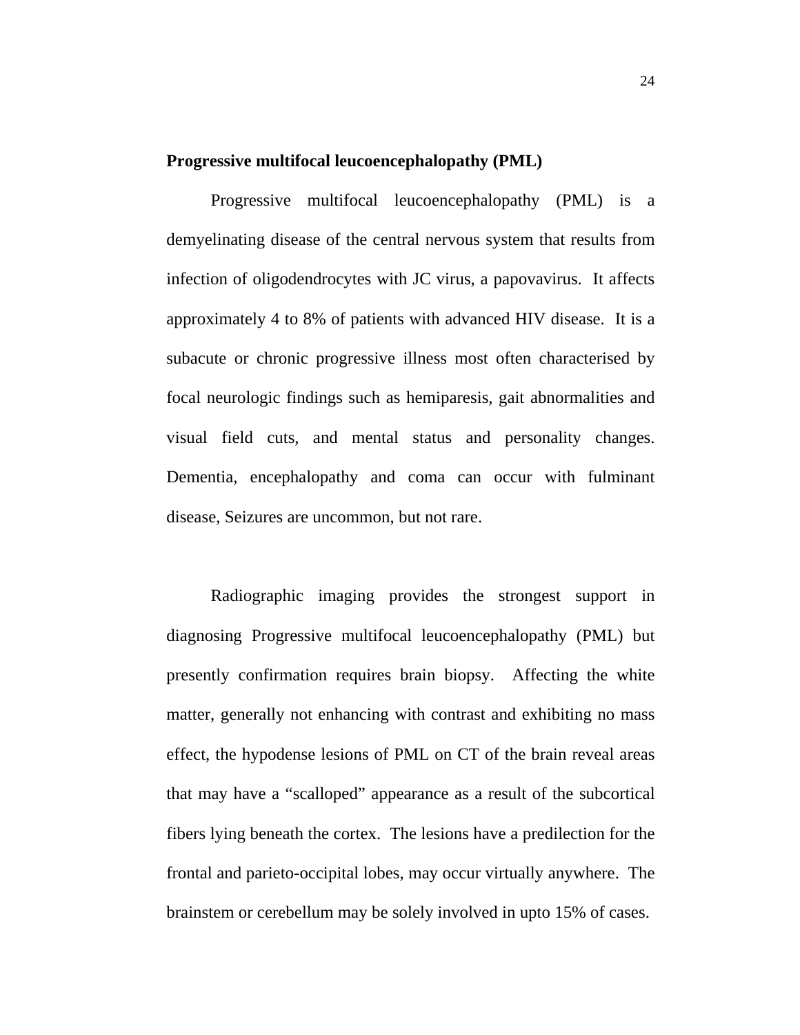**Progressive multifocal leucoencephalopathy (PML)**

Progressive multifocal leucoencephalopathy (PML) is a demyelinating disease of the central nervous system that results from infection of oligodendrocytes with JC virus, a papovavirus. It affects approximately 4 to 8% of patients with advanced HIV disease. It is a subacute or chronic progressive illness most often characterised by focal neurologic findings such as hemiparesis, gait abnormalities and visual field cuts, and mental status and personality changes. Dementia, encephalopathy and coma can occur with fulminant disease, Seizures are uncommon, but not rare.

Radiographic imaging provides the strongest support in diagnosing Progressive multifocal leucoencephalopathy (PML) but presently confirmation requires brain biopsy. Affecting the white matter, generally not enhancing with contrast and exhibiting no mass effect, the hypodense lesions of PML on CT of the brain reveal areas that may have a "scalloped" appearance as a result of the subcortical fibers lying beneath the cortex. The lesions have a predilection for the frontal and parieto-occipital lobes, may occur virtually anywhere. The brainstem or cerebellum may be solely involved in upto 15% of cases.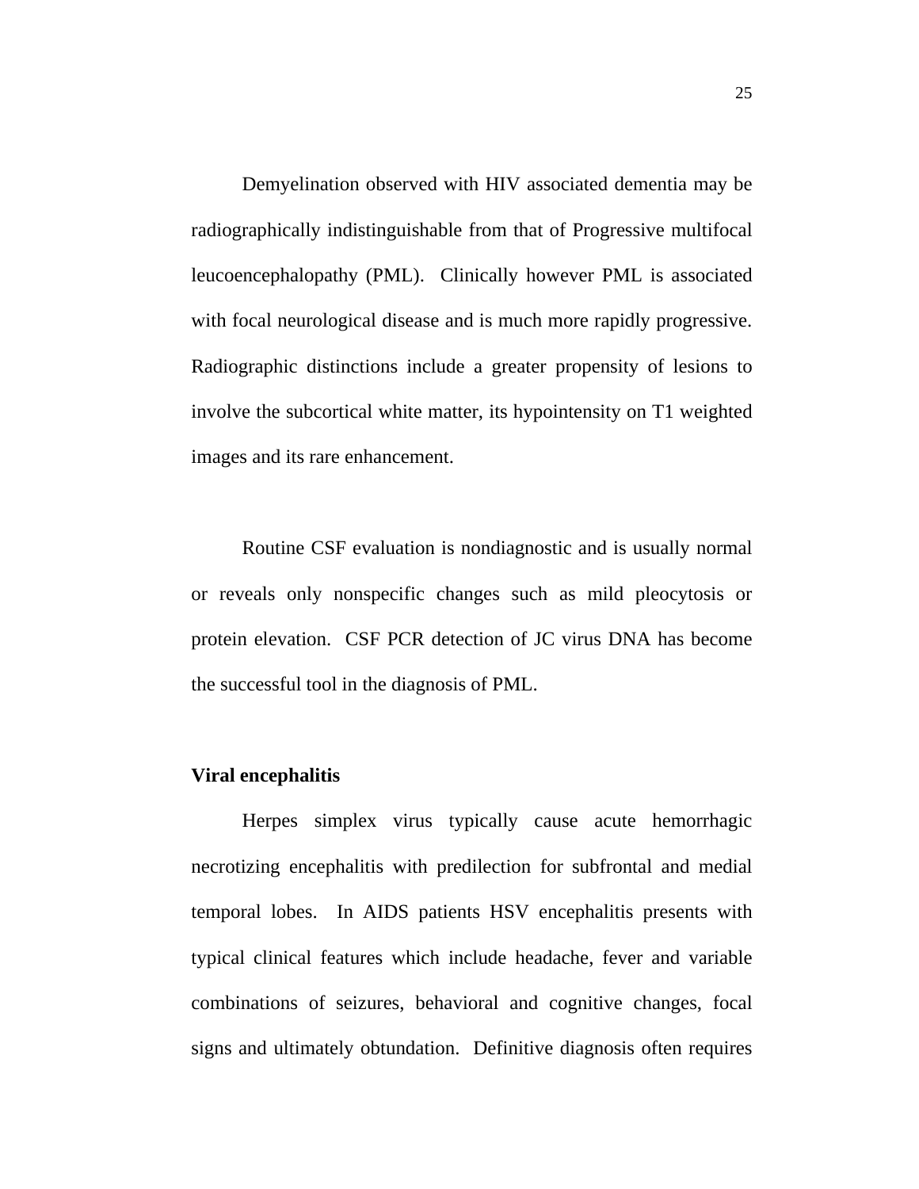Demyelination observed with HIV associated dementia may be radiographically indistinguishable from that of Progressive multifocal leucoencephalopathy (PML). Clinically however PML is associated with focal neurological disease and is much more rapidly progressive. Radiographic distinctions include a greater propensity of lesions to involve the subcortical white matter, its hypointensity on T1 weighted images and its rare enhancement.

Routine CSF evaluation is nondiagnostic and is usually normal or reveals only nonspecific changes such as mild pleocytosis or protein elevation. CSF PCR detection of JC virus DNA has become the successful tool in the diagnosis of PML.

**Viral encephalitis**

Herpes simplex virus typically cause acute hemorrhagic necrotizing encephalitis with predilection for subfrontal and medial temporal lobes. In AIDS patients HSV encephalitis presents with typical clinical features which include headache, fever and variable combinations of seizures, behavioral and cognitive changes, focal signs and ultimately obtundation. Definitive diagnosis often requires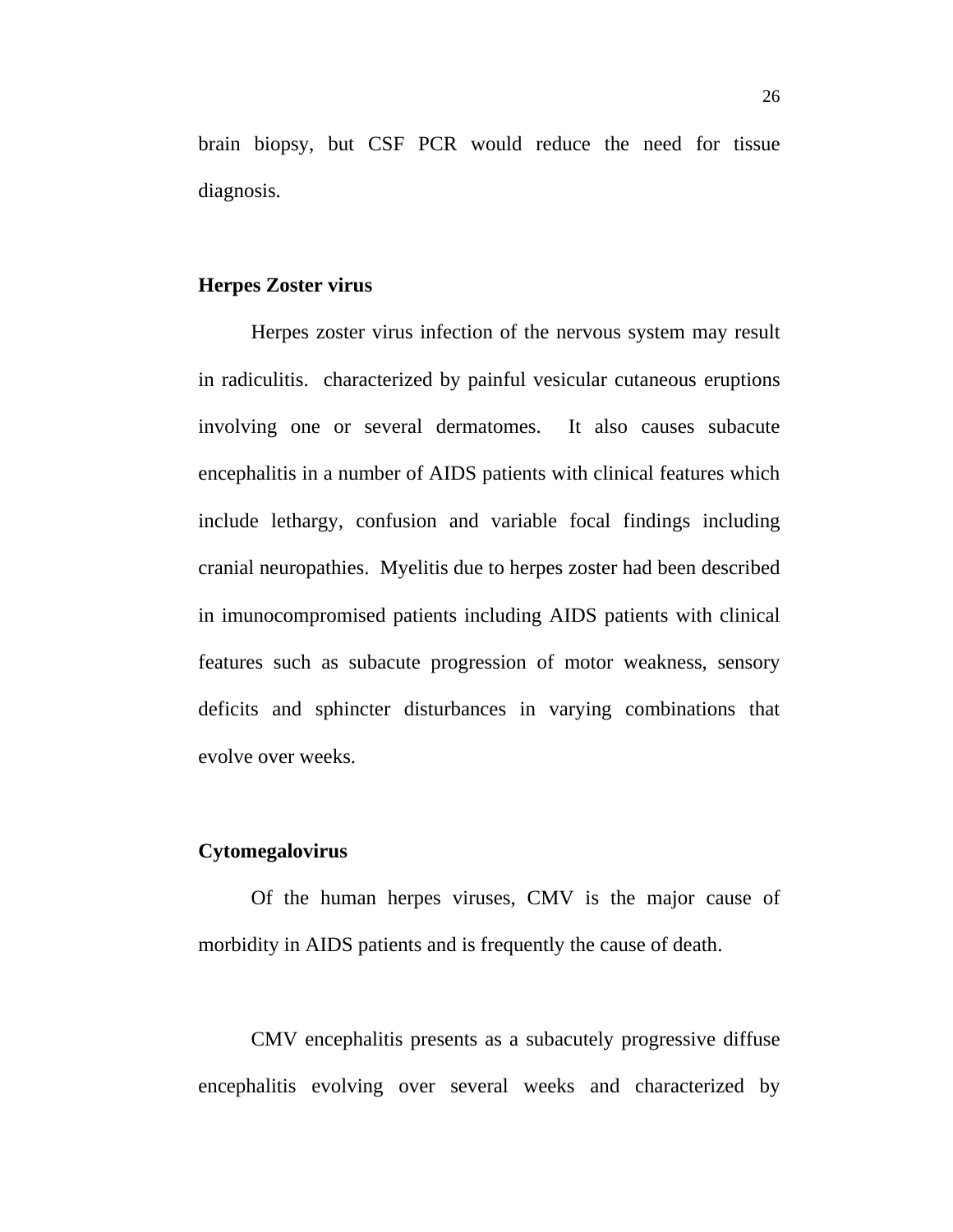brain biopsy, but CSF PCR would reduce the need for tissue diagnosis.

**Herpes Zoster virus**

Herpes zoster virus infection of the nervous system may result in radiculitis.  characterized by painful vesicular cutaneous eruptions involving one or several dermatomes.  It also causes subacute encephalitis in a number of AIDS patients with clinical features which include lethargy, confusion and variable focal findings including cranial neuropathies.  Myelitis due to herpes zoster had been described in imunocompromised patients including AIDS patients with clinical features such as subacute progression of motor weakness, sensory deficits and sphincter disturbances in varying combinations that evolve over weeks.

**Cytomegalovirus**

Of the human herpes viruses, CMV is the major cause of morbidity in AIDS patients and is frequently the cause of death.

CMV encephalitis presents as a subacutely progressive diffuse encephalitis evolving over several weeks and characterized by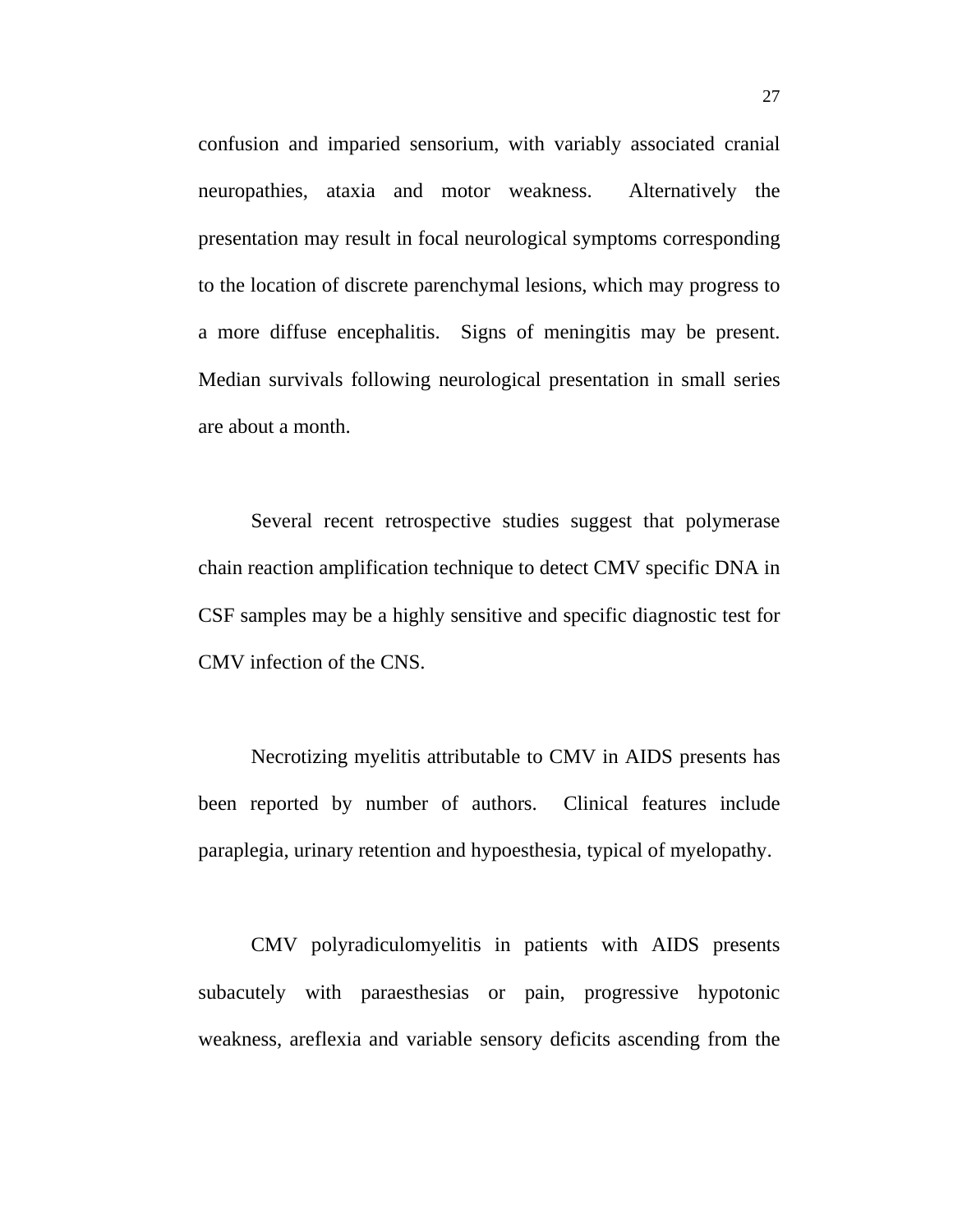confusion and imparied sensorium, with variably associated cranial neuropathies, ataxia and motor weakness. Alternatively the presentation may result in focal neurological symptoms corresponding to the location of discrete parenchymal lesions, which may progress to a more diffuse encephalitis. Signs of meningitis may be present. Median survivals following neurological presentation in small series are about a month.

Several recent retrospective studies suggest that polymerase chain reaction amplification technique to detect CMV specific DNA in CSF samples may be a highly sensitive and specific diagnostic test for CMV infection of the CNS.

Necrotizing myelitis attributable to CMV in AIDS presents has been reported by number of authors. Clinical features include paraplegia, urinary retention and hypoesthesia, typical of myelopathy.

CMV polyradiculomyelitis in patients with AIDS presents subacutely with paraesthesias or pain, progressive hypotonic weakness, areflexia and variable sensory deficits ascending from the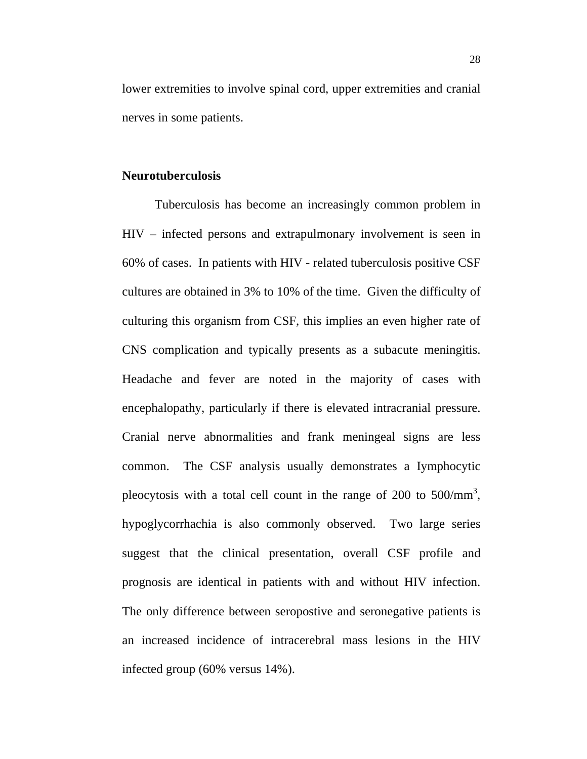lower extremities to involve spinal cord, upper extremities and cranial nerves in some patients.

**Neurotuberculosis**

Tuberculosis has become an increasingly common problem in HIV – infected persons and extrapulmonary involvement is seen in 60% of cases. In patients with HIV - related tuberculosis positive CSF cultures are obtained in 3% to 10% of the time. Given the difficulty of culturing this organism from CSF, this implies an even higher rate of CNS complication and typically presents as a subacute meningitis. Headache and fever are noted in the majority of cases with encephalopathy, particularly if there is elevated intracranial pressure. Cranial nerve abnormalities and frank meningeal signs are less common. The CSF analysis usually demonstrates a Iymphocytic pleocytosis with a total cell count in the range of 200 to 500/mm$^3$, hypoglycorrhachia is also commonly observed. Two large series suggest that the clinical presentation, overall CSF profile and prognosis are identical in patients with and without HIV infection. The only difference between seropostive and seronegative patients is an increased incidence of intracerebral mass lesions in the HIV infected group (60% versus 14%).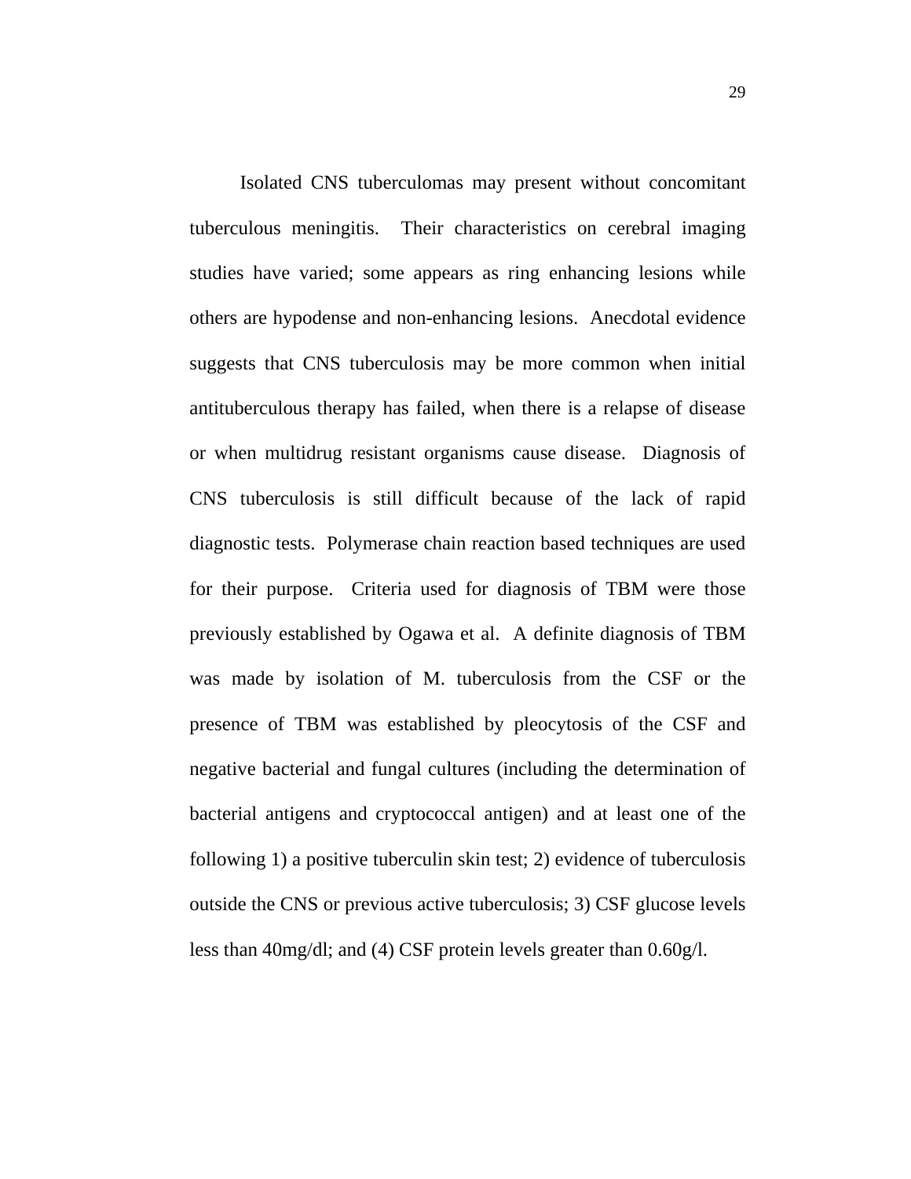Isolated CNS tuberculomas may present without concomitant tuberculous meningitis. Their characteristics on cerebral imaging studies have varied; some appears as ring enhancing lesions while others are hypodense and non-enhancing lesions. Anecdotal evidence suggests that CNS tuberculosis may be more common when initial antituberculous therapy has failed, when there is a relapse of disease or when multidrug resistant organisms cause disease. Diagnosis of CNS tuberculosis is still difficult because of the lack of rapid diagnostic tests. Polymerase chain reaction based techniques are used for their purpose. Criteria used for diagnosis of TBM were those previously established by Ogawa et al. A definite diagnosis of TBM was made by isolation of M. tuberculosis from the CSF or the presence of TBM was established by pleocytosis of the CSF and negative bacterial and fungal cultures (including the determination of bacterial antigens and cryptococcal antigen) and at least one of the following 1) a positive tuberculin skin test; 2) evidence of tuberculosis outside the CNS or previous active tuberculosis; 3) CSF glucose levels less than 40mg/dl; and (4) CSF protein levels greater than 0.60g/l.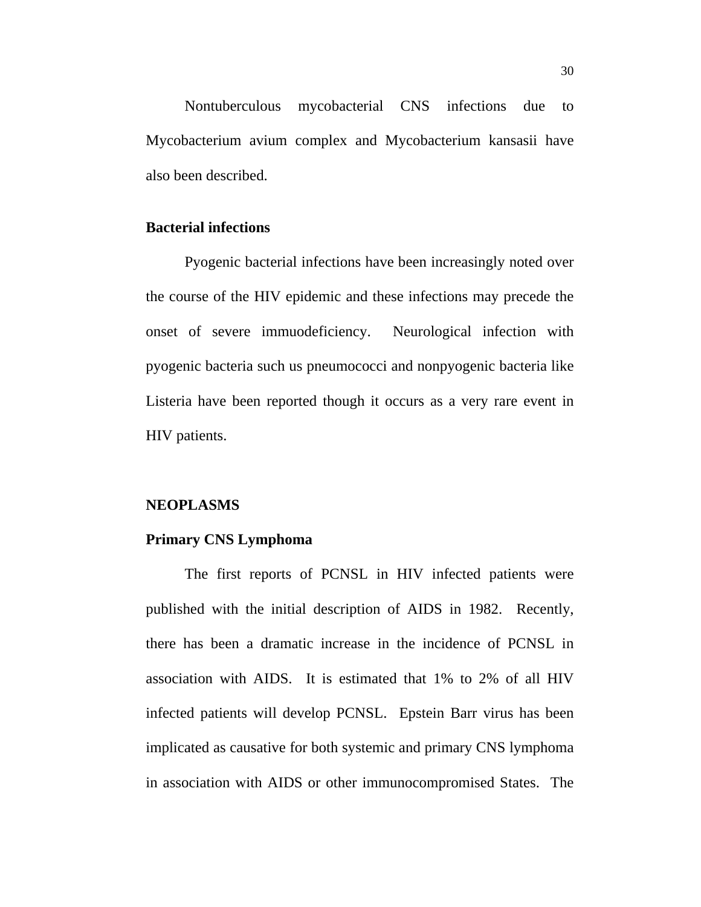Nontuberculous mycobacterial CNS infections due to Mycobacterium avium complex and Mycobacterium kansasii have also been described.

**Bacterial infections**

Pyogenic bacterial infections have been increasingly noted over the course of the HIV epidemic and these infections may precede the onset of severe immuodeficiency. Neurological infection with pyogenic bacteria such us pneumococci and nonpyogenic bacteria like Listeria have been reported though it occurs as a very rare event in HIV patients.

## NEOPLASMS

### Primary CNS Lymphoma

The first reports of PCNSL in HIV infected patients were published with the initial description of AIDS in 1982. Recently, there has been a dramatic increase in the incidence of PCNSL in association with AIDS. It is estimated that 1% to 2% of all HIV infected patients will develop PCNSL. Epstein Barr virus has been implicated as causative for both systemic and primary CNS lymphoma in association with AIDS or other immunocompromised States. The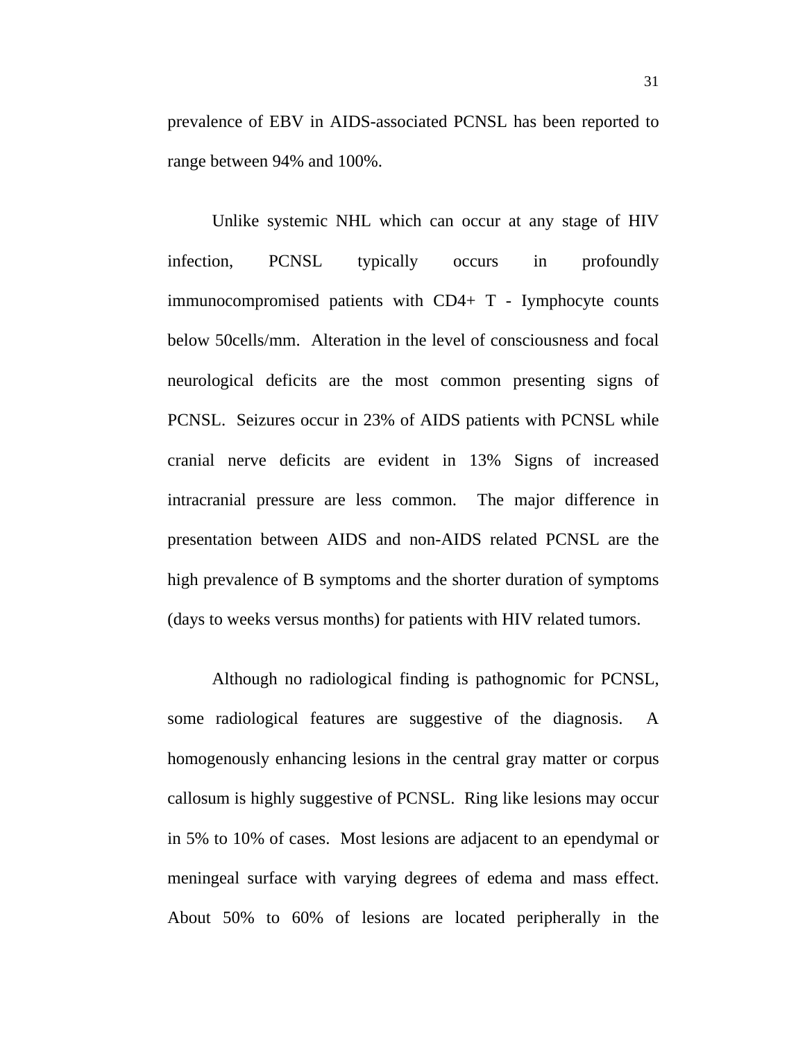prevalence of EBV in AIDS-associated PCNSL has been reported to range between 94% and 100%.

Unlike systemic NHL which can occur at any stage of HIV infection, PCNSL typically occurs in profoundly immunocompromised patients with CD4+ T - Iymphocyte counts below 50cells/mm. Alteration in the level of consciousness and focal neurological deficits are the most common presenting signs of PCNSL. Seizures occur in 23% of AIDS patients with PCNSL while cranial nerve deficits are evident in 13% Signs of increased intracranial pressure are less common. The major difference in presentation between AIDS and non-AIDS related PCNSL are the high prevalence of B symptoms and the shorter duration of symptoms (days to weeks versus months) for patients with HIV related tumors.

Although no radiological finding is pathognomic for PCNSL, some radiological features are suggestive of the diagnosis. A homogenously enhancing lesions in the central gray matter or corpus callosum is highly suggestive of PCNSL. Ring like lesions may occur in 5% to 10% of cases. Most lesions are adjacent to an ependymal or meningeal surface with varying degrees of edema and mass effect. About 50% to 60% of lesions are located peripherally in the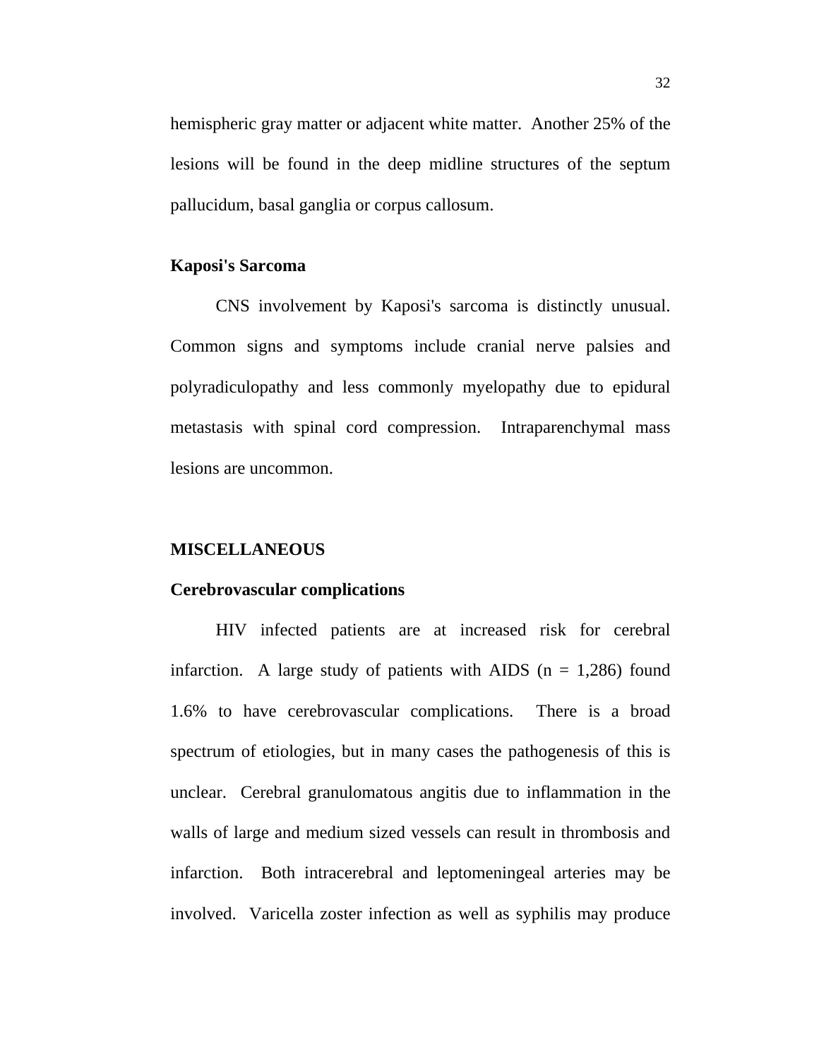hemispheric gray matter or adjacent white matter. Another 25% of the lesions will be found in the deep midline structures of the septum pallucidum, basal ganglia or corpus callosum.

### Kaposi's Sarcoma

CNS involvement by Kaposi's sarcoma is distinctly unusual. Common signs and symptoms include cranial nerve palsies and polyradiculopathy and less commonly myelopathy due to epidural metastasis with spinal cord compression. Intraparenchymal mass lesions are uncommon.

## MISCELLANEOUS

### Cerebrovascular complications

HIV infected patients are at increased risk for cerebral infarction. A large study of patients with AIDS (n = 1,286) found 1.6% to have cerebrovascular complications. There is a broad spectrum of etiologies, but in many cases the pathogenesis of this is unclear. Cerebral granulomatous angitis due to inflammation in the walls of large and medium sized vessels can result in thrombosis and infarction. Both intracerebral and leptomeningeal arteries may be involved. Varicella zoster infection as well as syphilis may produce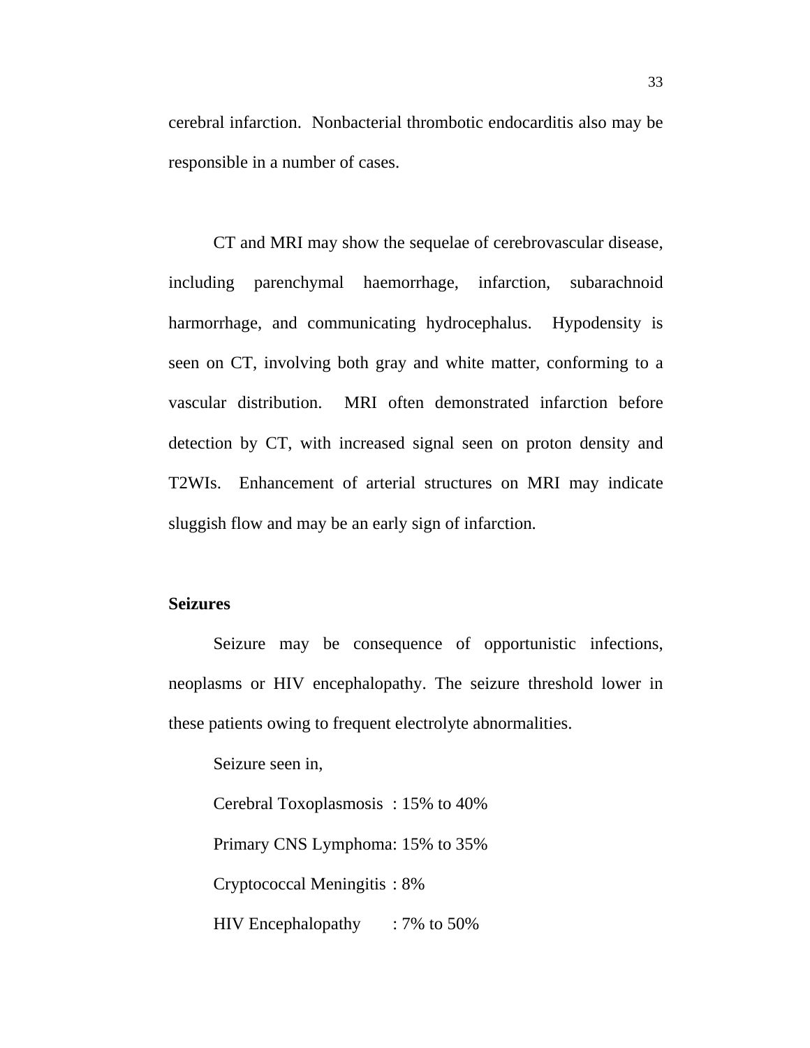cerebral infarction. Nonbacterial thrombotic endocarditis also may be responsible in a number of cases.

CT and MRI may show the sequelae of cerebrovascular disease, including parenchymal haemorrhage, infarction, subarachnoid harmorrhage, and communicating hydrocephalus. Hypodensity is seen on CT, involving both gray and white matter, conforming to a vascular distribution. MRI often demonstrated infarction before detection by CT, with increased signal seen on proton density and T2WIs. Enhancement of arterial structures on MRI may indicate sluggish flow and may be an early sign of infarction.

**Seizures**

Seizure may be consequence of opportunistic infections, neoplasms or HIV encephalopathy. The seizure threshold lower in these patients owing to frequent electrolyte abnormalities.

Seizure seen in,

Cerebral Toxoplasmosis : 15% to 40%

Primary CNS Lymphoma: 15% to 35%

Cryptococcal Meningitis : 8%

HIV Encephalopathy : 7% to 50%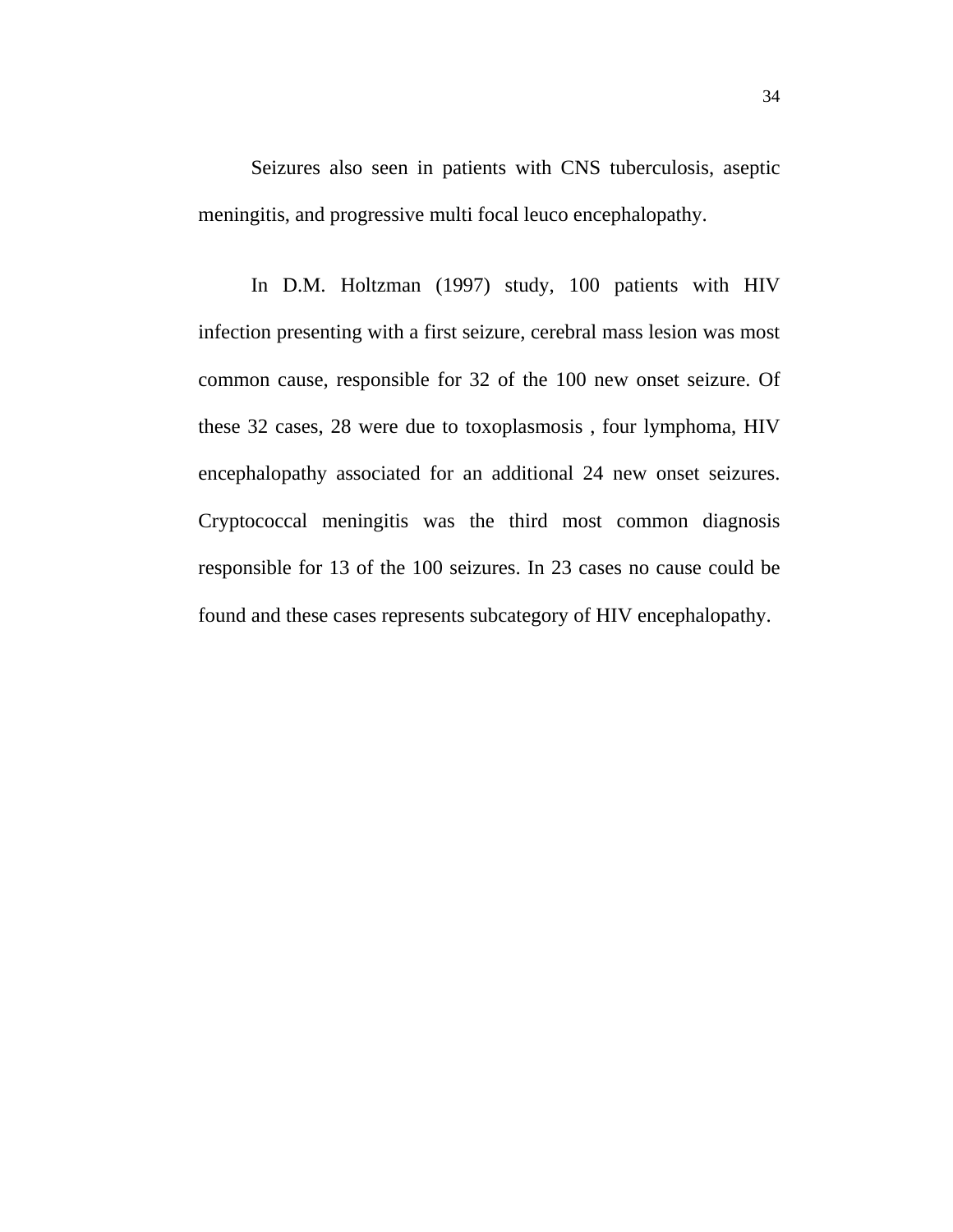Seizures also seen in patients with CNS tuberculosis, aseptic meningitis, and progressive multi focal leuco encephalopathy.

In D.M. Holtzman (1997) study, 100 patients with HIV infection presenting with a first seizure, cerebral mass lesion was most common cause, responsible for 32 of the 100 new onset seizure. Of these 32 cases, 28 were due to toxoplasmosis , four lymphoma, HIV encephalopathy associated for an additional 24 new onset seizures. Cryptococcal meningitis was the third most common diagnosis responsible for 13 of the 100 seizures. In 23 cases no cause could be found and these cases represents subcategory of HIV encephalopathy.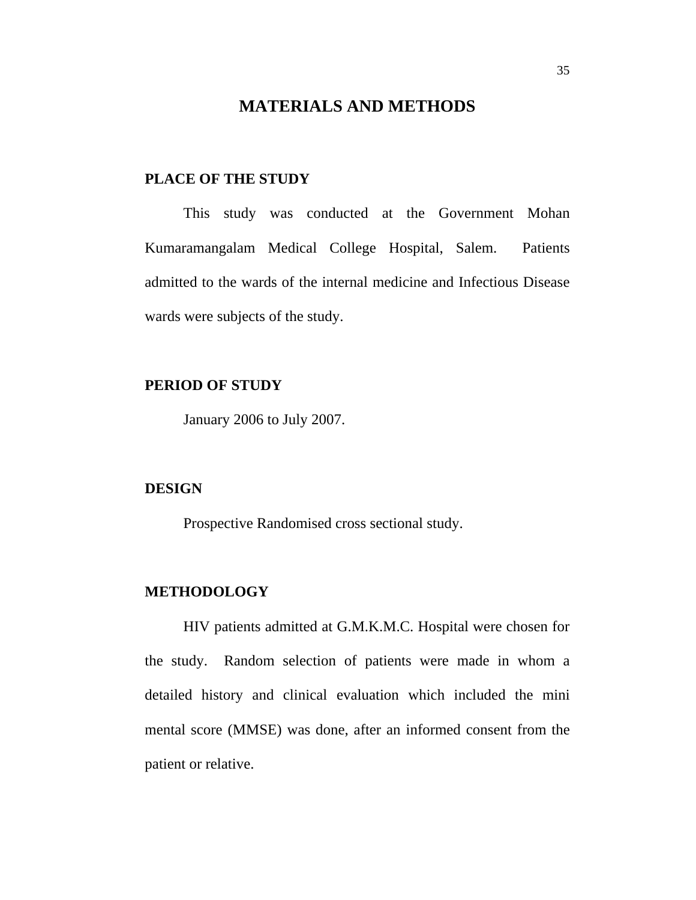# MATERIALS AND METHODS

## PLACE OF THE STUDY

This study was conducted at the Government Mohan Kumaramangalam Medical College Hospital, Salem. Patients admitted to the wards of the internal medicine and Infectious Disease wards were subjects of the study.

## PERIOD OF STUDY

January 2006 to July 2007.

## DESIGN

Prospective Randomised cross sectional study.

## METHODOLOGY

HIV patients admitted at G.M.K.M.C. Hospital were chosen for the study. Random selection of patients were made in whom a detailed history and clinical evaluation which included the mini mental score (MMSE) was done, after an informed consent from the patient or relative.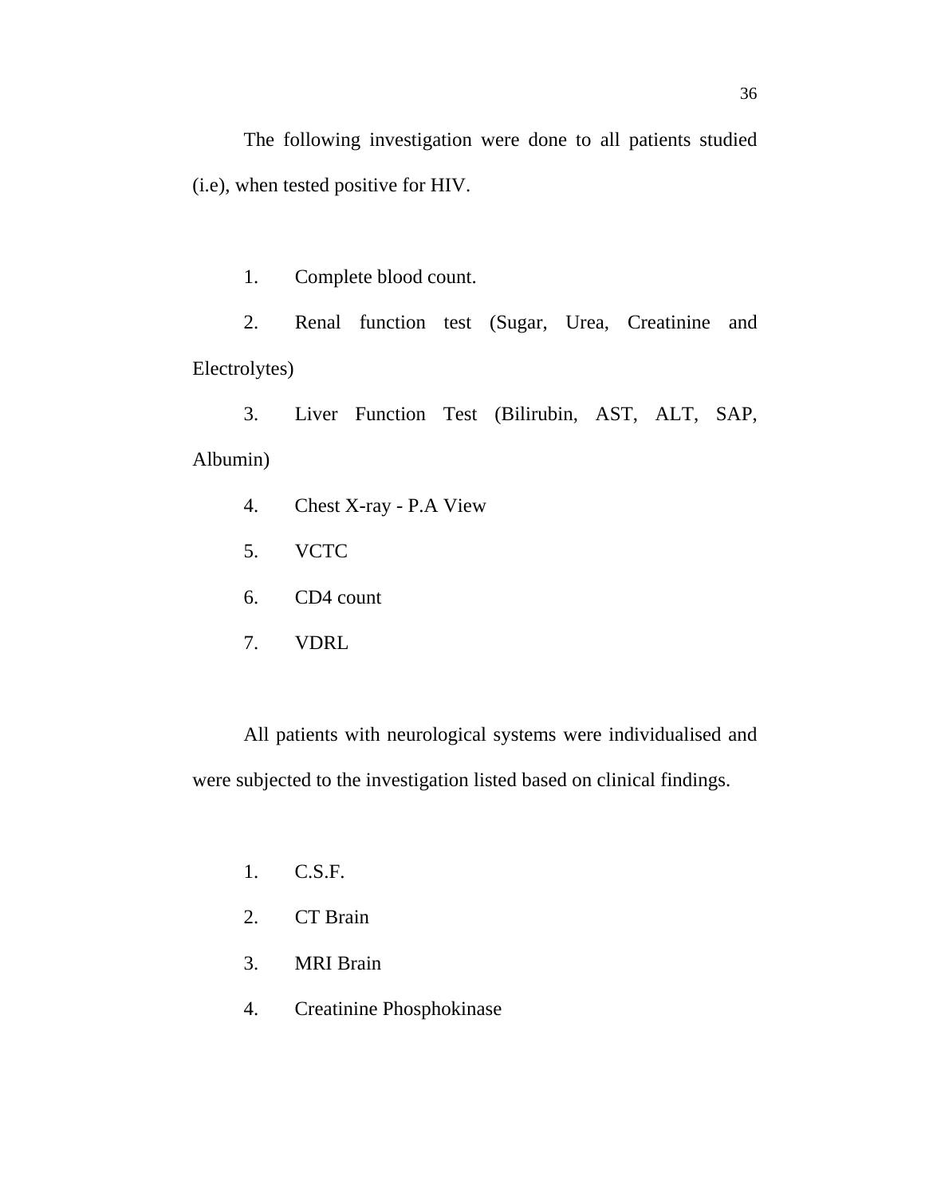The following investigation were done to all patients studied (i.e), when tested positive for HIV.

1. Complete blood count.
2. Renal function test (Sugar, Urea, Creatinine and Electrolytes)
3. Liver Function Test (Bilirubin, AST, ALT, SAP, Albumin)
4. Chest X-ray - P.A View
5. VCTC
6. CD4 count
7. VDRL

All patients with neurological systems were individualised and were subjected to the investigation listed based on clinical findings.

1. C.S.F.
2. CT Brain
3. MRI Brain
4. Creatinine Phosphokinase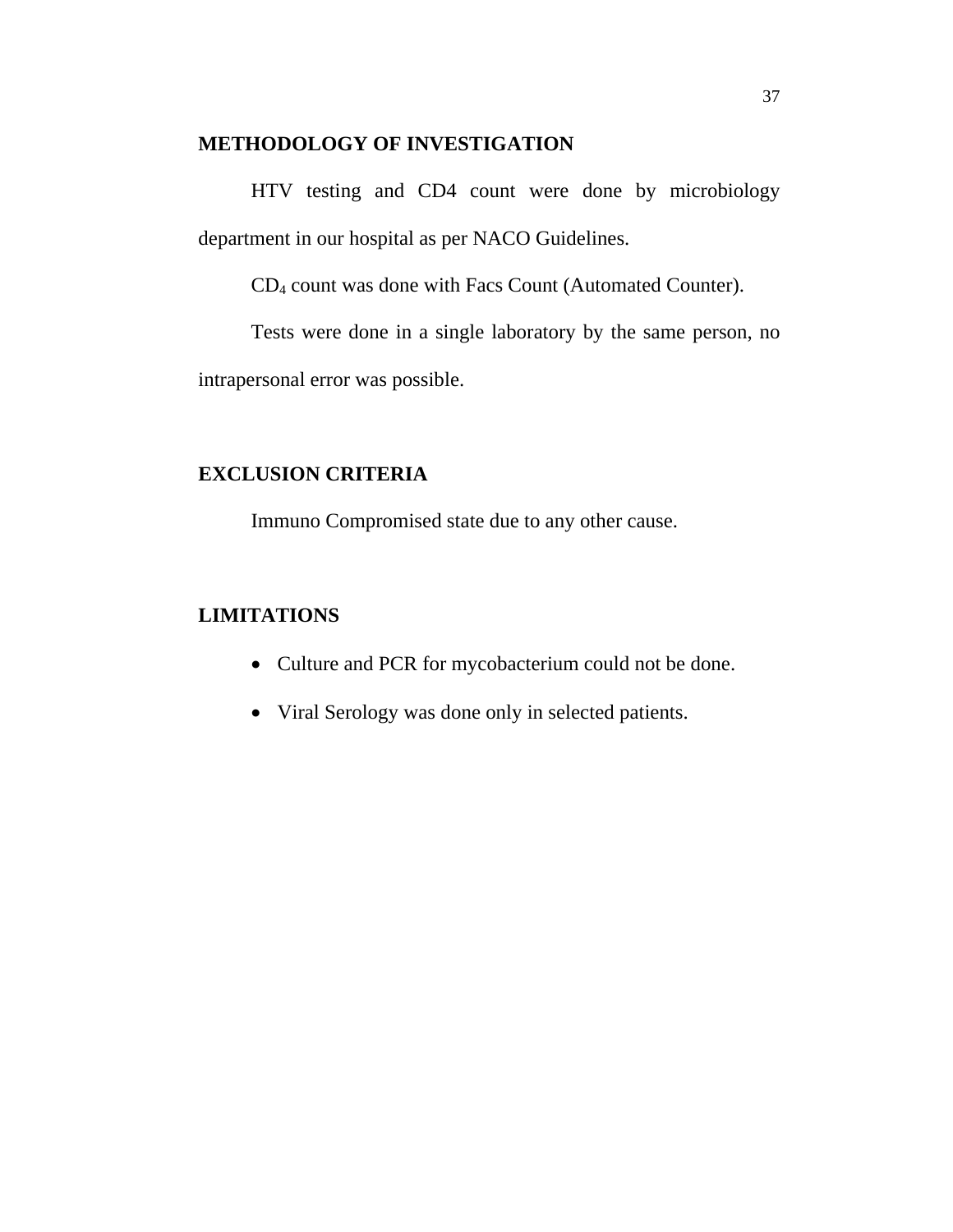## METHODOLOGY OF INVESTIGATION

HTV testing and CD4 count were done by microbiology department in our hospital as per NACO Guidelines.

$CD_4$ count was done with Facs Count (Automated Counter).

Tests were done in a single laboratory by the same person, no intrapersonal error was possible.

## EXCLUSION CRITERIA

Immuno Compromised state due to any other cause.

## LIMITATIONS

- Culture and PCR for mycobacterium could not be done.
- Viral Serology was done only in selected patients.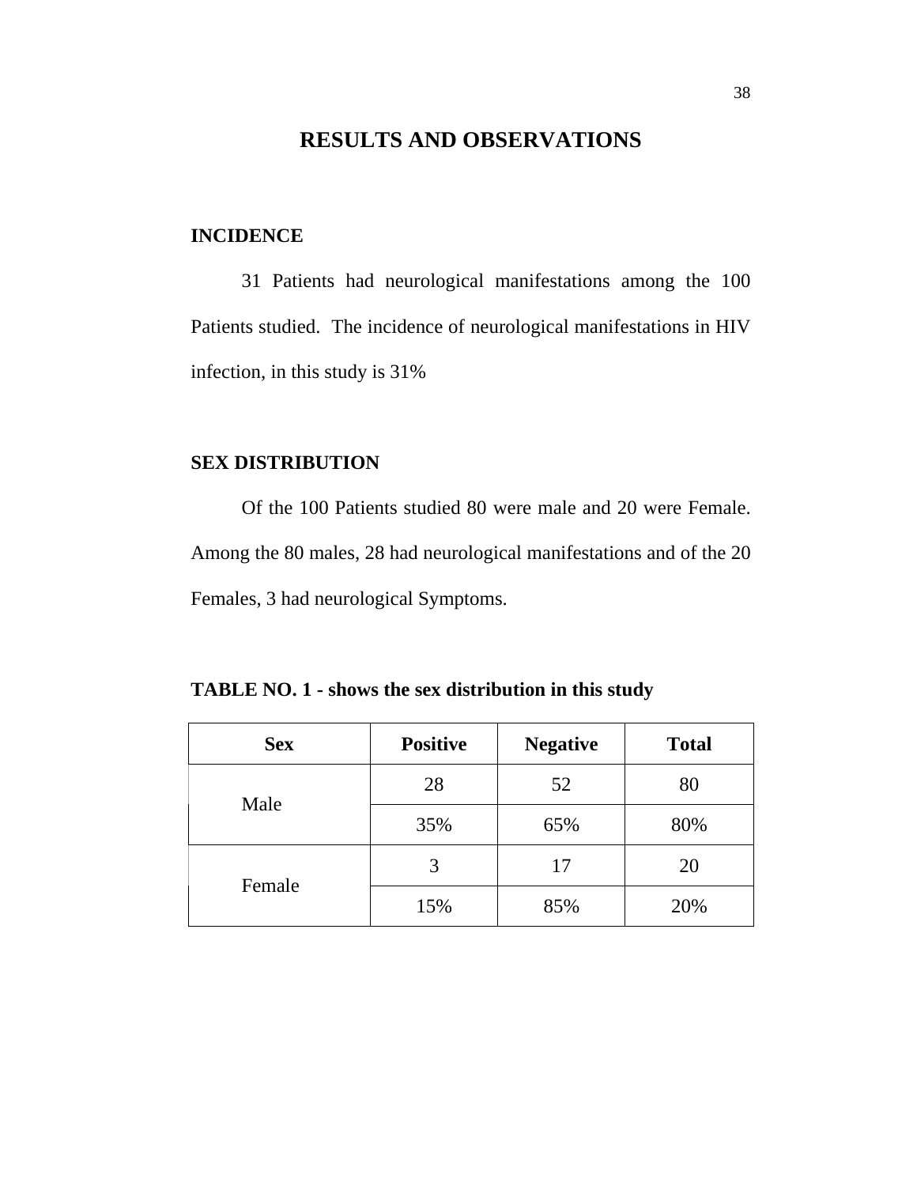# RESULTS AND OBSERVATIONS

## INCIDENCE

31 Patients had neurological manifestations among the 100 Patients studied. The incidence of neurological manifestations in HIV infection, in this study is 31%

## SEX DISTRIBUTION

Of the 100 Patients studied 80 were male and 20 were Female. Among the 80 males, 28 had neurological manifestations and of the 20 Females, 3 had neurological Symptoms.

**TABLE NO. 1 - shows the sex distribution in this study**

| Sex | Positive | Negative | Total |
|---|---|---|---|
| Male | 28 | 52 | 80 |
| | 35% | 65% | 80% |
| Female | 3 | 17 | 20 |
| | 15% | 85% | 20% |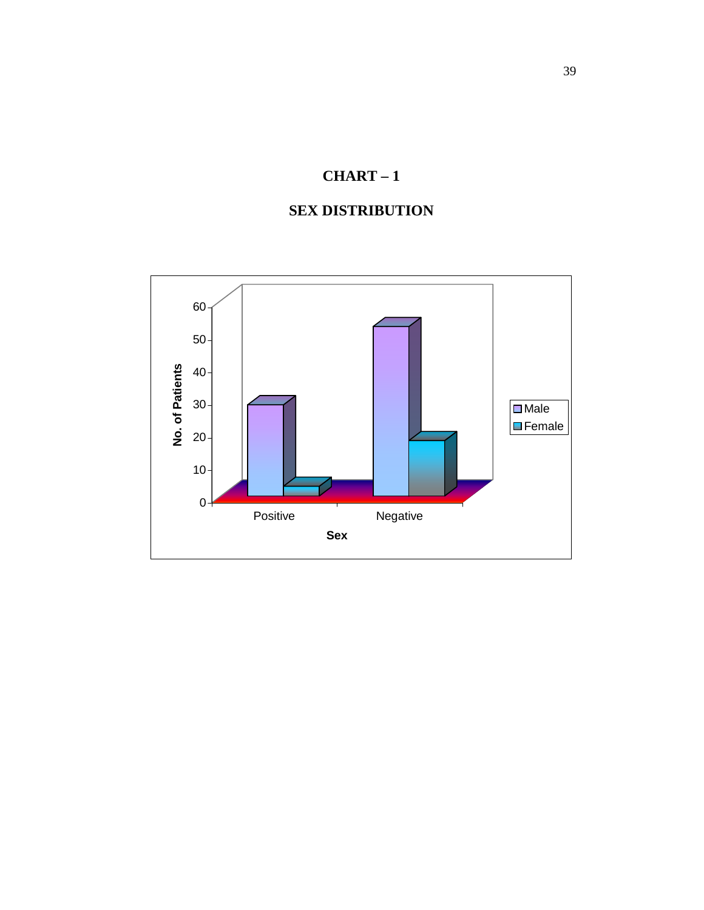# CHART – 1

## SEX DISTRIBUTION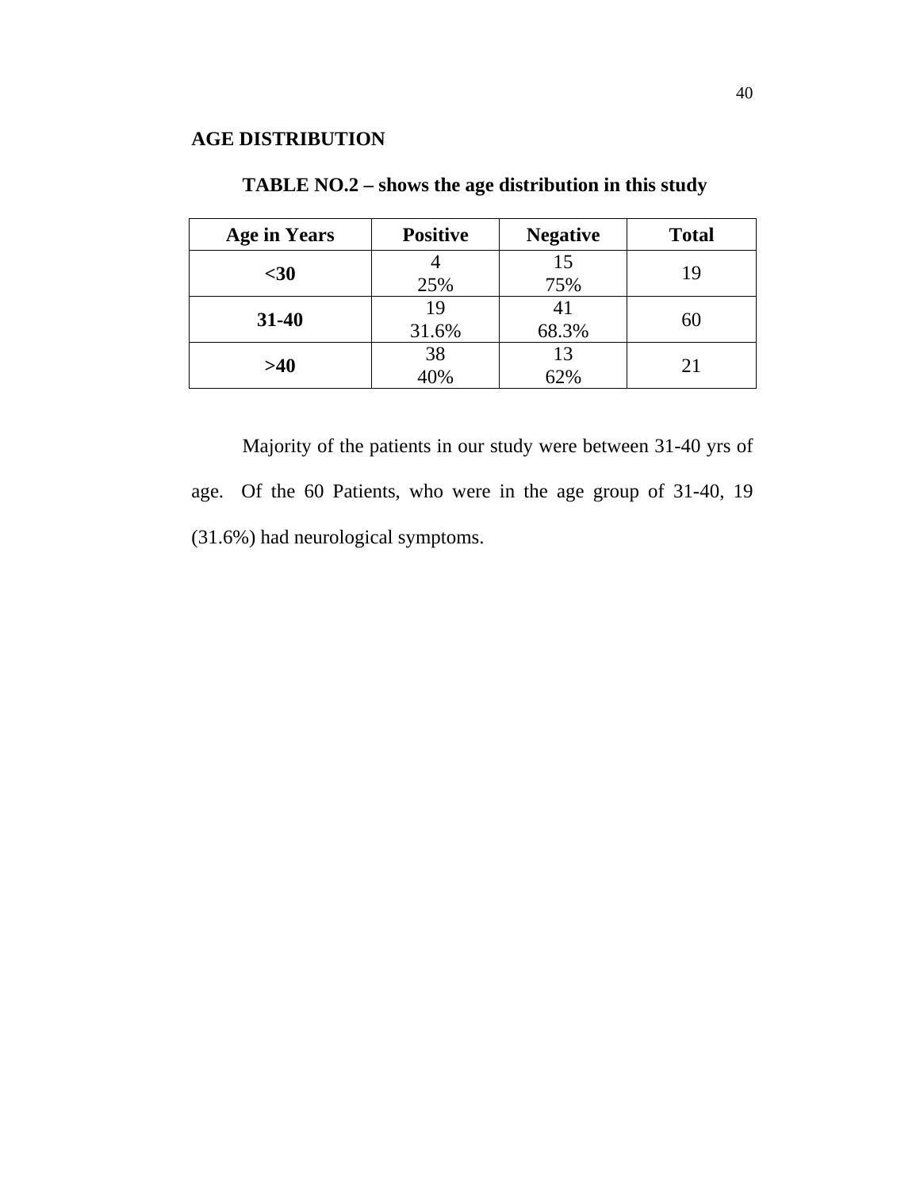**AGE DISTRIBUTION**

**TABLE NO.2 – shows the age distribution in this study**

| Age in Years | Positive | Negative | Total |
|---|---|---|---|
| **<30** | 4<br>25% | 15<br>75% | 19 |
| **31-40** | 19<br>31.6% | 41<br>68.3% | 60 |
| **>40** | 38<br>40% | 13<br>62% | 21 |

Majority of the patients in our study were between 31-40 yrs of age. Of the 60 Patients, who were in the age group of 31-40, 19 (31.6%) had neurological symptoms.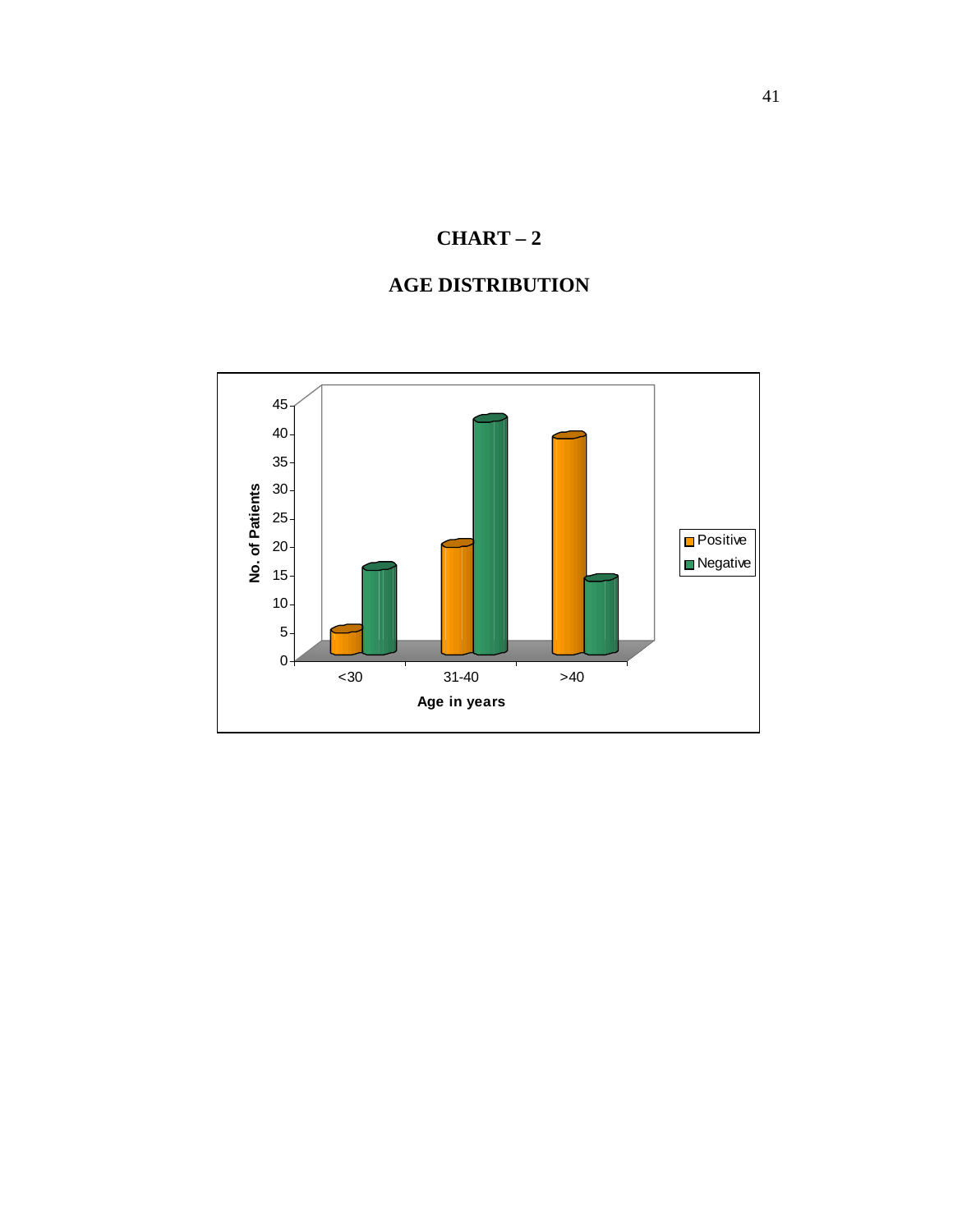# CHART – 2

## AGE DISTRIBUTION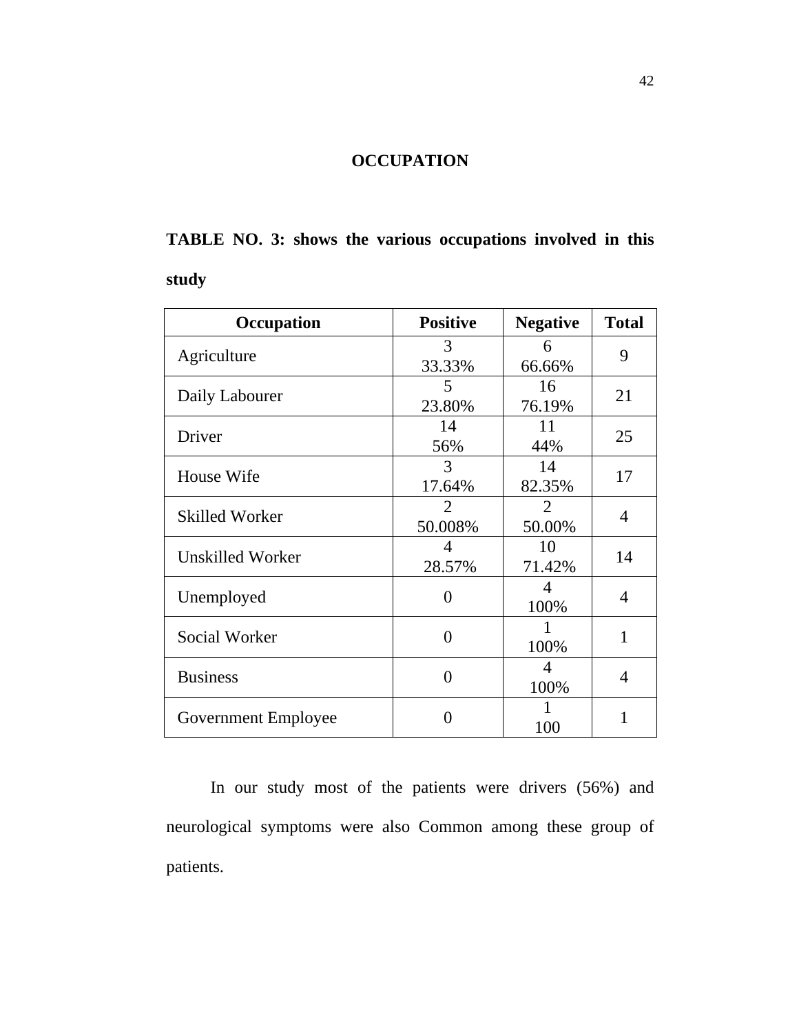# OCCUPATION

**TABLE NO. 3: shows the various occupations involved in this study**

| Occupation | Positive | Negative | Total |
|---|---|---|---|
| Agriculture | 3<br>33.33% | 6<br>66.66% | 9 |
| Daily Labourer | 5<br>23.80% | 16<br>76.19% | 21 |
| Driver | 14<br>56% | 11<br>44% | 25 |
| House Wife | 3<br>17.64% | 14<br>82.35% | 17 |
| Skilled Worker | 2<br>50.008% | 2<br>50.00% | 4 |
| Unskilled Worker | 4<br>28.57% | 10<br>71.42% | 14 |
| Unemployed | 0 | 4<br>100% | 4 |
| Social Worker | 0 | 1<br>100% | 1 |
| Business | 0 | 4<br>100% | 4 |
| Government Employee | 0 | 1<br>100 | 1 |

In our study most of the patients were drivers (56%) and neurological symptoms were also Common among these group of patients.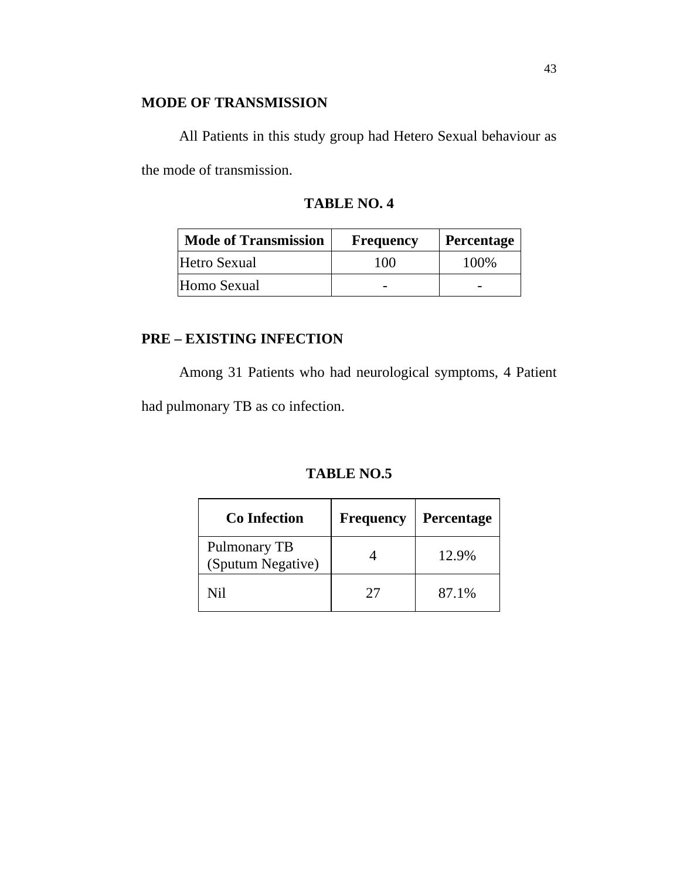## MODE OF TRANSMISSION

All Patients in this study group had Hetero Sexual behaviour as the mode of transmission.

**TABLE NO. 4**

| Mode of Transmission | Frequency | Percentage |
|---|---|---|
| Hetro Sexual | 100 | 100% |
| Homo Sexual | - | - |

## PRE – EXISTING INFECTION

Among 31 Patients who had neurological symptoms, 4 Patient had pulmonary TB as co infection.

**TABLE NO.5**

| Co Infection | Frequency | Percentage |
|---|---|---|
| Pulmonary TB (Sputum Negative) | 4 | 12.9% |
| Nil | 27 | 87.1% |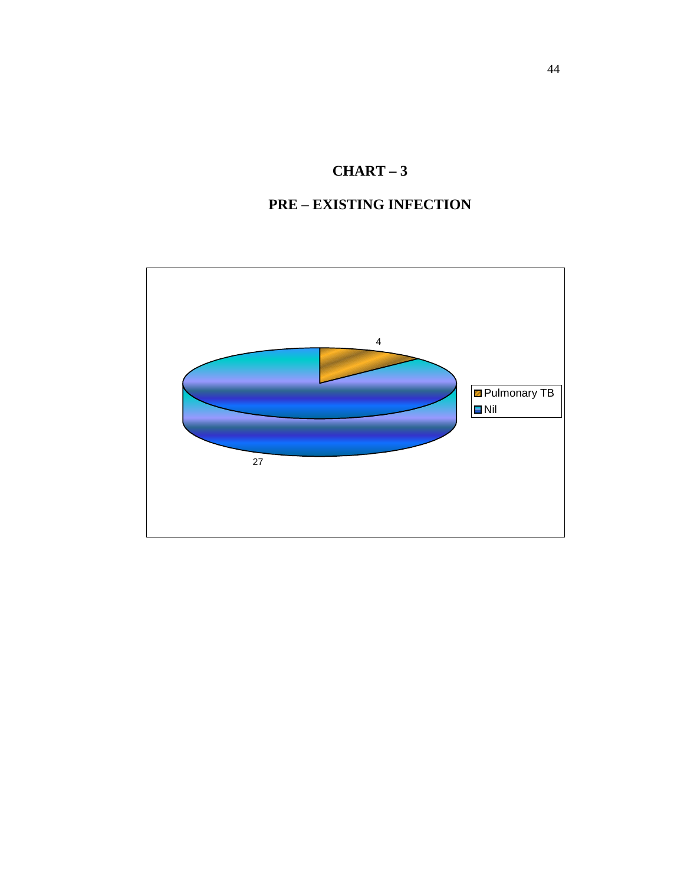## CHART – 3

## PRE – EXISTING INFECTION

4

27

Pulmonary TB

Nil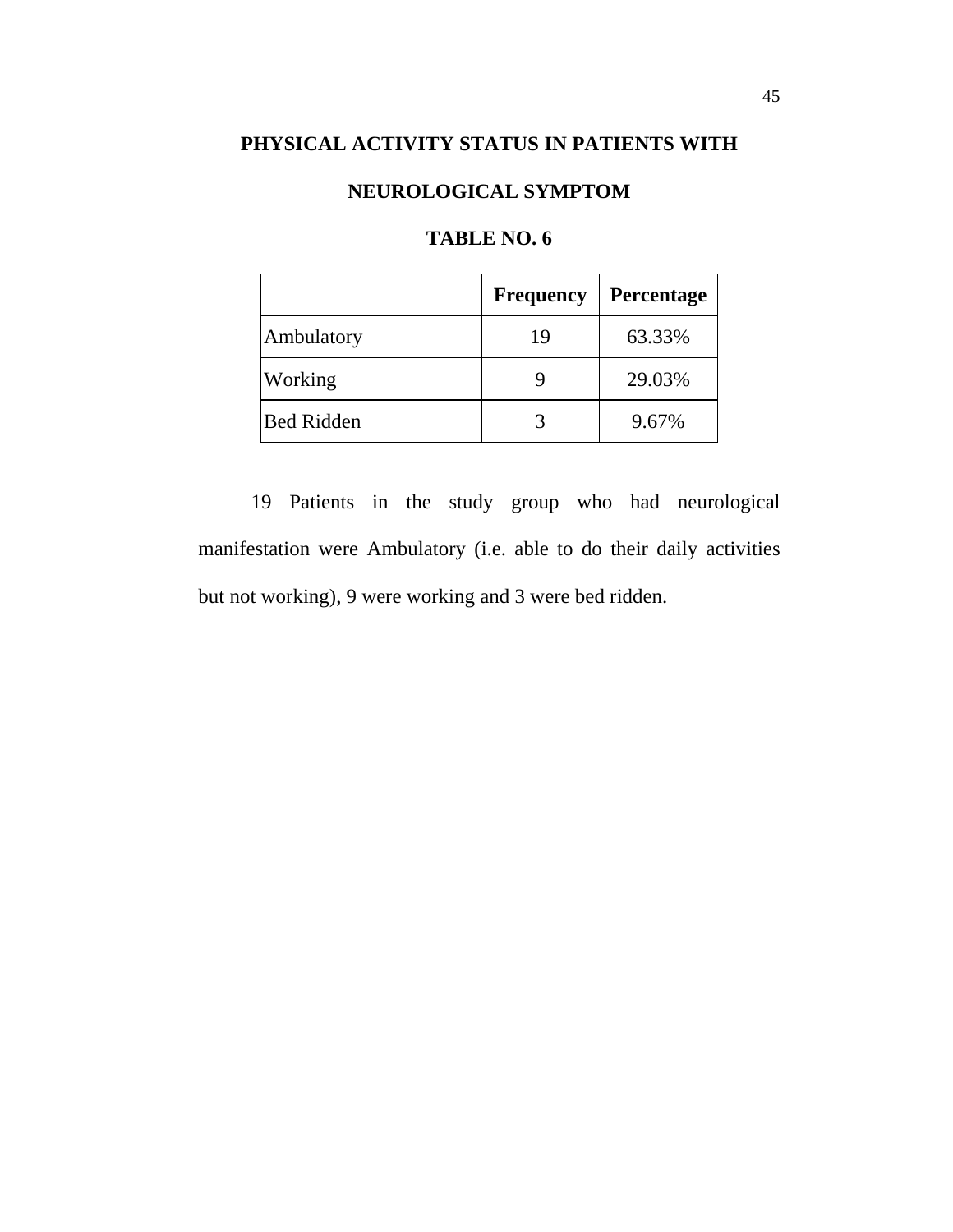## PHYSICAL ACTIVITY STATUS IN PATIENTS WITH NEUROLOGICAL SYMPTOM

### TABLE NO. 6

| | Frequency | Percentage |
|---|---|---|
| Ambulatory | 19 | 63.33% |
| Working | 9 | 29.03% |
| Bed Ridden | 3 | 9.67% |

19 Patients in the study group who had neurological manifestation were Ambulatory (i.e. able to do their daily activities but not working), 9 were working and 3 were bed ridden.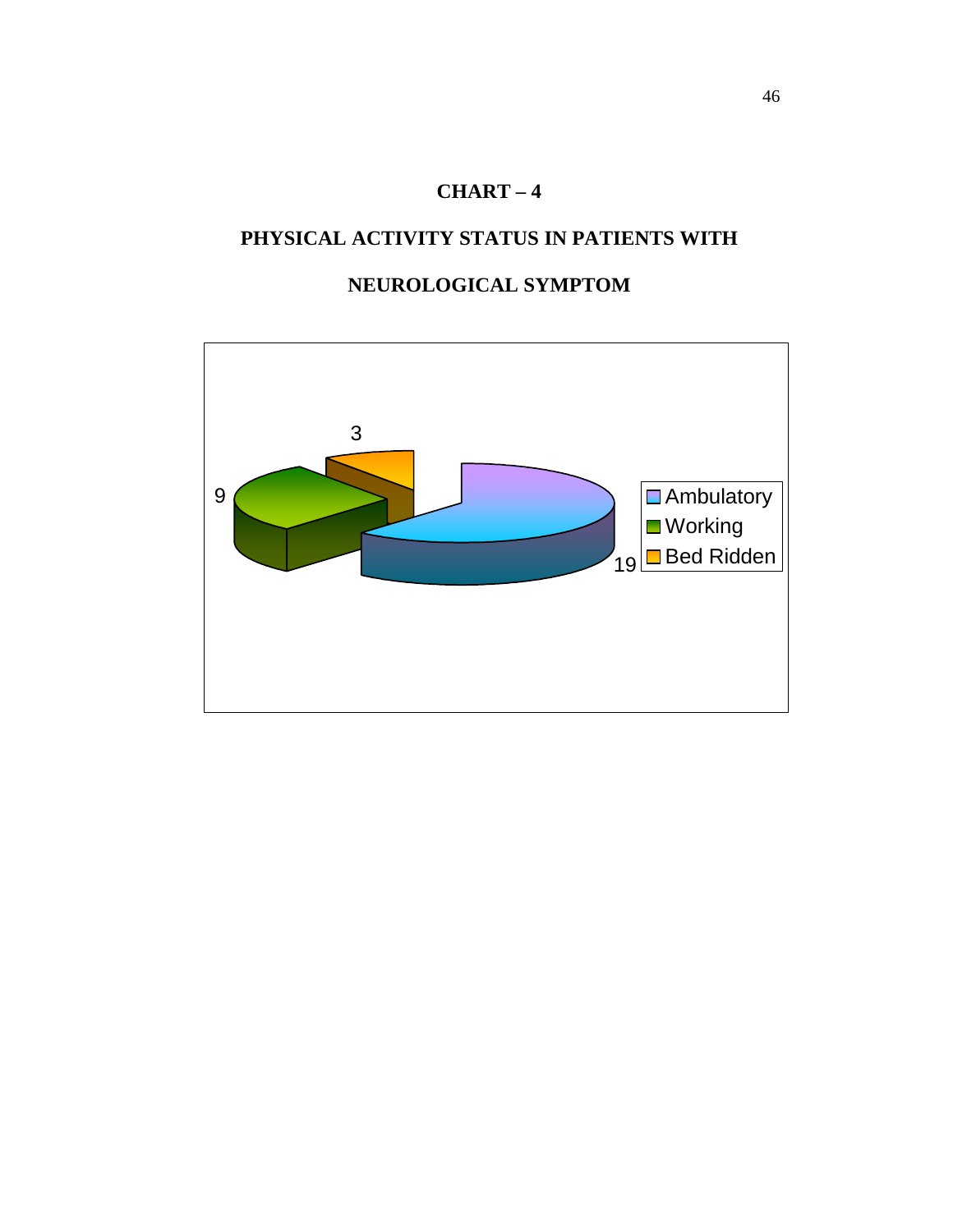**CHART – 4**

**PHYSICAL ACTIVITY STATUS IN PATIENTS WITH NEUROLOGICAL SYMPTOM**

| Category | Value |
| --- | --- |
| Ambulatory | 19 |
| Working | 9 |
| Bed Ridden | 3 |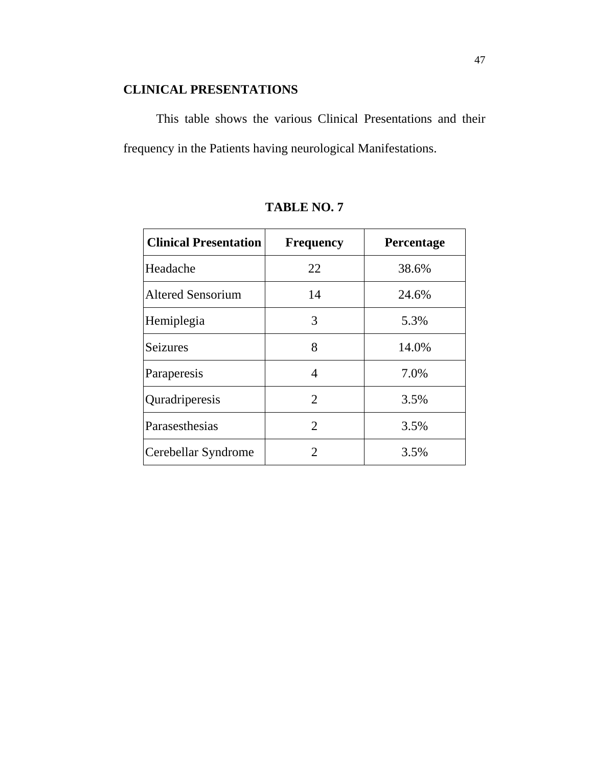## CLINICAL PRESENTATIONS

This table shows the various Clinical Presentations and their frequency in the Patients having neurological Manifestations.

**TABLE NO. 7**

| Clinical Presentation | Frequency | Percentage |
|---|---|---|
| Headache | 22 | 38.6% |
| Altered Sensorium | 14 | 24.6% |
| Hemiplegia | 3 | 5.3% |
| Seizures | 8 | 14.0% |
| Paraperesis | 4 | 7.0% |
| Quradriperesis | 2 | 3.5% |
| Parasesthesias | 2 | 3.5% |
| Cerebellar Syndrome | 2 | 3.5% |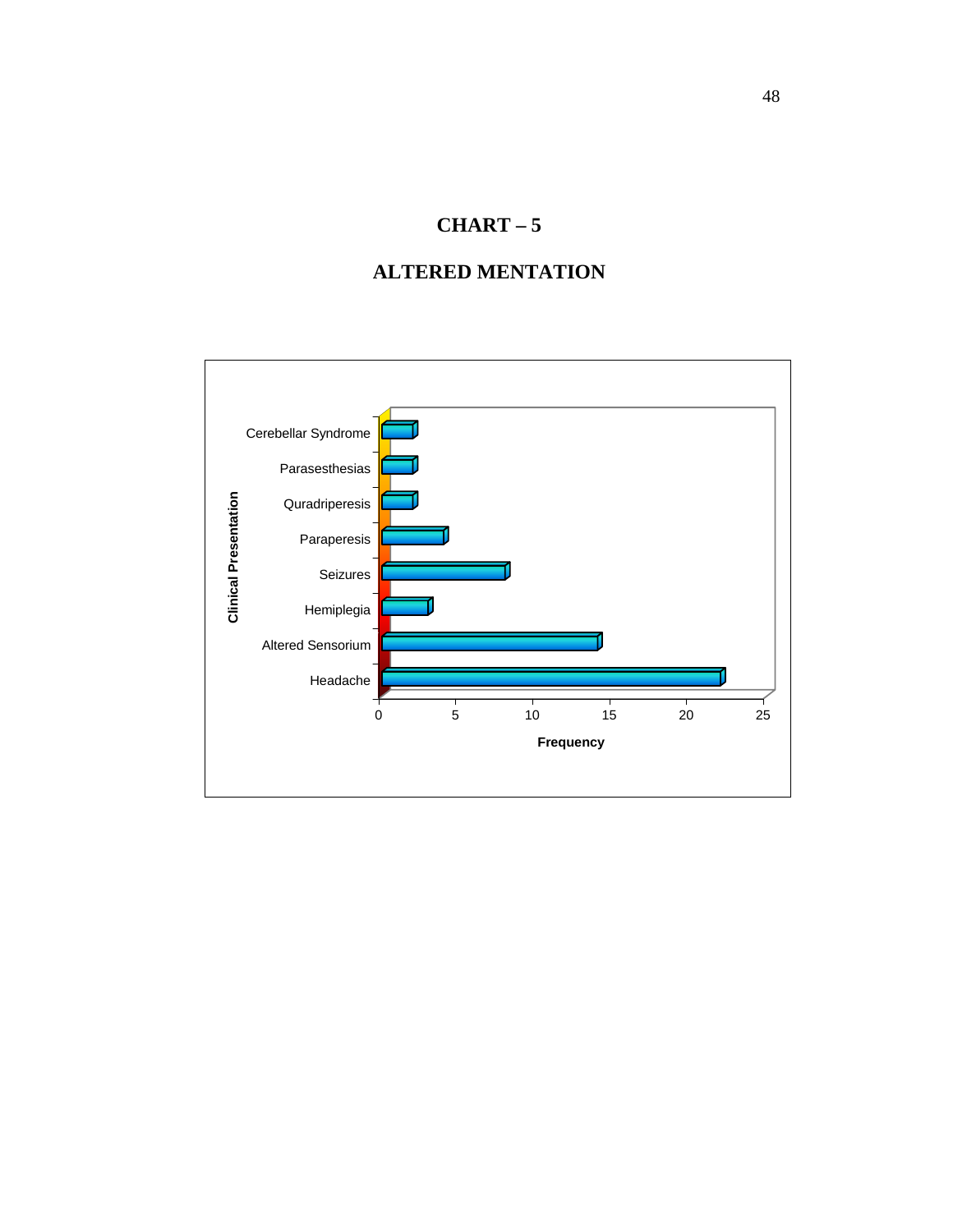# CHART – 5

## ALTERED MENTATION

Clinical Presentation

Cerebellar Syndrome

Parasesthesias

Quradriperesis

Paraperesis

Seizures

Hemiplegia

Altered Sensorium

Headache

0 5 10 15 20 25

Frequency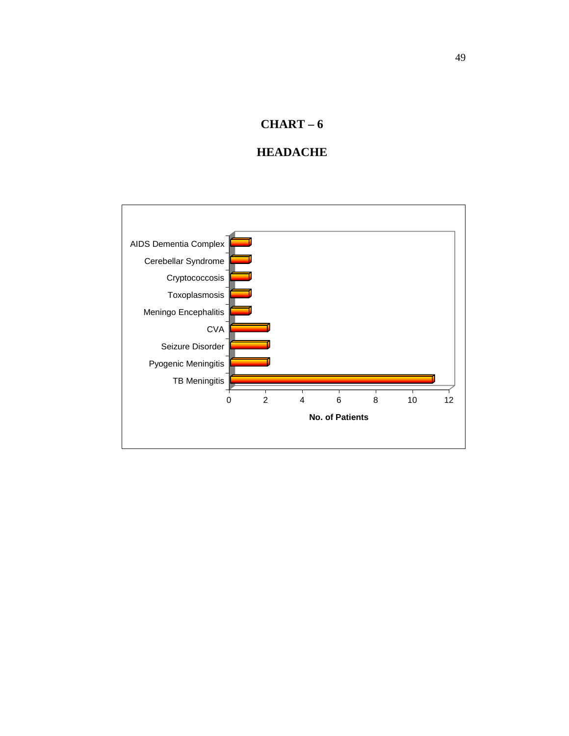# CHART – 6

## HEADACHE

| Condition | No. of Patients |
|---|---|
| AIDS Dementia Complex | 1 |
| Cerebellar Syndrome | 1 |
| Cryptococcosis | 1 |
| Toxoplasmosis | 1 |
| Meningo Encephalitis | 1 |
| CVA | 2 |
| Seizure Disorder | 2 |
| Pyogenic Meningitis | 2 |
| TB Meningitis | 11 |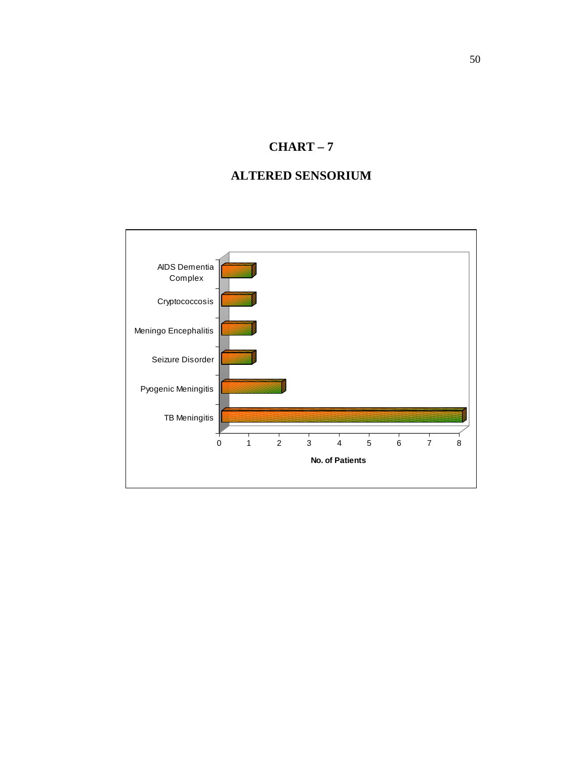# CHART – 7

## ALTERED SENSORIUM

| Condition | No. of Patients |
|---|---|
| AIDS Dementia Complex | 1 |
| Cryptococcosis | 1 |
| Meningo Encephalitis | 1 |
| Seizure Disorder | 1 |
| Pyogenic Meningitis | 2 |
| TB Meningitis | 8 |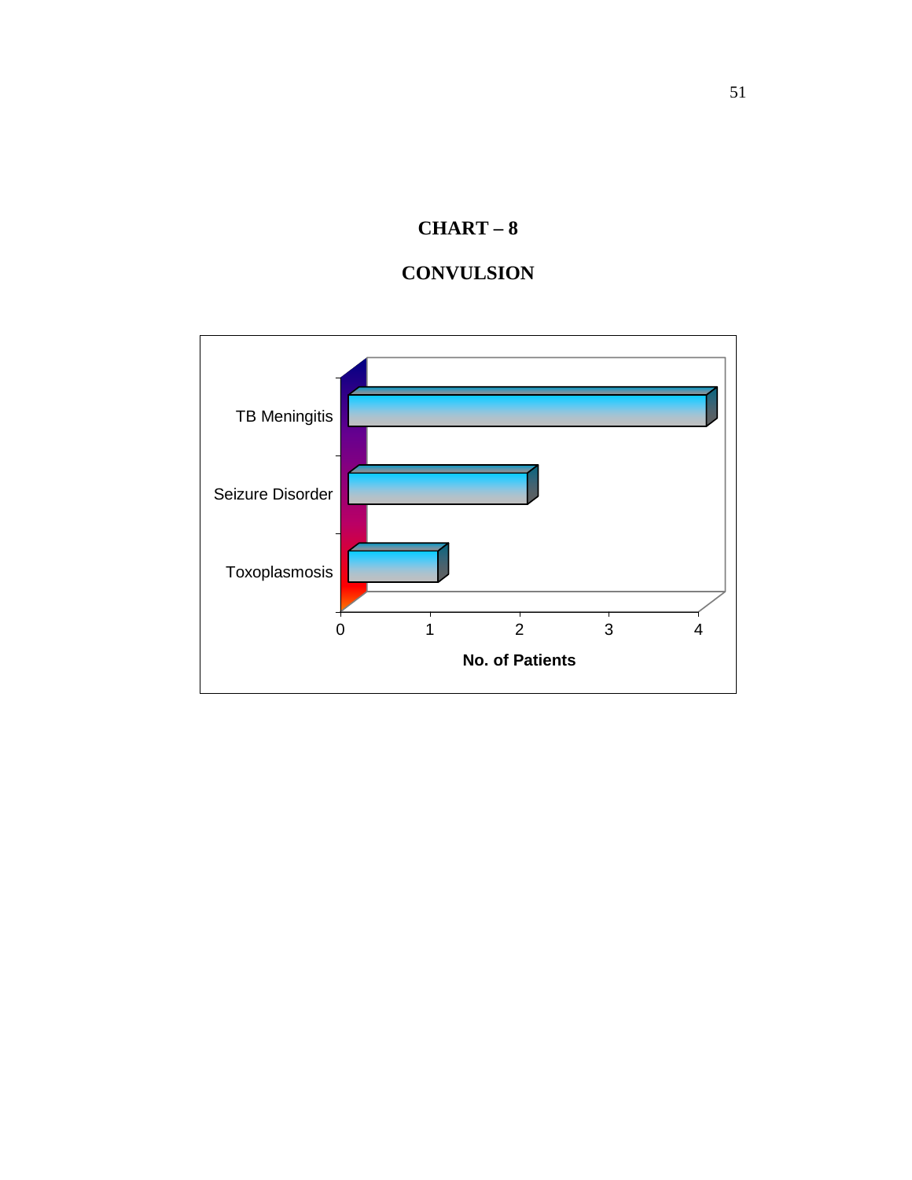# CHART – 8

## CONVULSION

| Condition | No. of Patients |
|---|---|
| TB Meningitis | 4 |
| Seizure Disorder | 2 |
| Toxoplasmosis | 1 |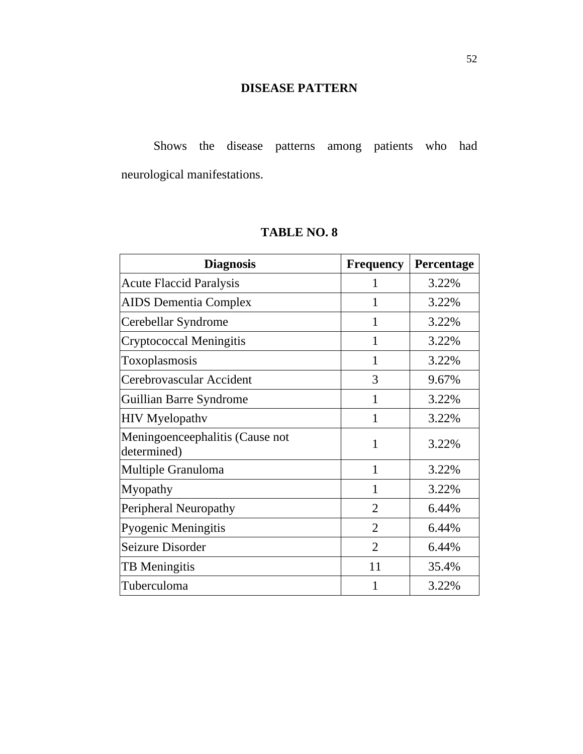# DISEASE PATTERN

Shows the disease patterns among patients who had neurological manifestations.

**TABLE NO. 8**

| Diagnosis | Frequency | Percentage |
|---|---|---|
| Acute Flaccid Paralysis | 1 | 3.22% |
| AIDS Dementia Complex | 1 | 3.22% |
| Cerebellar Syndrome | 1 | 3.22% |
| Cryptococcal Meningitis | 1 | 3.22% |
| Toxoplasmosis | 1 | 3.22% |
| Cerebrovascular Accident | 3 | 9.67% |
| Guillian Barre Syndrome | 1 | 3.22% |
| HIV Myelopathv | 1 | 3.22% |
| Meningoenceephalitis (Cause not determined) | 1 | 3.22% |
| Multiple Granuloma | 1 | 3.22% |
| Myopathy | 1 | 3.22% |
| Peripheral Neuropathy | 2 | 6.44% |
| Pyogenic Meningitis | 2 | 6.44% |
| Seizure Disorder | 2 | 6.44% |
| TB Meningitis | 11 | 35.4% |
| Tuberculoma | 1 | 3.22% |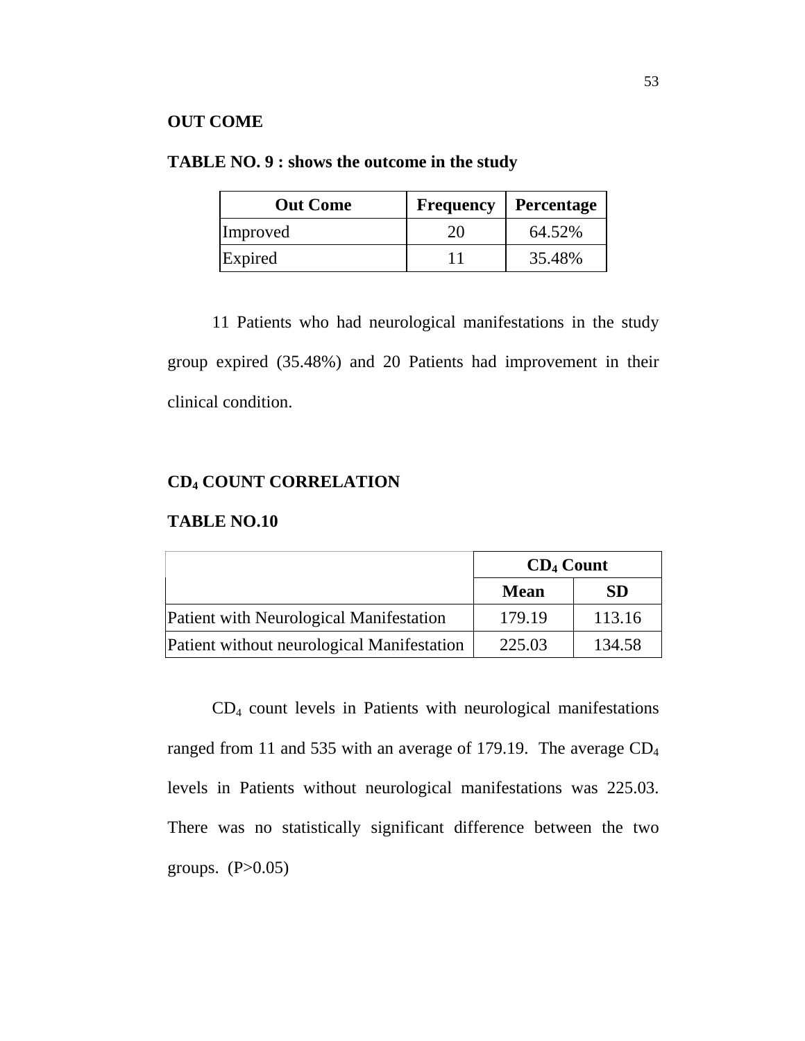**OUT COME**

**TABLE NO. 9 : shows the outcome in the study**

| Out Come | Frequency | Percentage |
|---|---|---|
| Improved | 20 | 64.52% |
| Expired | 11 | 35.48% |

11 Patients who had neurological manifestations in the study group expired (35.48%) and 20 Patients had improvement in their clinical condition.

**$CD_4$ COUNT CORRELATION**

**TABLE NO.10**

| | $CD_4$ Count | |
|---|---|---|
| | Mean | SD |
| Patient with Neurological Manifestation | 179.19 | 113.16 |
| Patient without neurological Manifestation | 225.03 | 134.58 |

$CD_4$ count levels in Patients with neurological manifestations ranged from 11 and 535 with an average of 179.19. The average $CD_4$ levels in Patients without neurological manifestations was 225.03. There was no statistically significant difference between the two groups. ($P>0.05$)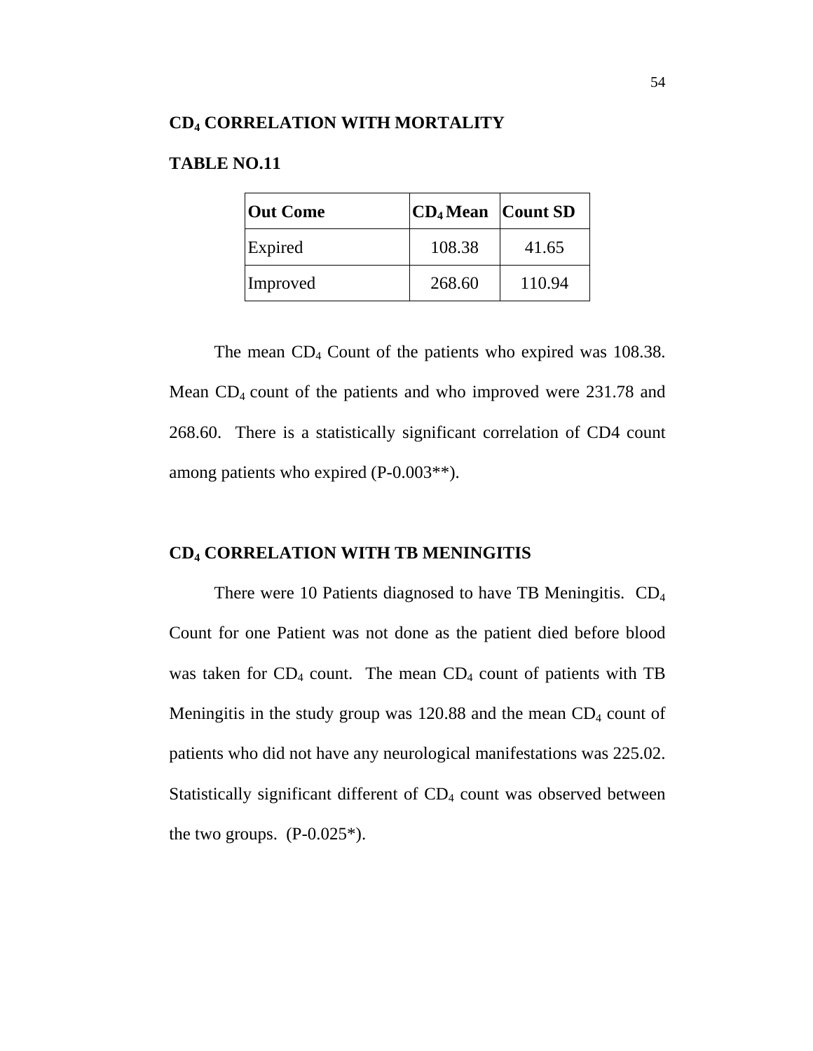## $CD_4$ CORRELATION WITH MORTALITY

**TABLE NO.11**

| Out Come | $CD_4$ Mean | Count SD |
|---|---|---|
| Expired | 108.38 | 41.65 |
| Improved | 268.60 | 110.94 |

The mean $CD_4$ Count of the patients who expired was 108.38. Mean $CD_4$ count of the patients and who improved were 231.78 and 268.60. There is a statistically significant correlation of CD4 count among patients who expired (P-0.003**).

## $CD_4$ CORRELATION WITH TB MENINGITIS

There were 10 Patients diagnosed to have TB Meningitis. $CD_4$ Count for one Patient was not done as the patient died before blood was taken for $CD_4$ count. The mean $CD_4$ count of patients with TB Meningitis in the study group was 120.88 and the mean $CD_4$ count of patients who did not have any neurological manifestations was 225.02. Statistically significant different of $CD_4$ count was observed between the two groups. (P-0.025*).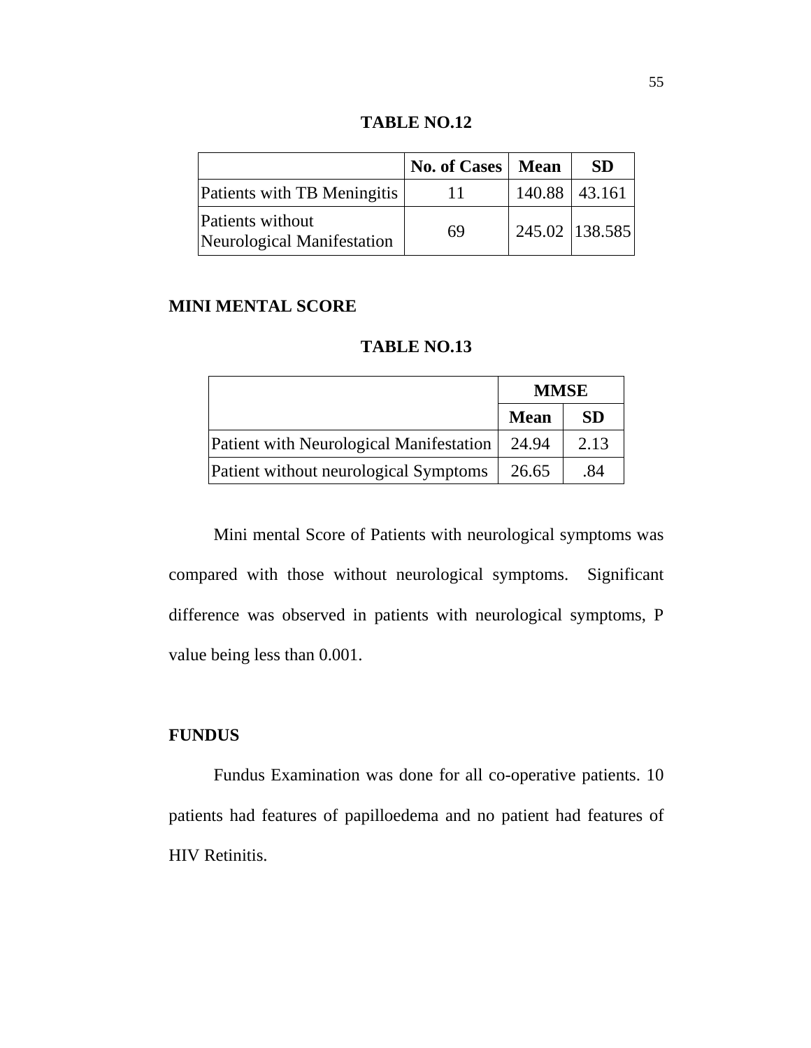**TABLE NO.12**

| | No. of Cases | Mean | SD |
|---|---|---|---|
| Patients with TB Meningitis | 11 | 140.88 | 43.161 |
| Patients without Neurological Manifestation | 69 | 245.02 | 138.585 |

**MINI MENTAL SCORE**

**TABLE NO.13**

| | MMSE | |
|---|---|---|
| | Mean | SD |
| Patient with Neurological Manifestation | 24.94 | 2.13 |
| Patient without neurological Symptoms | 26.65 | .84 |

Mini mental Score of Patients with neurological symptoms was compared with those without neurological symptoms. Significant difference was observed in patients with neurological symptoms, P value being less than 0.001.

**FUNDUS**

Fundus Examination was done for all co-operative patients. 10 patients had features of papilloedema and no patient had features of HIV Retinitis.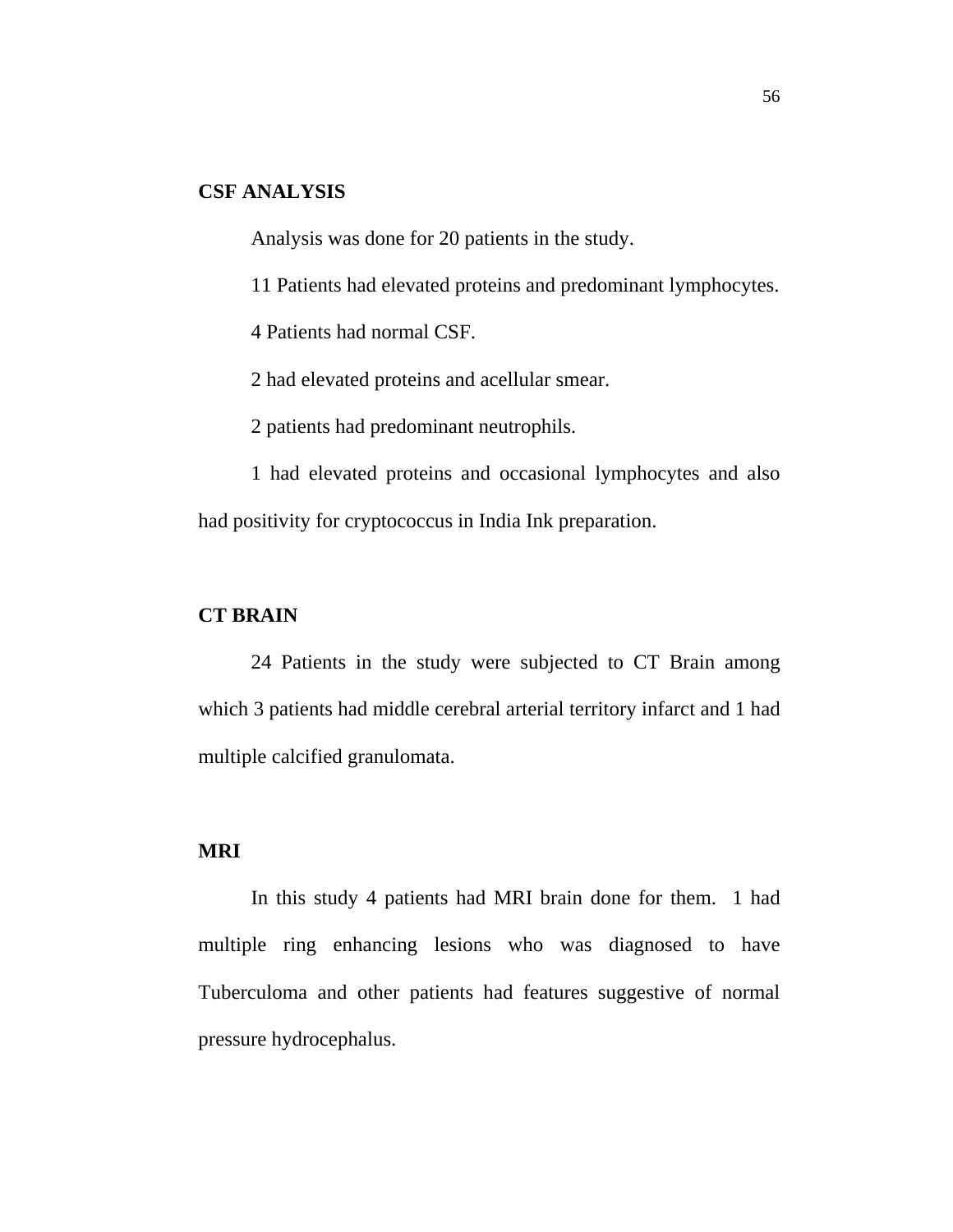## CSF ANALYSIS

Analysis was done for 20 patients in the study.

11 Patients had elevated proteins and predominant lymphocytes.

4 Patients had normal CSF.

2 had elevated proteins and acellular smear.

2 patients had predominant neutrophils.

1 had elevated proteins and occasional lymphocytes and also had positivity for cryptococcus in India Ink preparation.

## CT BRAIN

24 Patients in the study were subjected to CT Brain among which 3 patients had middle cerebral arterial territory infarct and 1 had multiple calcified granulomata.

## MRI

In this study 4 patients had MRI brain done for them. 1 had multiple ring enhancing lesions who was diagnosed to have Tuberculoma and other patients had features suggestive of normal pressure hydrocephalus.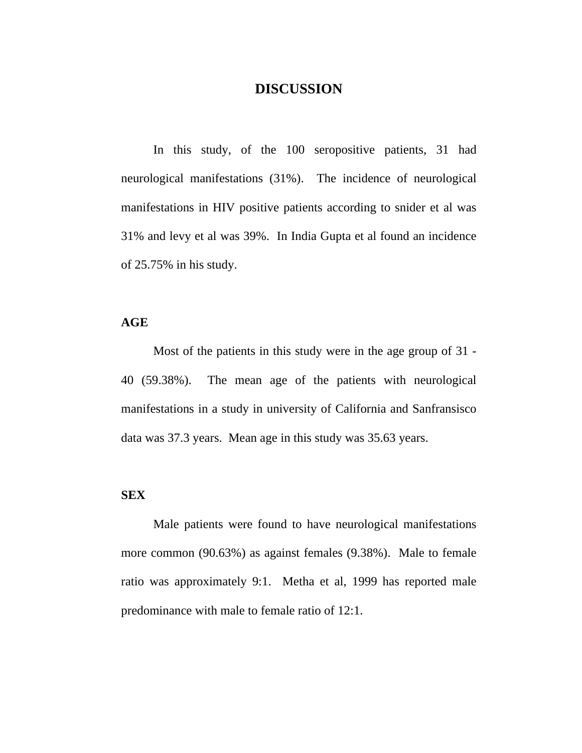# DISCUSSION

In this study, of the 100 seropositive patients, 31 had neurological manifestations (31%). The incidence of neurological manifestations in HIV positive patients according to snider et al was 31% and levy et al was 39%. In India Gupta et al found an incidence of 25.75% in his study.

## AGE

Most of the patients in this study were in the age group of 31 - 40 (59.38%). The mean age of the patients with neurological manifestations in a study in university of California and Sanfransisco data was 37.3 years. Mean age in this study was 35.63 years.

## SEX

Male patients were found to have neurological manifestations more common (90.63%) as against females (9.38%). Male to female ratio was approximately 9:1. Metha et al, 1999 has reported male predominance with male to female ratio of 12:1.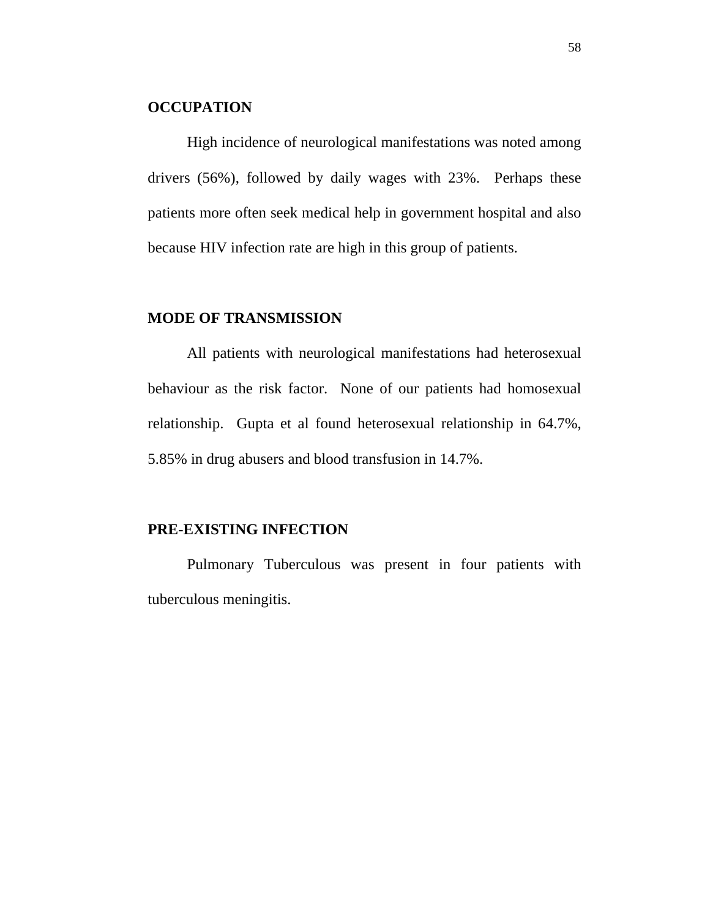**OCCUPATION**

High incidence of neurological manifestations was noted among drivers (56%), followed by daily wages with 23%. Perhaps these patients more often seek medical help in government hospital and also because HIV infection rate are high in this group of patients.

**MODE OF TRANSMISSION**

All patients with neurological manifestations had heterosexual behaviour as the risk factor. None of our patients had homosexual relationship. Gupta et al found heterosexual relationship in 64.7%, 5.85% in drug abusers and blood transfusion in 14.7%.

**PRE-EXISTING INFECTION**

Pulmonary Tuberculous was present in four patients with tuberculous meningitis.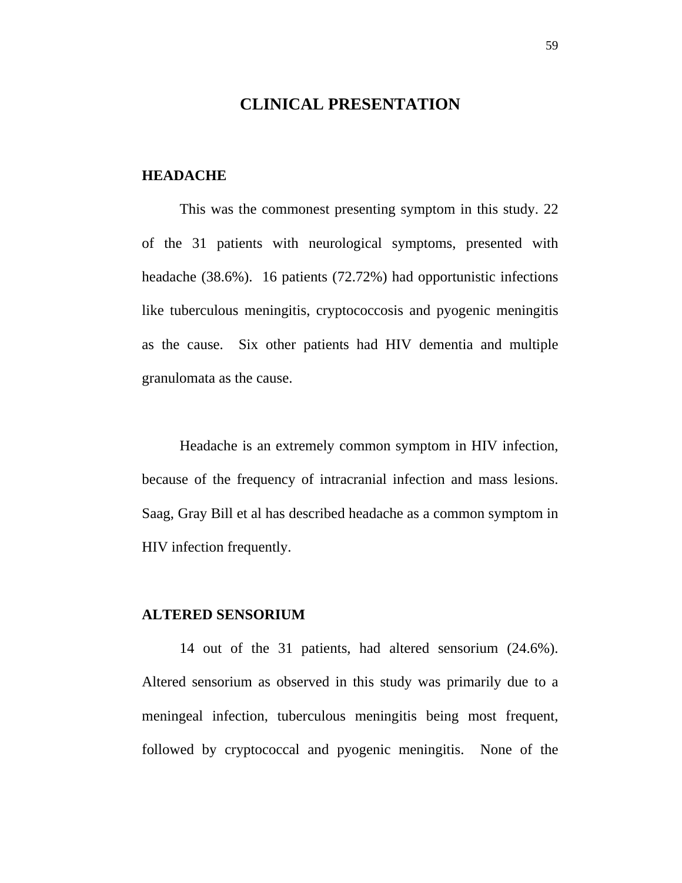# CLINICAL PRESENTATION

## HEADACHE

This was the commonest presenting symptom in this study. 22 of the 31 patients with neurological symptoms, presented with headache (38.6%). 16 patients (72.72%) had opportunistic infections like tuberculous meningitis, cryptococcosis and pyogenic meningitis as the cause. Six other patients had HIV dementia and multiple granulomata as the cause.

Headache is an extremely common symptom in HIV infection, because of the frequency of intracranial infection and mass lesions. Saag, Gray Bill et al has described headache as a common symptom in HIV infection frequently.

## ALTERED SENSORIUM

14 out of the 31 patients, had altered sensorium (24.6%). Altered sensorium as observed in this study was primarily due to a meningeal infection, tuberculous meningitis being most frequent, followed by cryptococcal and pyogenic meningitis. None of the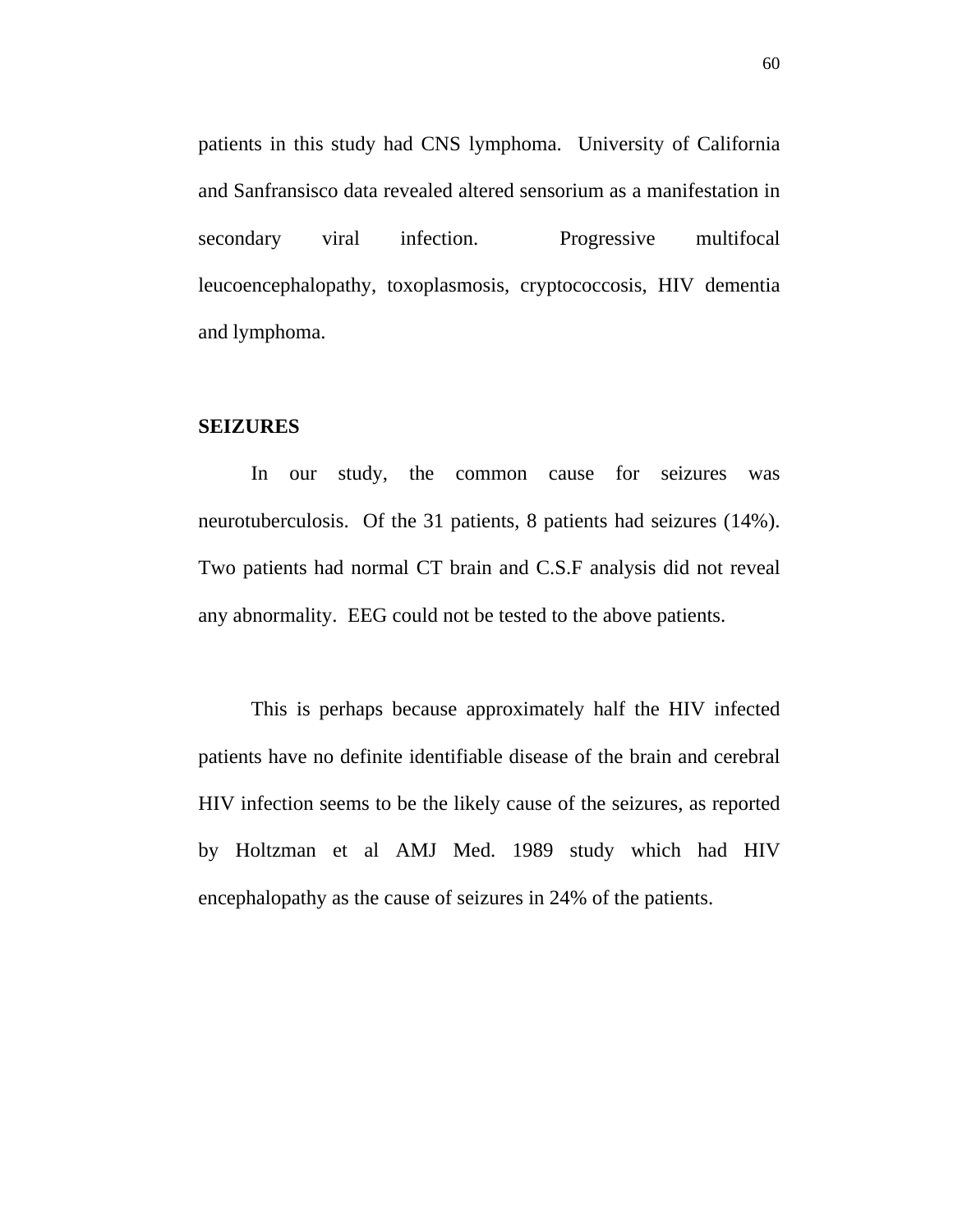patients in this study had CNS lymphoma. University of California and Sanfransisco data revealed altered sensorium as a manifestation in secondary viral infection. Progressive multifocal leucoencephalopathy, toxoplasmosis, cryptococcosis, HIV dementia and lymphoma.

**SEIZURES**

In our study, the common cause for seizures was neurotuberculosis. Of the 31 patients, 8 patients had seizures (14%). Two patients had normal CT brain and C.S.F analysis did not reveal any abnormality. EEG could not be tested to the above patients.

This is perhaps because approximately half the HIV infected patients have no definite identifiable disease of the brain and cerebral HIV infection seems to be the likely cause of the seizures, as reported by Holtzman et al AMJ Med. 1989 study which had HIV encephalopathy as the cause of seizures in 24% of the patients.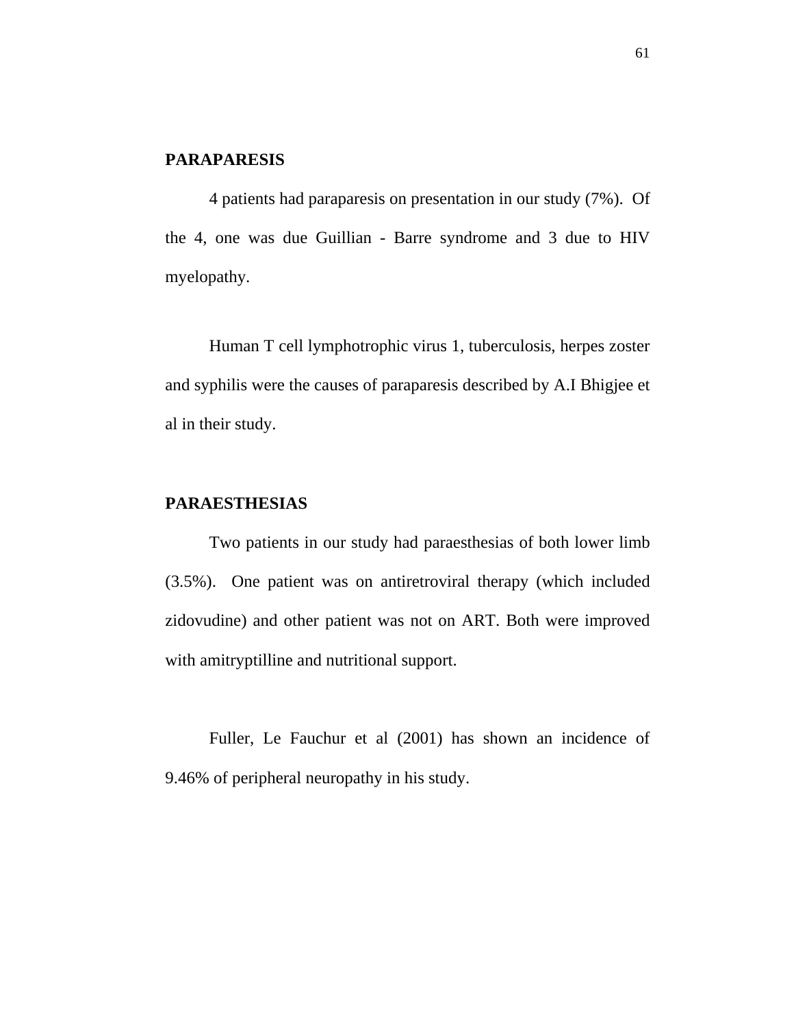## PARAPARESIS

4 patients had paraparesis on presentation in our study (7%). Of the 4, one was due Guillian - Barre syndrome and 3 due to HIV myelopathy.

Human T cell lymphotrophic virus 1, tuberculosis, herpes zoster and syphilis were the causes of paraparesis described by A.I Bhigjee et al in their study.

## PARAESTHESIAS

Two patients in our study had paraesthesias of both lower limb (3.5%). One patient was on antiretroviral therapy (which included zidovudine) and other patient was not on ART. Both were improved with amitryptilline and nutritional support.

Fuller, Le Fauchur et al (2001) has shown an incidence of 9.46% of peripheral neuropathy in his study.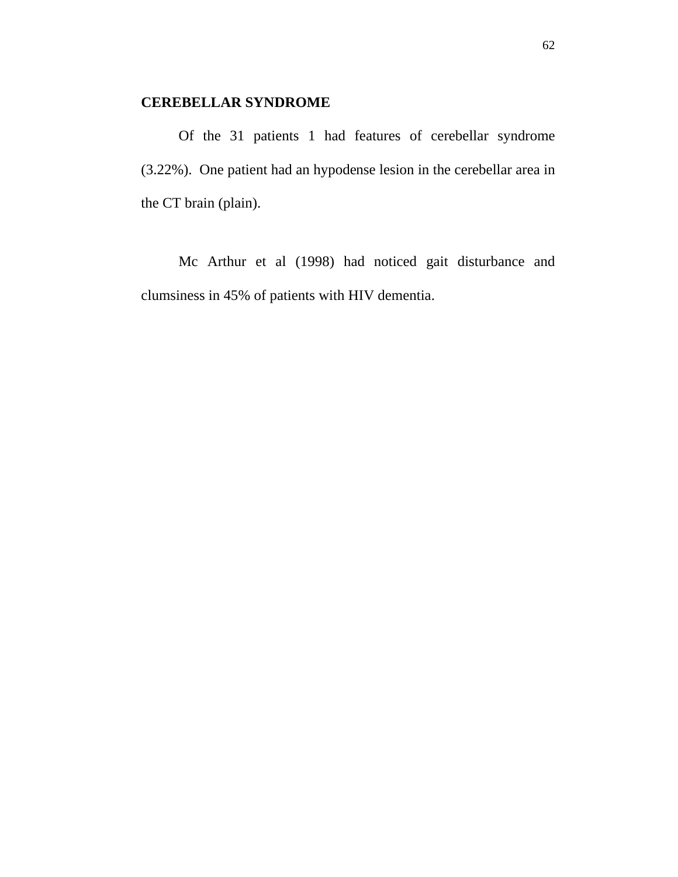## CEREBELLAR SYNDROME

Of the 31 patients 1 had features of cerebellar syndrome (3.22%). One patient had an hypodense lesion in the cerebellar area in the CT brain (plain).

Mc Arthur et al (1998) had noticed gait disturbance and clumsiness in 45% of patients with HIV dementia.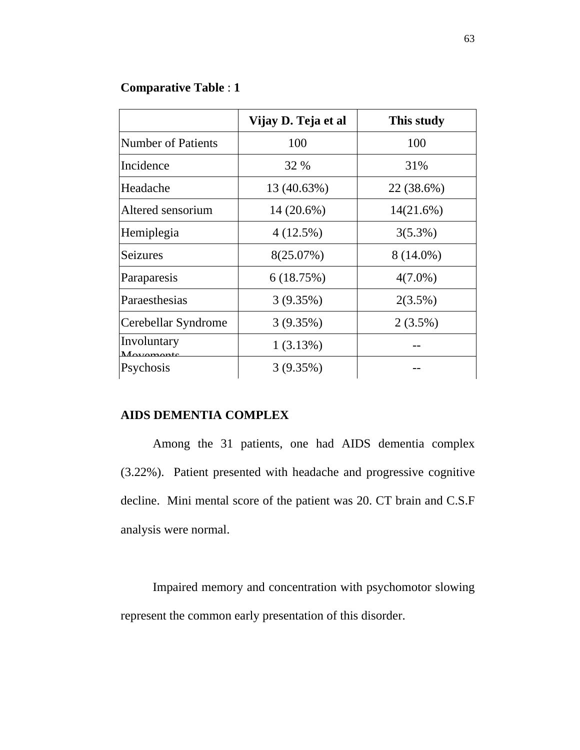**Comparative Table** : **1**

| | **Vijay D. Teja et al** | **This study** |
|---|---|---|
| Number of Patients | 100 | 100 |
| Incidence | 32 % | 31% |
| Headache | 13 (40.63%) | 22 (38.6%) |
| Altered sensorium | 14 (20.6%) | 14(21.6%) |
| Hemiplegia | 4 (12.5%) | 3(5.3%) |
| Seizures | 8(25.07%) | 8 (14.0%) |
| Paraparesis | 6 (18.75%) | 4(7.0%) |
| Paraesthesias | 3 (9.35%) | 2(3.5%) |
| Cerebellar Syndrome | 3 (9.35%) | 2 (3.5%) |
| Involuntary Movements | 1 (3.13%) | -- |
| Psychosis | 3 (9.35%) | -- |

**AIDS DEMENTIA COMPLEX**

Among the 31 patients, one had AIDS dementia complex (3.22%). Patient presented with headache and progressive cognitive decline. Mini mental score of the patient was 20. CT brain and C.S.F analysis were normal.

Impaired memory and concentration with psychomotor slowing represent the common early presentation of this disorder.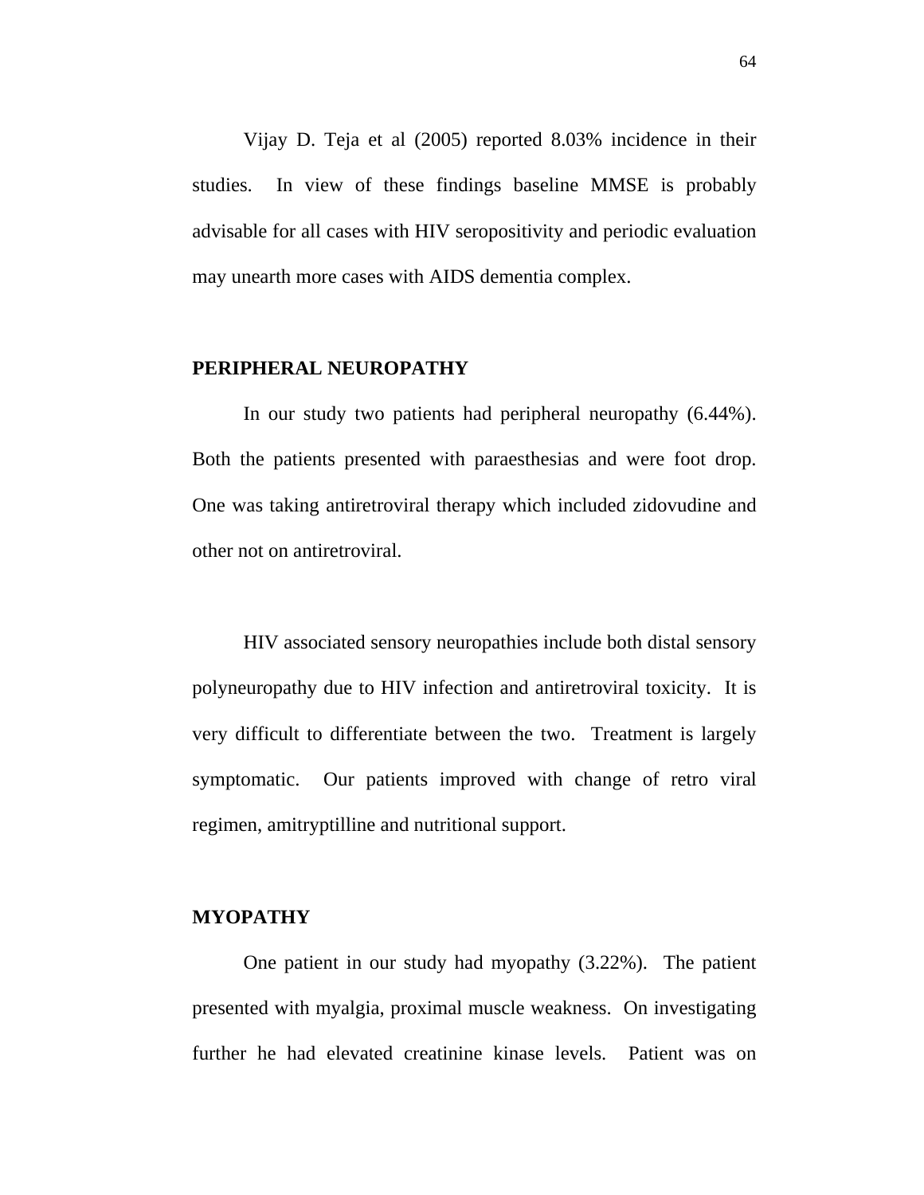Vijay D. Teja et al (2005) reported 8.03% incidence in their studies. In view of these findings baseline MMSE is probably advisable for all cases with HIV seropositivity and periodic evaluation may unearth more cases with AIDS dementia complex.

**PERIPHERAL NEUROPATHY**

In our study two patients had peripheral neuropathy (6.44%). Both the patients presented with paraesthesias and were foot drop. One was taking antiretroviral therapy which included zidovudine and other not on antiretroviral.

HIV associated sensory neuropathies include both distal sensory polyneuropathy due to HIV infection and antiretroviral toxicity. It is very difficult to differentiate between the two. Treatment is largely symptomatic. Our patients improved with change of retro viral regimen, amitryptilline and nutritional support.

**MYOPATHY**

One patient in our study had myopathy (3.22%). The patient presented with myalgia, proximal muscle weakness. On investigating further he had elevated creatinine kinase levels. Patient was on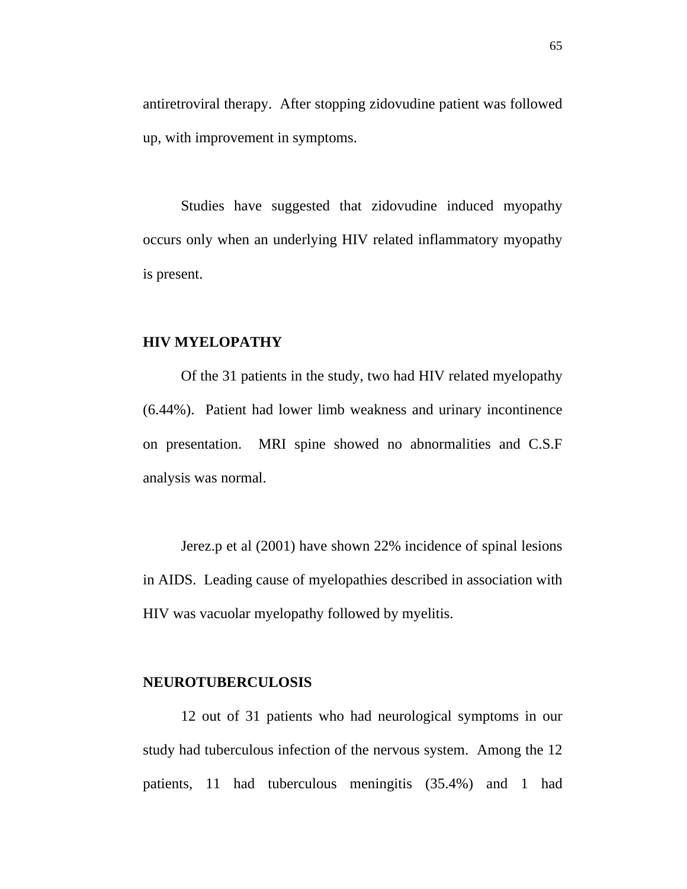antiretroviral therapy. After stopping zidovudine patient was followed up, with improvement in symptoms.

Studies have suggested that zidovudine induced myopathy occurs only when an underlying HIV related inflammatory myopathy is present.

**HIV MYELOPATHY**

Of the 31 patients in the study, two had HIV related myelopathy (6.44%). Patient had lower limb weakness and urinary incontinence on presentation. MRI spine showed no abnormalities and C.S.F analysis was normal.

Jerez.p et al (2001) have shown 22% incidence of spinal lesions in AIDS. Leading cause of myelopathies described in association with HIV was vacuolar myelopathy followed by myelitis.

**NEUROTUBERCULOSIS**

12 out of 31 patients who had neurological symptoms in our study had tuberculous infection of the nervous system. Among the 12 patients, 11 had tuberculous meningitis (35.4%) and 1 had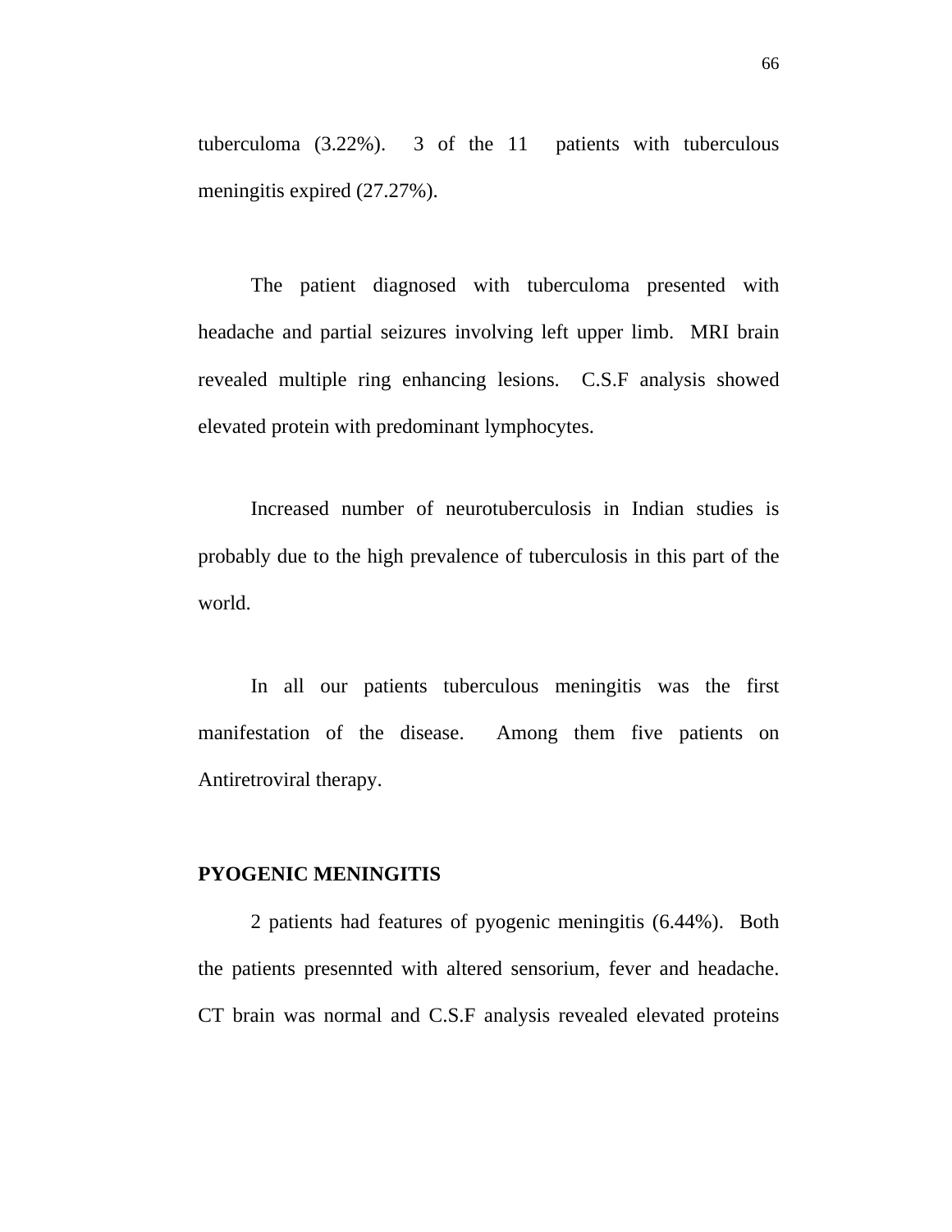tuberculoma (3.22%). 3 of the 11 patients with tuberculous meningitis expired (27.27%).

The patient diagnosed with tuberculoma presented with headache and partial seizures involving left upper limb. MRI brain revealed multiple ring enhancing lesions. C.S.F analysis showed elevated protein with predominant lymphocytes.

Increased number of neurotuberculosis in Indian studies is probably due to the high prevalence of tuberculosis in this part of the world.

In all our patients tuberculous meningitis was the first manifestation of the disease. Among them five patients on Antiretroviral therapy.

**PYOGENIC MENINGITIS**

2 patients had features of pyogenic meningitis (6.44%). Both the patients presennted with altered sensorium, fever and headache. CT brain was normal and C.S.F analysis revealed elevated proteins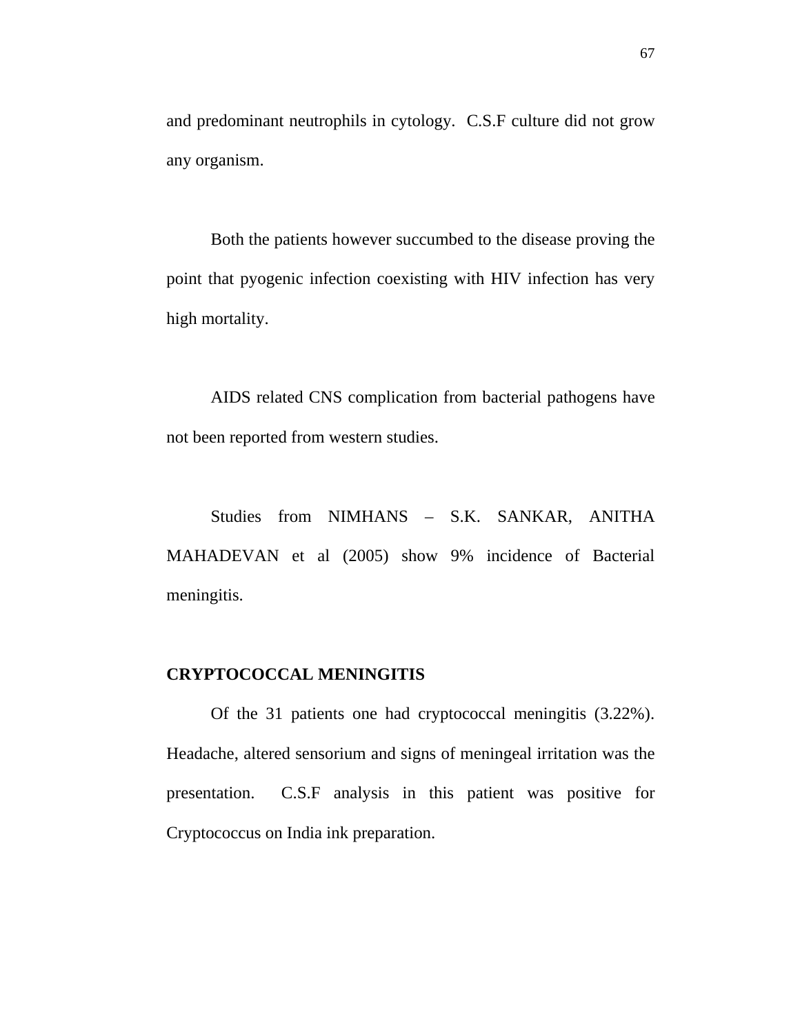and predominant neutrophils in cytology. C.S.F culture did not grow any organism.

Both the patients however succumbed to the disease proving the point that pyogenic infection coexisting with HIV infection has very high mortality.

AIDS related CNS complication from bacterial pathogens have not been reported from western studies.

Studies from NIMHANS – S.K. SANKAR, ANITHA MAHADEVAN et al (2005) show 9% incidence of Bacterial meningitis.

**CRYPTOCOCCAL MENINGITIS**

Of the 31 patients one had cryptococcal meningitis (3.22%). Headache, altered sensorium and signs of meningeal irritation was the presentation. C.S.F analysis in this patient was positive for Cryptococcus on India ink preparation.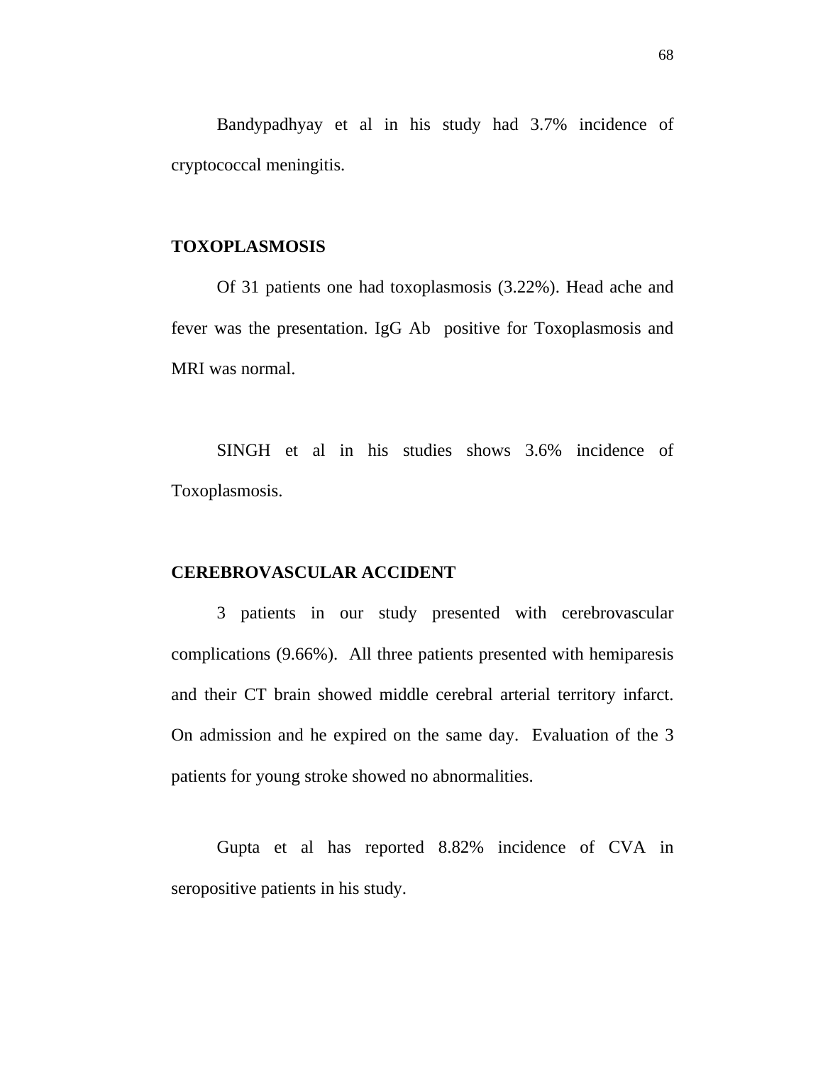Bandypadhyay et al in his study had 3.7% incidence of cryptococcal meningitis.

**TOXOPLASMOSIS**

Of 31 patients one had toxoplasmosis (3.22%). Head ache and fever was the presentation. IgG Ab positive for Toxoplasmosis and MRI was normal.

SINGH et al in his studies shows 3.6% incidence of Toxoplasmosis.

**CEREBROVASCULAR ACCIDENT**

3 patients in our study presented with cerebrovascular complications (9.66%). All three patients presented with hemiparesis and their CT brain showed middle cerebral arterial territory infarct. On admission and he expired on the same day. Evaluation of the 3 patients for young stroke showed no abnormalities.

Gupta et al has reported 8.82% incidence of CVA in seropositive patients in his study.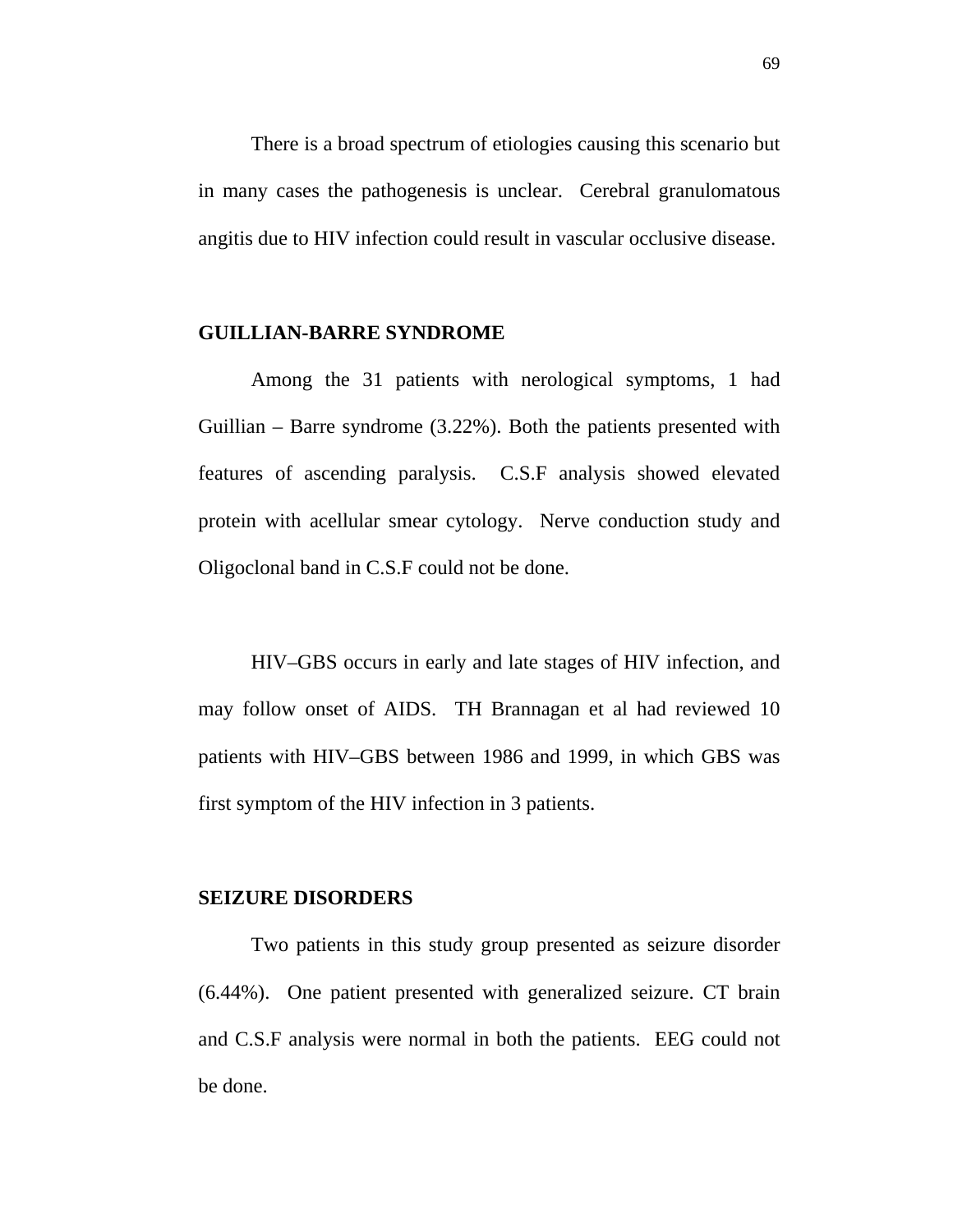There is a broad spectrum of etiologies causing this scenario but in many cases the pathogenesis is unclear. Cerebral granulomatous angitis due to HIV infection could result in vascular occlusive disease.

## GUILLIAN-BARRE SYNDROME

Among the 31 patients with nerological symptoms, 1 had Guillian – Barre syndrome (3.22%). Both the patients presented with features of ascending paralysis. C.S.F analysis showed elevated protein with acellular smear cytology. Nerve conduction study and Oligoclonal band in C.S.F could not be done.

HIV–GBS occurs in early and late stages of HIV infection, and may follow onset of AIDS. TH Brannagan et al had reviewed 10 patients with HIV–GBS between 1986 and 1999, in which GBS was first symptom of the HIV infection in 3 patients.

## SEIZURE DISORDERS

Two patients in this study group presented as seizure disorder (6.44%). One patient presented with generalized seizure. CT brain and C.S.F analysis were normal in both the patients. EEG could not be done.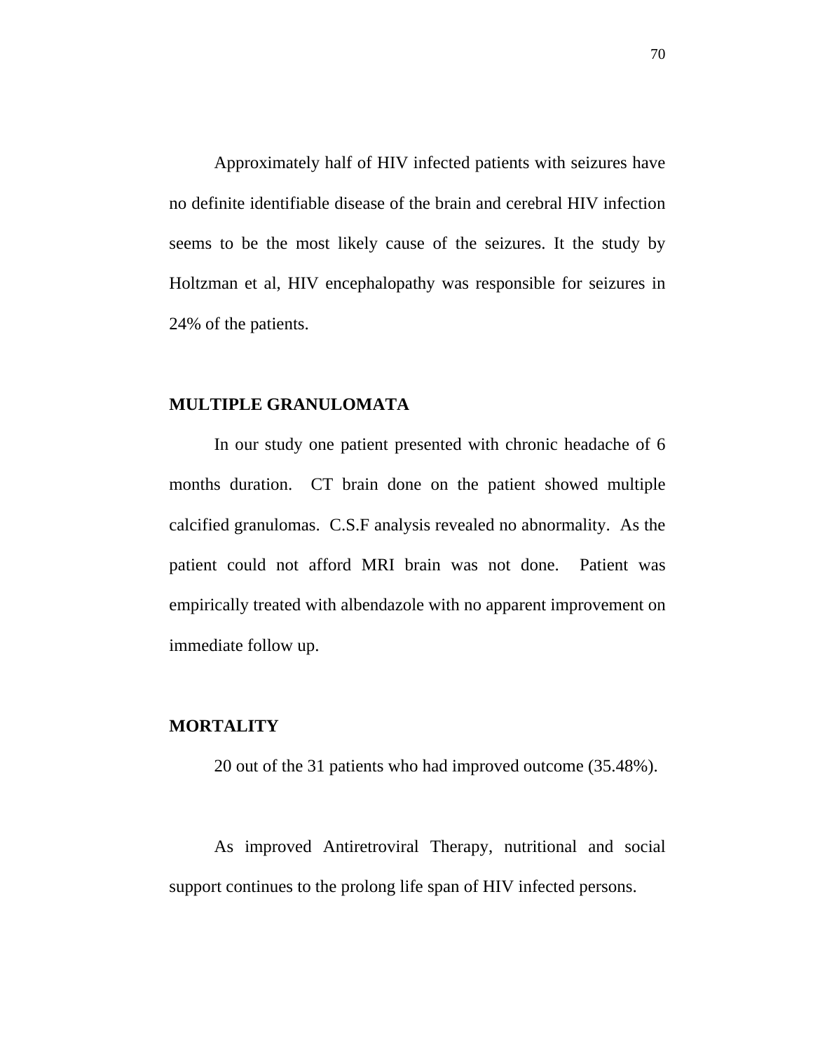Approximately half of HIV infected patients with seizures have no definite identifiable disease of the brain and cerebral HIV infection seems to be the most likely cause of the seizures. It the study by Holtzman et al, HIV encephalopathy was responsible for seizures in 24% of the patients.

**MULTIPLE GRANULOMATA**

In our study one patient presented with chronic headache of 6 months duration. CT brain done on the patient showed multiple calcified granulomas. C.S.F analysis revealed no abnormality. As the patient could not afford MRI brain was not done. Patient was empirically treated with albendazole with no apparent improvement on immediate follow up.

**MORTALITY**

20 out of the 31 patients who had improved outcome (35.48%).

As improved Antiretroviral Therapy, nutritional and social support continues to the prolong life span of HIV infected persons.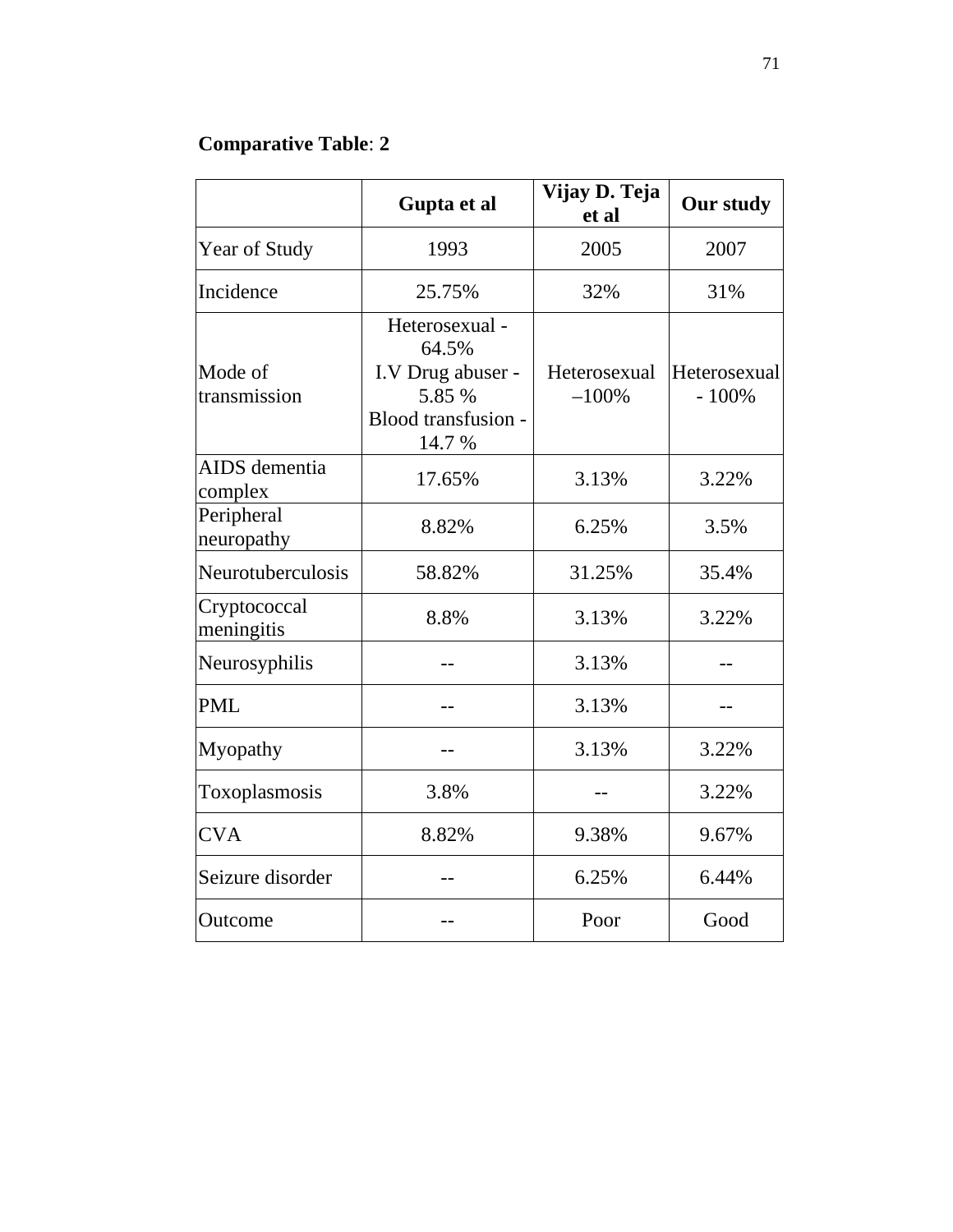**Comparative Table**: **2**

| | Gupta et al | Vijay D. Teja et al | Our study |
|---|---|---|---|
| Year of Study | 1993 | 2005 | 2007 |
| Incidence | 25.75% | 32% | 31% |
| Mode of transmission | Heterosexual - 64.5%<br>I.V Drug abuser - 5.85 %<br>Blood transfusion - 14.7 % | Heterosexual –100% | Heterosexual - 100% |
| AIDS dementia complex | 17.65% | 3.13% | 3.22% |
| Peripheral neuropathy | 8.82% | 6.25% | 3.5% |
| Neurotuberculosis | 58.82% | 31.25% | 35.4% |
| Cryptococcal meningitis | 8.8% | 3.13% | 3.22% |
| Neurosyphilis | -- | 3.13% | -- |
| PML | -- | 3.13% | -- |
| Myopathy | -- | 3.13% | 3.22% |
| Toxoplasmosis | 3.8% | -- | 3.22% |
| CVA | 8.82% | 9.38% | 9.67% |
| Seizure disorder | -- | 6.25% | 6.44% |
| Outcome | -- | Poor | Good |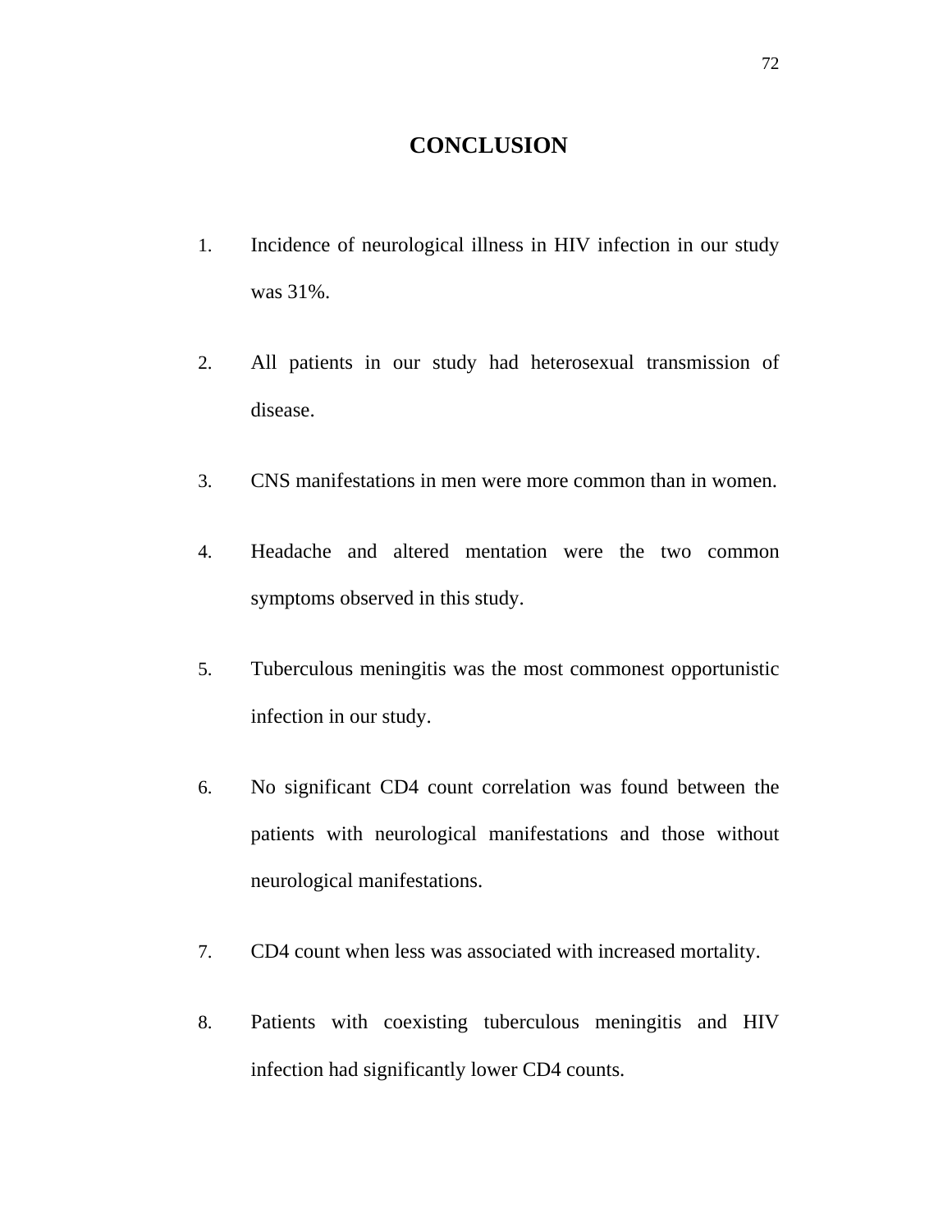# CONCLUSION

1. Incidence of neurological illness in HIV infection in our study was 31%.

2. All patients in our study had heterosexual transmission of disease.

3. CNS manifestations in men were more common than in women.

4. Headache and altered mentation were the two common symptoms observed in this study.

5. Tuberculous meningitis was the most commonest opportunistic infection in our study.

6. No significant CD4 count correlation was found between the patients with neurological manifestations and those without neurological manifestations.

7. CD4 count when less was associated with increased mortality.

8. Patients with coexisting tuberculous meningitis and HIV infection had significantly lower CD4 counts.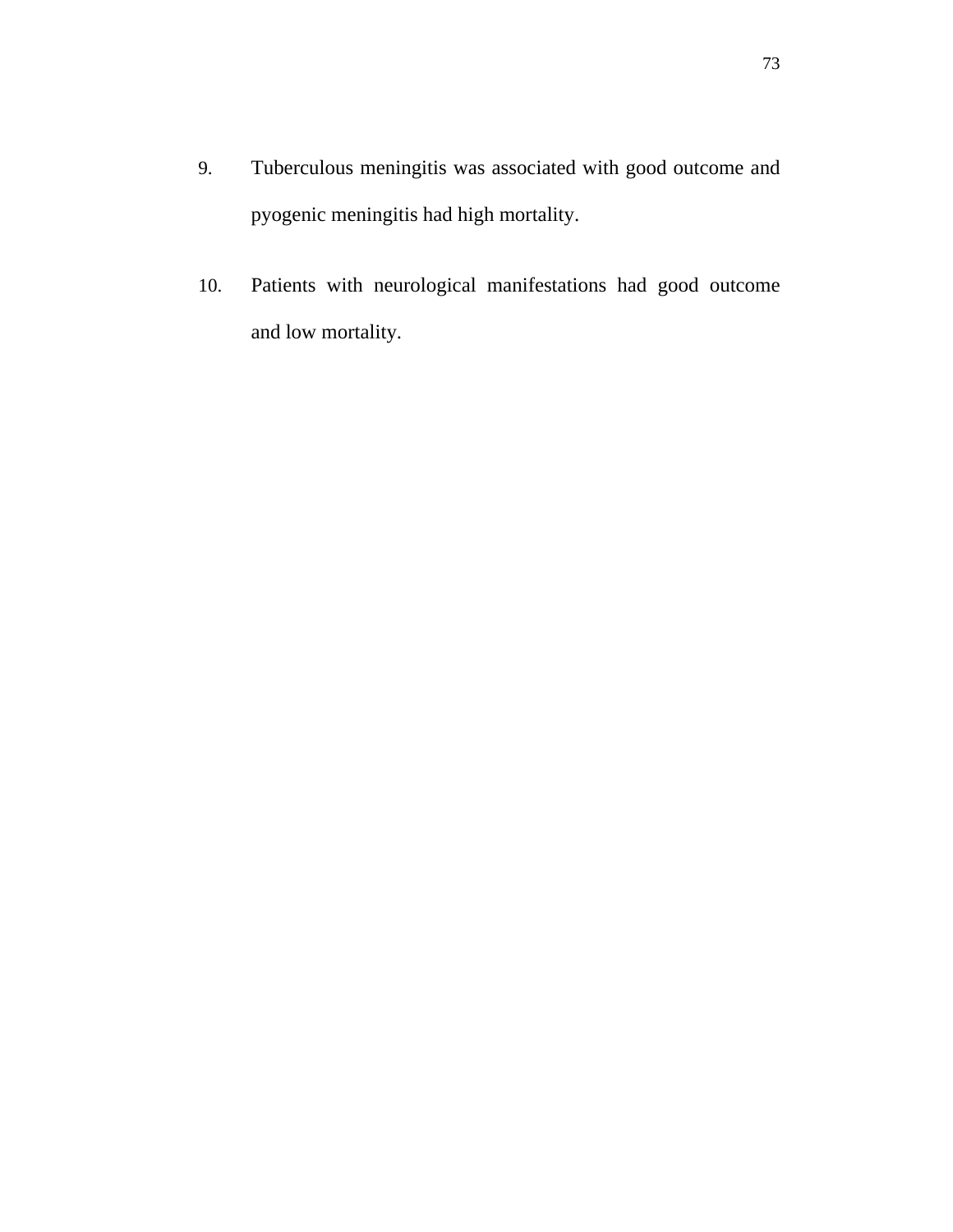9. Tuberculous meningitis was associated with good outcome and pyogenic meningitis had high mortality.

10. Patients with neurological manifestations had good outcome and low mortality.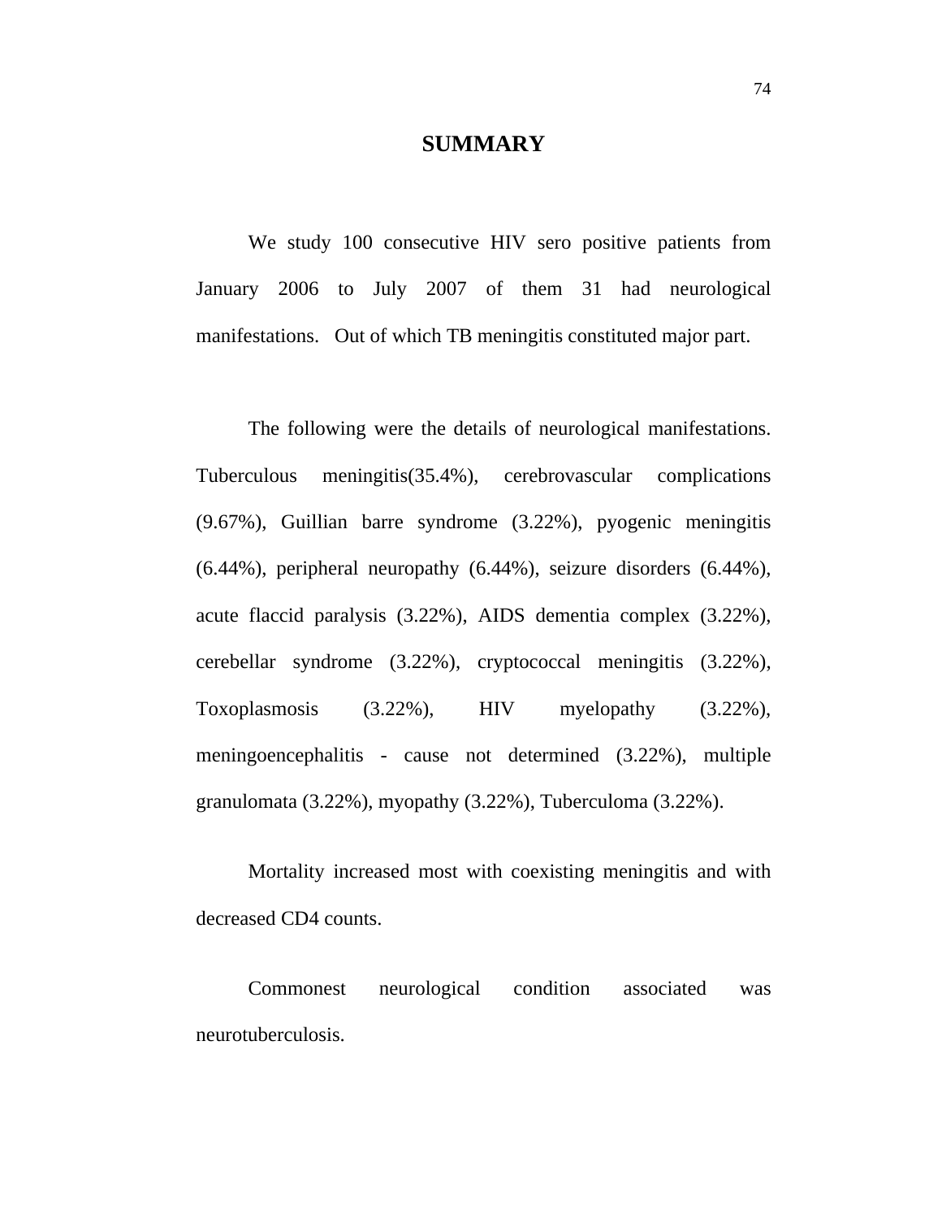# SUMMARY

We study 100 consecutive HIV sero positive patients from January 2006 to July 2007 of them 31 had neurological manifestations. Out of which TB meningitis constituted major part.

The following were the details of neurological manifestations. Tuberculous meningitis(35.4%), cerebrovascular complications (9.67%), Guillian barre syndrome (3.22%), pyogenic meningitis (6.44%), peripheral neuropathy (6.44%), seizure disorders (6.44%), acute flaccid paralysis (3.22%), AIDS dementia complex (3.22%), cerebellar syndrome (3.22%), cryptococcal meningitis (3.22%), Toxoplasmosis (3.22%), HIV myelopathy (3.22%), meningoencephalitis - cause not determined (3.22%), multiple granulomata (3.22%), myopathy (3.22%), Tuberculoma (3.22%).

Mortality increased most with coexisting meningitis and with decreased CD4 counts.

Commonest neurological condition associated was neurotuberculosis.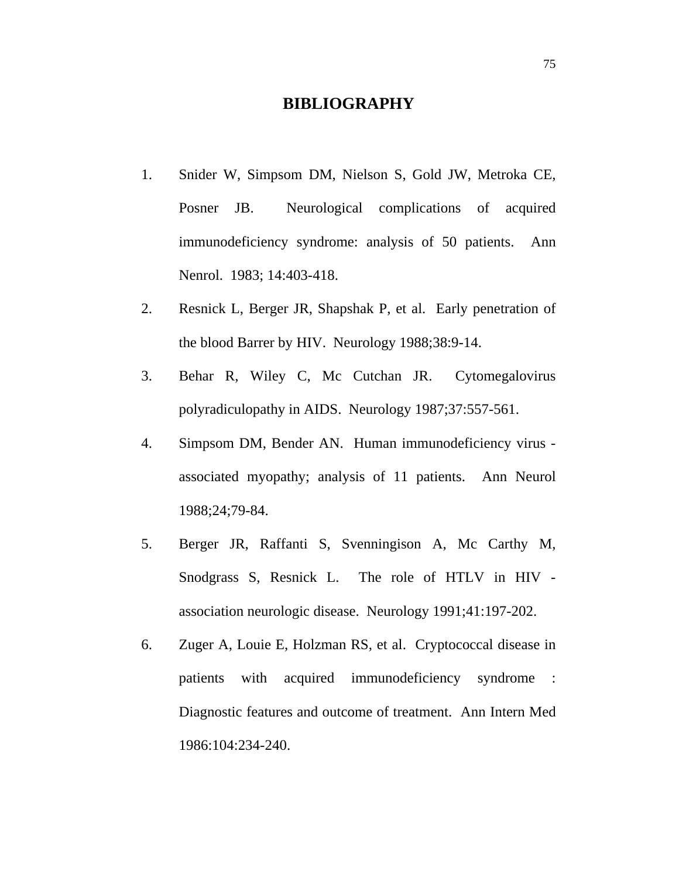# BIBLIOGRAPHY

1. Snider W, Simpsom DM, Nielson S, Gold JW, Metroka CE, Posner JB. Neurological complications of acquired immunodeficiency syndrome: analysis of 50 patients. Ann Nenrol. 1983; 14:403-418.
2. Resnick L, Berger JR, Shapshak P, et al. Early penetration of the blood Barrer by HIV. Neurology 1988;38:9-14.
3. Behar R, Wiley C, Mc Cutchan JR. Cytomegalovirus polyradiculopathy in AIDS. Neurology 1987;37:557-561.
4. Simpsom DM, Bender AN. Human immunodeficiency virus - associated myopathy; analysis of 11 patients. Ann Neurol 1988;24;79-84.
5. Berger JR, Raffanti S, Svenningison A, Mc Carthy M, Snodgrass S, Resnick L. The role of HTLV in HIV - association neurologic disease. Neurology 1991;41:197-202.
6. Zuger A, Louie E, Holzman RS, et al. Cryptococcal disease in patients with acquired immunodeficiency syndrome : Diagnostic features and outcome of treatment. Ann Intern Med 1986:104:234-240.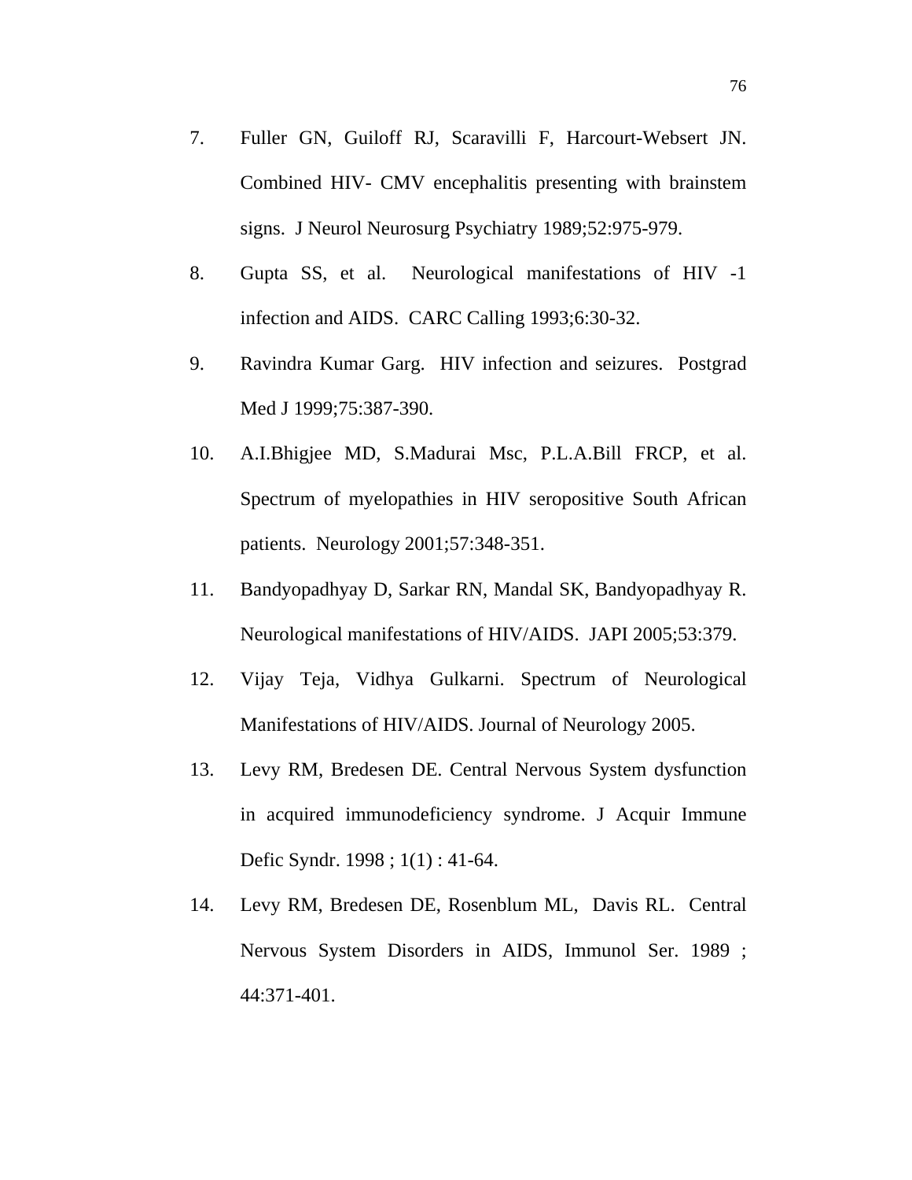7. Fuller GN, Guiloff RJ, Scaravilli F, Harcourt-Websert JN. Combined HIV- CMV encephalitis presenting with brainstem signs. J Neurol Neurosurg Psychiatry 1989;52:975-979.

8. Gupta SS, et al. Neurological manifestations of HIV -1 infection and AIDS. CARC Calling 1993;6:30-32.

9. Ravindra Kumar Garg. HIV infection and seizures. Postgrad Med J 1999;75:387-390.

10. A.I.Bhigjee MD, S.Madurai Msc, P.L.A.Bill FRCP, et al. Spectrum of myelopathies in HIV seropositive South African patients. Neurology 2001;57:348-351.

11. Bandyopadhyay D, Sarkar RN, Mandal SK, Bandyopadhyay R. Neurological manifestations of HIV/AIDS. JAPI 2005;53:379.

12. Vijay Teja, Vidhya Gulkarni. Spectrum of Neurological Manifestations of HIV/AIDS. Journal of Neurology 2005.

13. Levy RM, Bredesen DE. Central Nervous System dysfunction in acquired immunodeficiency syndrome. J Acquir Immune Defic Syndr. 1998 ; 1(1) : 41-64.

14. Levy RM, Bredesen DE, Rosenblum ML, Davis RL. Central Nervous System Disorders in AIDS, Immunol Ser. 1989 ; 44:371-401.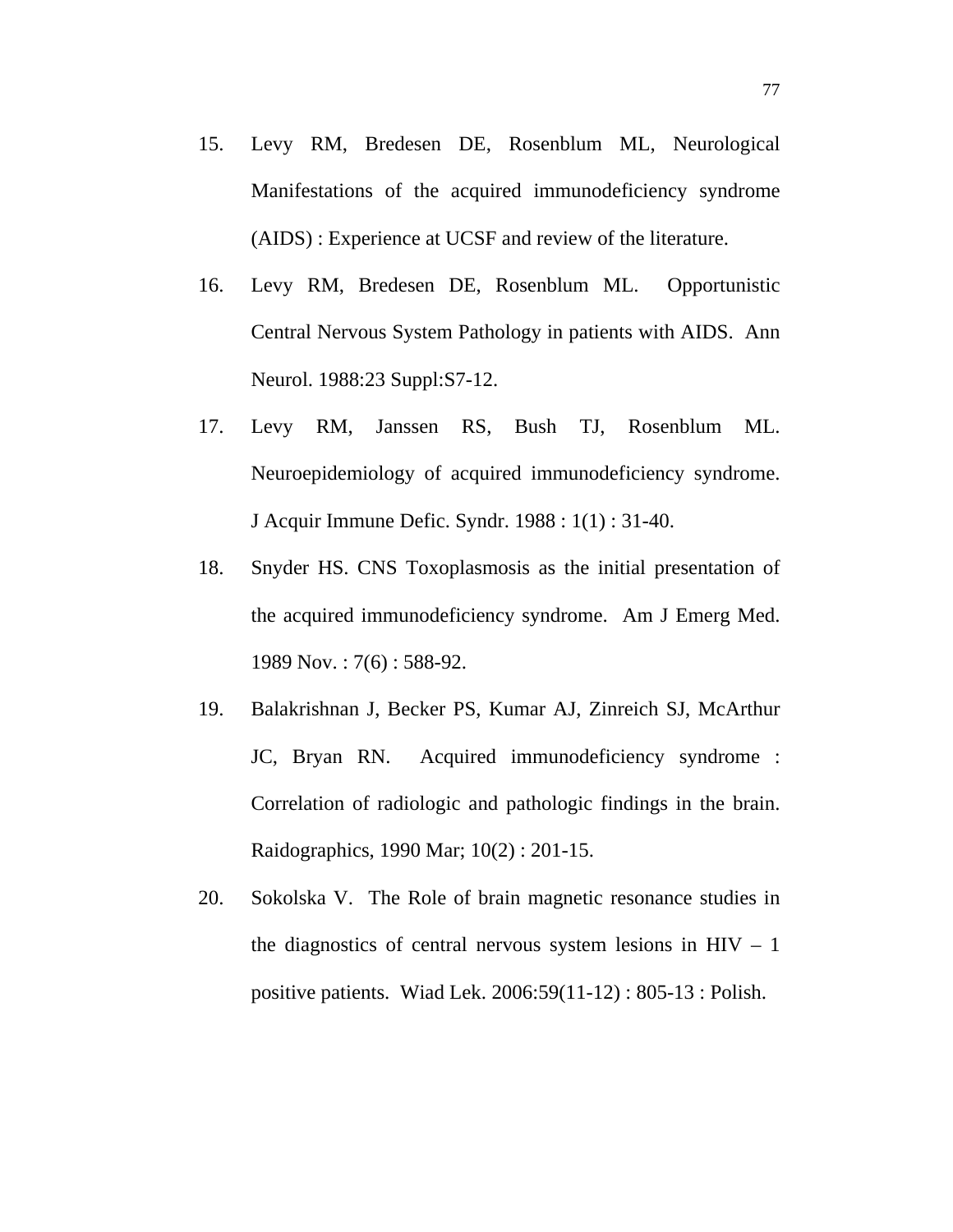15. Levy RM, Bredesen DE, Rosenblum ML, Neurological Manifestations of the acquired immunodeficiency syndrome (AIDS) : Experience at UCSF and review of the literature.
16. Levy RM, Bredesen DE, Rosenblum ML. Opportunistic Central Nervous System Pathology in patients with AIDS. Ann Neurol. 1988:23 Suppl:S7-12.
17. Levy RM, Janssen RS, Bush TJ, Rosenblum ML. Neuroepidemiology of acquired immunodeficiency syndrome. J Acquir Immune Defic. Syndr. 1988 : 1(1) : 31-40.
18. Snyder HS. CNS Toxoplasmosis as the initial presentation of the acquired immunodeficiency syndrome. Am J Emerg Med. 1989 Nov. : 7(6) : 588-92.
19. Balakrishnan J, Becker PS, Kumar AJ, Zinreich SJ, McArthur JC, Bryan RN. Acquired immunodeficiency syndrome : Correlation of radiologic and pathologic findings in the brain. Raidographics, 1990 Mar; 10(2) : 201-15.
20. Sokolska V. The Role of brain magnetic resonance studies in the diagnostics of central nervous system lesions in HIV – 1 positive patients. Wiad Lek. 2006:59(11-12) : 805-13 : Polish.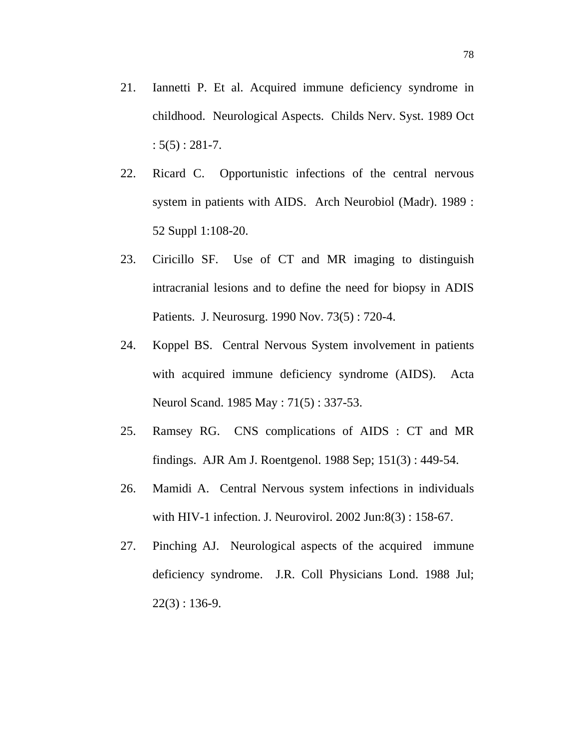21. Iannetti P. Et al. Acquired immune deficiency syndrome in childhood. Neurological Aspects. Childs Nerv. Syst. 1989 Oct : 5(5) : 281-7.

22. Ricard C. Opportunistic infections of the central nervous system in patients with AIDS. Arch Neurobiol (Madr). 1989 : 52 Suppl 1:108-20.

23. Ciricillo SF. Use of CT and MR imaging to distinguish intracranial lesions and to define the need for biopsy in ADIS Patients. J. Neurosurg. 1990 Nov. 73(5) : 720-4.

24. Koppel BS. Central Nervous System involvement in patients with acquired immune deficiency syndrome (AIDS). Acta Neurol Scand. 1985 May : 71(5) : 337-53.

25. Ramsey RG. CNS complications of AIDS : CT and MR findings. AJR Am J. Roentgenol. 1988 Sep; 151(3) : 449-54.

26. Mamidi A. Central Nervous system infections in individuals with HIV-1 infection. J. Neurovirol. 2002 Jun:8(3) : 158-67.

27. Pinching AJ. Neurological aspects of the acquired immune deficiency syndrome. J.R. Coll Physicians Lond. 1988 Jul; 22(3) : 136-9.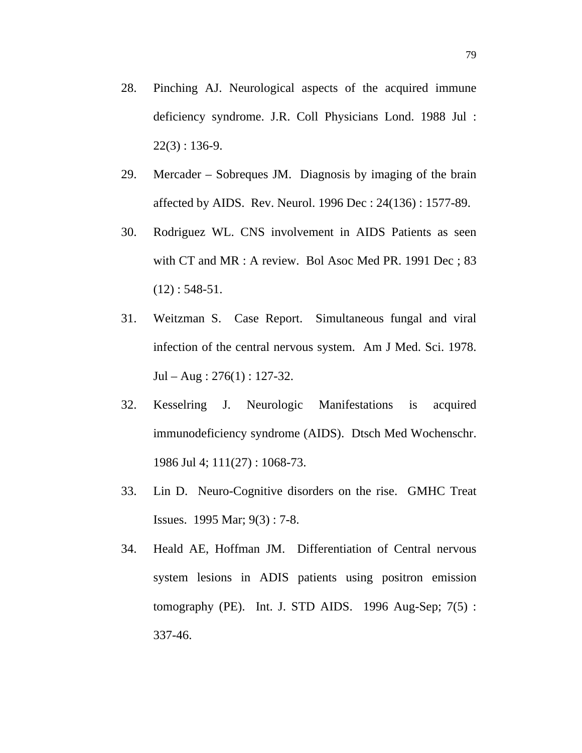28. Pinching AJ. Neurological aspects of the acquired immune deficiency syndrome. J.R. Coll Physicians Lond. 1988 Jul : 22(3) : 136-9.

29. Mercader – Sobreques JM. Diagnosis by imaging of the brain affected by AIDS. Rev. Neurol. 1996 Dec : 24(136) : 1577-89.

30. Rodriguez WL. CNS involvement in AIDS Patients as seen with CT and MR : A review. Bol Asoc Med PR. 1991 Dec ; 83 (12) : 548-51.

31. Weitzman S. Case Report. Simultaneous fungal and viral infection of the central nervous system. Am J Med. Sci. 1978. Jul – Aug : 276(1) : 127-32.

32. Kesselring J. Neurologic Manifestations is acquired immunodeficiency syndrome (AIDS). Dtsch Med Wochenschr. 1986 Jul 4; 111(27) : 1068-73.

33. Lin D. Neuro-Cognitive disorders on the rise. GMHC Treat Issues. 1995 Mar; 9(3) : 7-8.

34. Heald AE, Hoffman JM. Differentiation of Central nervous system lesions in ADIS patients using positron emission tomography (PE). Int. J. STD AIDS. 1996 Aug-Sep; 7(5) : 337-46.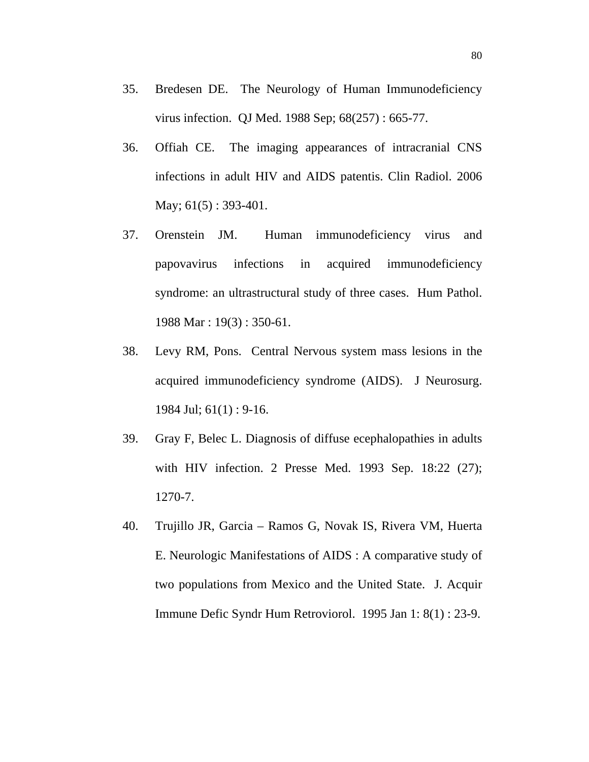35. Bredesen DE. The Neurology of Human Immunodeficiency virus infection. QJ Med. 1988 Sep; 68(257) : 665-77.

36. Offiah CE. The imaging appearances of intracranial CNS infections in adult HIV and AIDS patentis. Clin Radiol. 2006 May; 61(5) : 393-401.

37. Orenstein JM. Human immunodeficiency virus and papovavirus infections in acquired immunodeficiency syndrome: an ultrastructural study of three cases. Hum Pathol. 1988 Mar : 19(3) : 350-61.

38. Levy RM, Pons. Central Nervous system mass lesions in the acquired immunodeficiency syndrome (AIDS). J Neurosurg. 1984 Jul; 61(1) : 9-16.

39. Gray F, Belec L. Diagnosis of diffuse ecephalopathies in adults with HIV infection. 2 Presse Med. 1993 Sep. 18:22 (27); 1270-7.

40. Trujillo JR, Garcia – Ramos G, Novak IS, Rivera VM, Huerta E. Neurologic Manifestations of AIDS : A comparative study of two populations from Mexico and the United State. J. Acquir Immune Defic Syndr Hum Retroviorol. 1995 Jan 1: 8(1) : 23-9.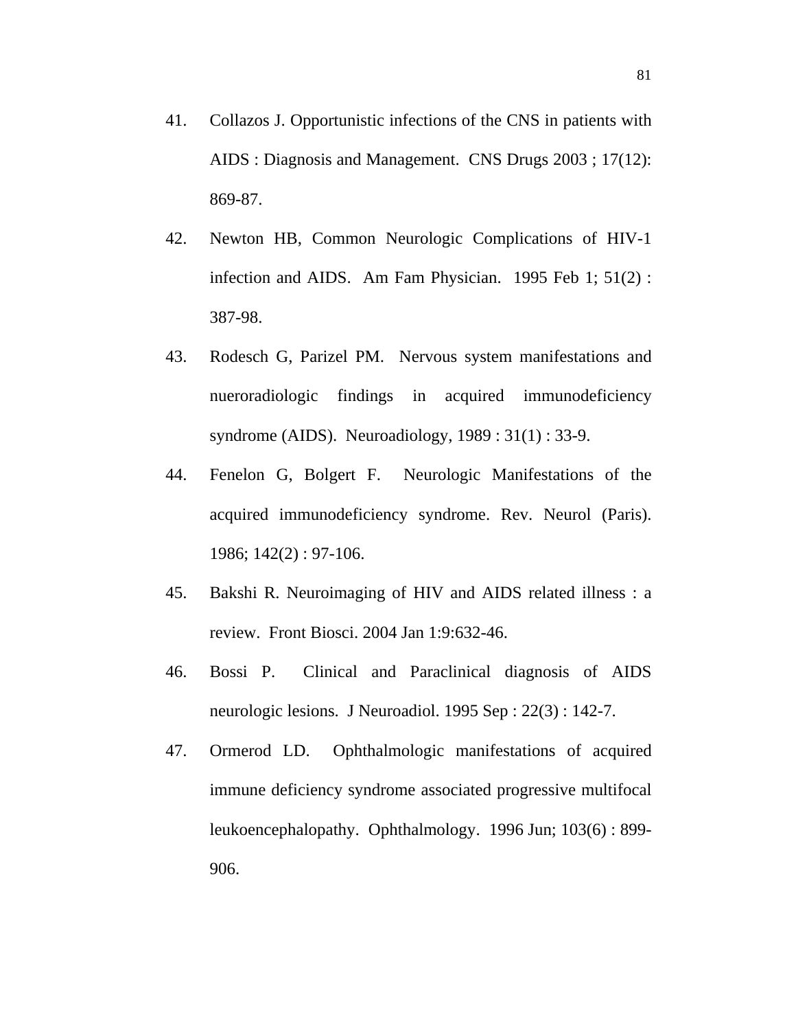41. Collazos J. Opportunistic infections of the CNS in patients with AIDS : Diagnosis and Management. CNS Drugs 2003 ; 17(12): 869-87.

42. Newton HB, Common Neurologic Complications of HIV-1 infection and AIDS. Am Fam Physician. 1995 Feb 1; 51(2) : 387-98.

43. Rodesch G, Parizel PM. Nervous system manifestations and nueroradiologic findings in acquired immunodeficiency syndrome (AIDS). Neuroadiology, 1989 : 31(1) : 33-9.

44. Fenelon G, Bolgert F. Neurologic Manifestations of the acquired immunodeficiency syndrome. Rev. Neurol (Paris). 1986; 142(2) : 97-106.

45. Bakshi R. Neuroimaging of HIV and AIDS related illness : a review. Front Biosci. 2004 Jan 1:9:632-46.

46. Bossi P. Clinical and Paraclinical diagnosis of AIDS neurologic lesions. J Neuroadiol. 1995 Sep : 22(3) : 142-7.

47. Ormerod LD. Ophthalmologic manifestations of acquired immune deficiency syndrome associated progressive multifocal leukoencephalopathy. Ophthalmology. 1996 Jun; 103(6) : 899-906.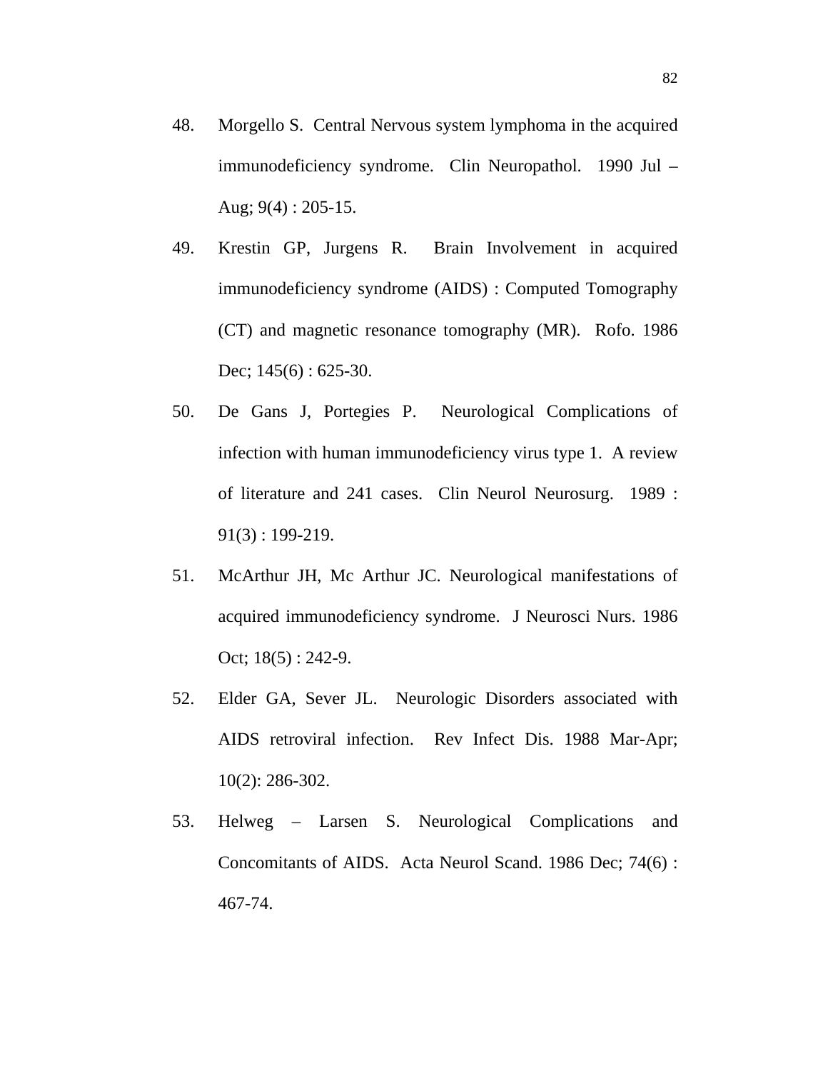48. Morgello S. Central Nervous system lymphoma in the acquired immunodeficiency syndrome. Clin Neuropathol. 1990 Jul – Aug; 9(4) : 205-15.

49. Krestin GP, Jurgens R. Brain Involvement in acquired immunodeficiency syndrome (AIDS) : Computed Tomography (CT) and magnetic resonance tomography (MR). Rofo. 1986 Dec; 145(6) : 625-30.

50. De Gans J, Portegies P. Neurological Complications of infection with human immunodeficiency virus type 1. A review of literature and 241 cases. Clin Neurol Neurosurg. 1989 : 91(3) : 199-219.

51. McArthur JH, Mc Arthur JC. Neurological manifestations of acquired immunodeficiency syndrome. J Neurosci Nurs. 1986 Oct; 18(5) : 242-9.

52. Elder GA, Sever JL. Neurologic Disorders associated with AIDS retroviral infection. Rev Infect Dis. 1988 Mar-Apr; 10(2): 286-302.

53. Helweg – Larsen S. Neurological Complications and Concomitants of AIDS. Acta Neurol Scand. 1986 Dec; 74(6) : 467-74.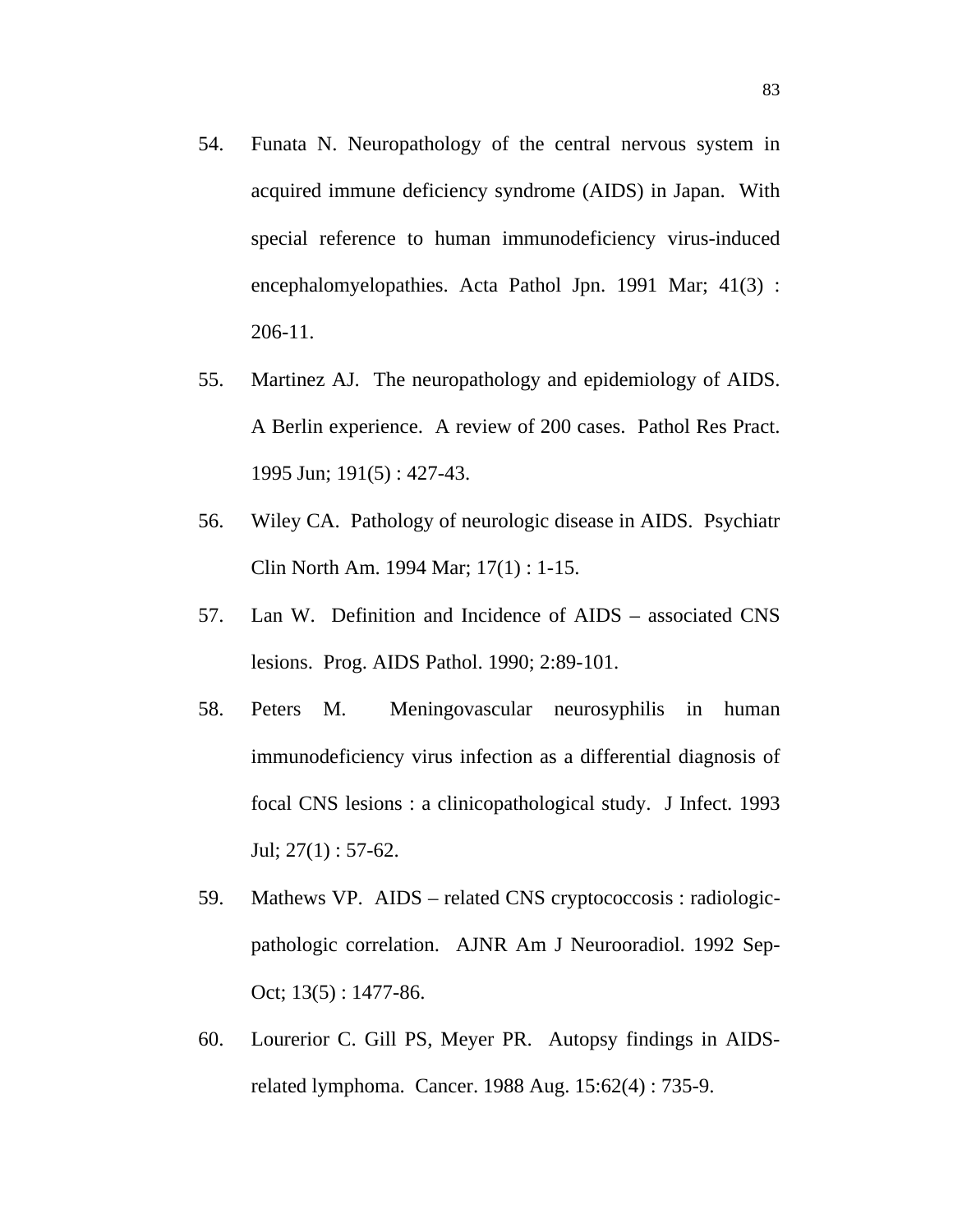54. Funata N. Neuropathology of the central nervous system in acquired immune deficiency syndrome (AIDS) in Japan. With special reference to human immunodeficiency virus-induced encephalomyelopathies. Acta Pathol Jpn. 1991 Mar; 41(3) : 206-11.

55. Martinez AJ. The neuropathology and epidemiology of AIDS. A Berlin experience. A review of 200 cases. Pathol Res Pract. 1995 Jun; 191(5) : 427-43.

56. Wiley CA. Pathology of neurologic disease in AIDS. Psychiatr Clin North Am. 1994 Mar; 17(1) : 1-15.

57. Lan W. Definition and Incidence of AIDS – associated CNS lesions. Prog. AIDS Pathol. 1990; 2:89-101.

58. Peters M. Meningovascular neurosyphilis in human immunodeficiency virus infection as a differential diagnosis of focal CNS lesions : a clinicopathological study. J Infect. 1993 Jul; 27(1) : 57-62.

59. Mathews VP. AIDS – related CNS cryptococcosis : radiologic-pathologic correlation. AJNR Am J Neurooradiol. 1992 Sep-Oct; 13(5) : 1477-86.

60. Lourerior C. Gill PS, Meyer PR. Autopsy findings in AIDS-related lymphoma. Cancer. 1988 Aug. 15:62(4) : 735-9.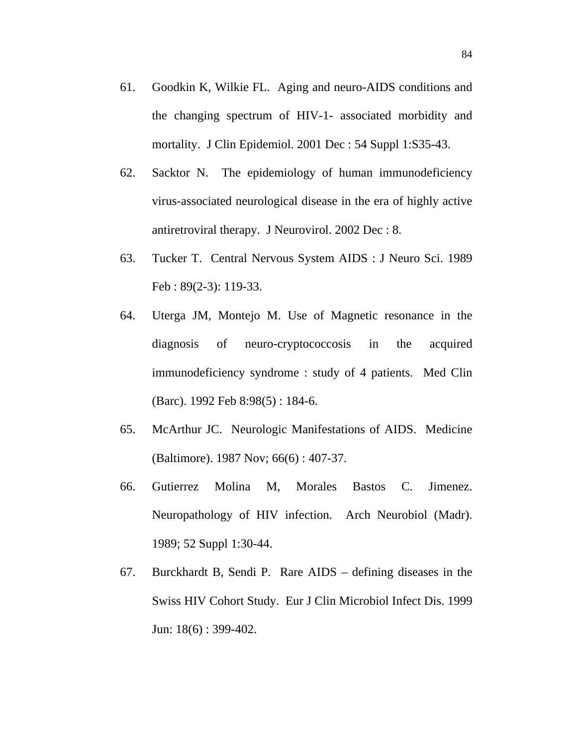61. Goodkin K, Wilkie FL. Aging and neuro-AIDS conditions and the changing spectrum of HIV-1- associated morbidity and mortality. J Clin Epidemiol. 2001 Dec : 54 Suppl 1:S35-43.

62. Sacktor N. The epidemiology of human immunodeficiency virus-associated neurological disease in the era of highly active antiretroviral therapy. J Neurovirol. 2002 Dec : 8.

63. Tucker T. Central Nervous System AIDS : J Neuro Sci. 1989 Feb : 89(2-3): 119-33.

64. Uterga JM, Montejo M. Use of Magnetic resonance in the diagnosis of neuro-cryptococcosis in the acquired immunodeficiency syndrome : study of 4 patients. Med Clin (Barc). 1992 Feb 8:98(5) : 184-6.

65. McArthur JC. Neurologic Manifestations of AIDS. Medicine (Baltimore). 1987 Nov; 66(6) : 407-37.

66. Gutierrez Molina M, Morales Bastos C. Jimenez. Neuropathology of HIV infection. Arch Neurobiol (Madr). 1989; 52 Suppl 1:30-44.

67. Burckhardt B, Sendi P. Rare AIDS – defining diseases in the Swiss HIV Cohort Study. Eur J Clin Microbiol Infect Dis. 1999 Jun: 18(6) : 399-402.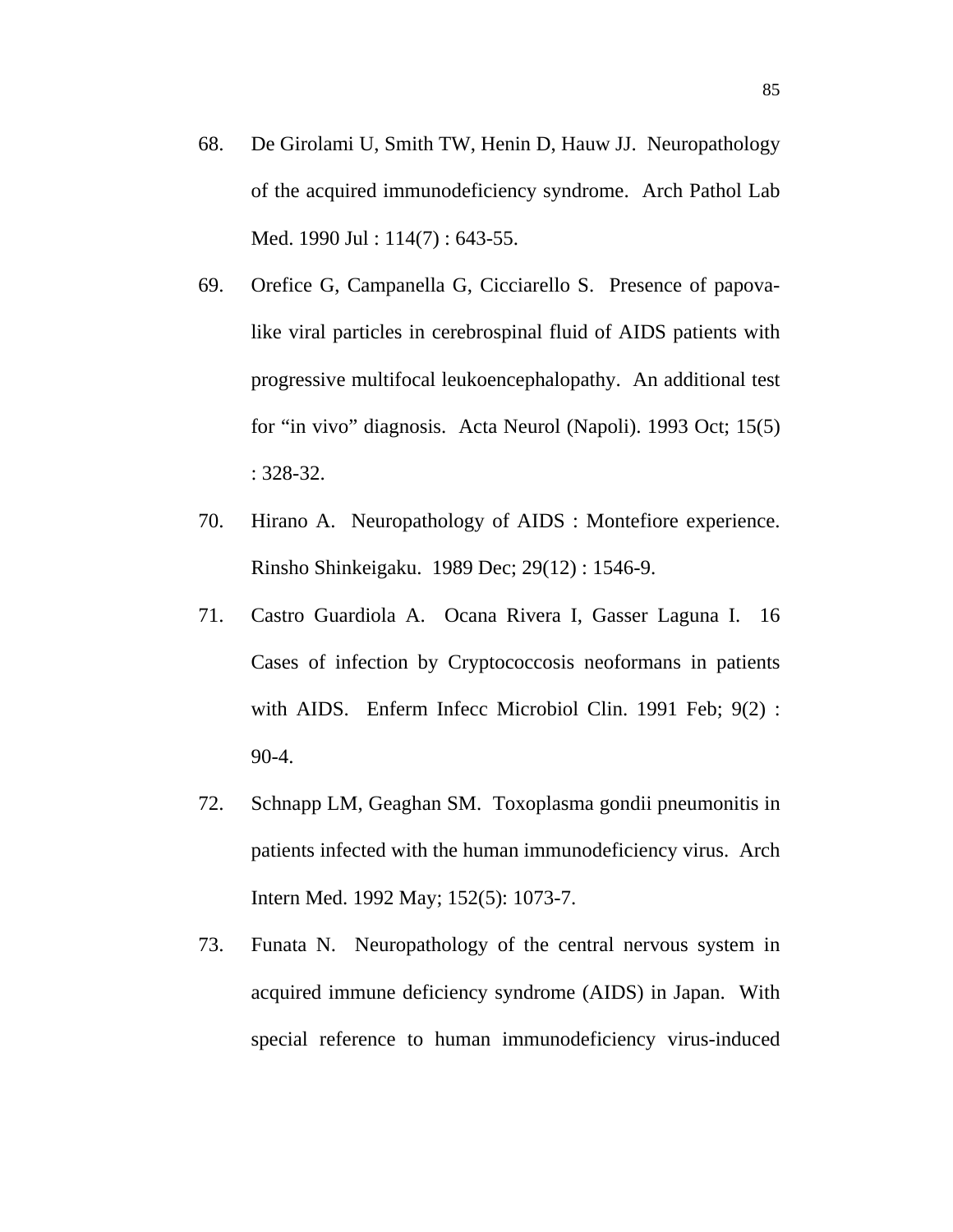68. De Girolami U, Smith TW, Henin D, Hauw JJ. Neuropathology of the acquired immunodeficiency syndrome. Arch Pathol Lab Med. 1990 Jul : 114(7) : 643-55.

69. Orefice G, Campanella G, Cicciarello S. Presence of papova-like viral particles in cerebrospinal fluid of AIDS patients with progressive multifocal leukoencephalopathy. An additional test for "in vivo" diagnosis. Acta Neurol (Napoli). 1993 Oct; 15(5) : 328-32.

70. Hirano A. Neuropathology of AIDS : Montefiore experience. Rinsho Shinkeigaku. 1989 Dec; 29(12) : 1546-9.

71. Castro Guardiola A. Ocana Rivera I, Gasser Laguna I. 16 Cases of infection by Cryptococcosis neoformans in patients with AIDS. Enferm Infecc Microbiol Clin. 1991 Feb; 9(2) : 90-4.

72. Schnapp LM, Geaghan SM. Toxoplasma gondii pneumonitis in patients infected with the human immunodeficiency virus. Arch Intern Med. 1992 May; 152(5): 1073-7.

73. Funata N. Neuropathology of the central nervous system in acquired immune deficiency syndrome (AIDS) in Japan. With special reference to human immunodeficiency virus-induced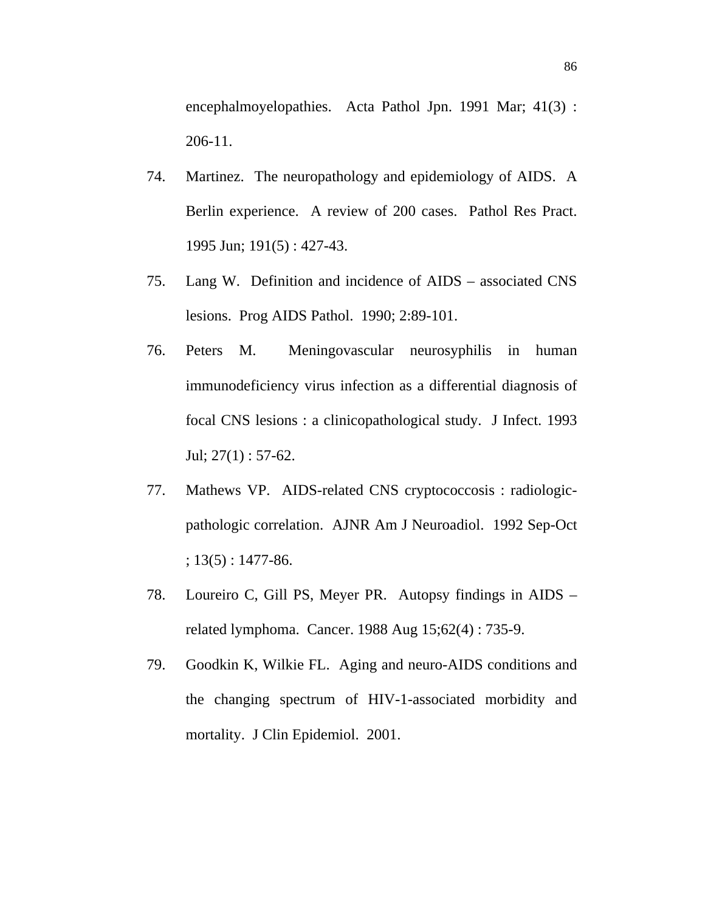encephalmoyelopathies. Acta Pathol Jpn. 1991 Mar; 41(3) : 206-11.

74. Martinez. The neuropathology and epidemiology of AIDS. A Berlin experience. A review of 200 cases. Pathol Res Pract. 1995 Jun; 191(5) : 427-43.

75. Lang W. Definition and incidence of AIDS – associated CNS lesions. Prog AIDS Pathol. 1990; 2:89-101.

76. Peters M. Meningovascular neurosyphilis in human immunodeficiency virus infection as a differential diagnosis of focal CNS lesions : a clinicopathological study. J Infect. 1993 Jul; 27(1) : 57-62.

77. Mathews VP. AIDS-related CNS cryptococcosis : radiologic-pathologic correlation. AJNR Am J Neuroadiol. 1992 Sep-Oct ; 13(5) : 1477-86.

78. Loureiro C, Gill PS, Meyer PR. Autopsy findings in AIDS – related lymphoma. Cancer. 1988 Aug 15;62(4) : 735-9.

79. Goodkin K, Wilkie FL. Aging and neuro-AIDS conditions and the changing spectrum of HIV-1-associated morbidity and mortality. J Clin Epidemiol. 2001.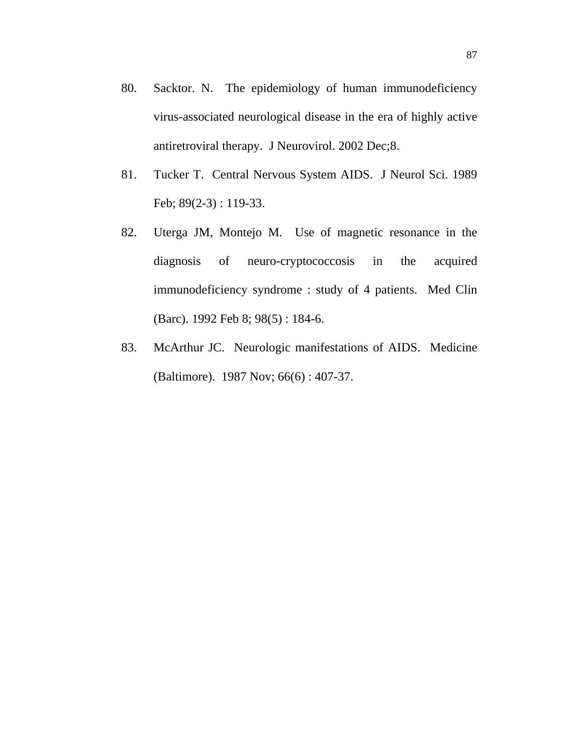80. Sacktor. N. The epidemiology of human immunodeficiency virus-associated neurological disease in the era of highly active antiretroviral therapy. J Neurovirol. 2002 Dec;8.

81. Tucker T. Central Nervous System AIDS. J Neurol Sci. 1989 Feb; 89(2-3) : 119-33.

82. Uterga JM, Montejo M. Use of magnetic resonance in the diagnosis of neuro-cryptococcosis in the acquired immunodeficiency syndrome : study of 4 patients. Med Clin (Barc). 1992 Feb 8; 98(5) : 184-6.

83. McArthur JC. Neurologic manifestations of AIDS. Medicine (Baltimore). 1987 Nov; 66(6) : 407-37.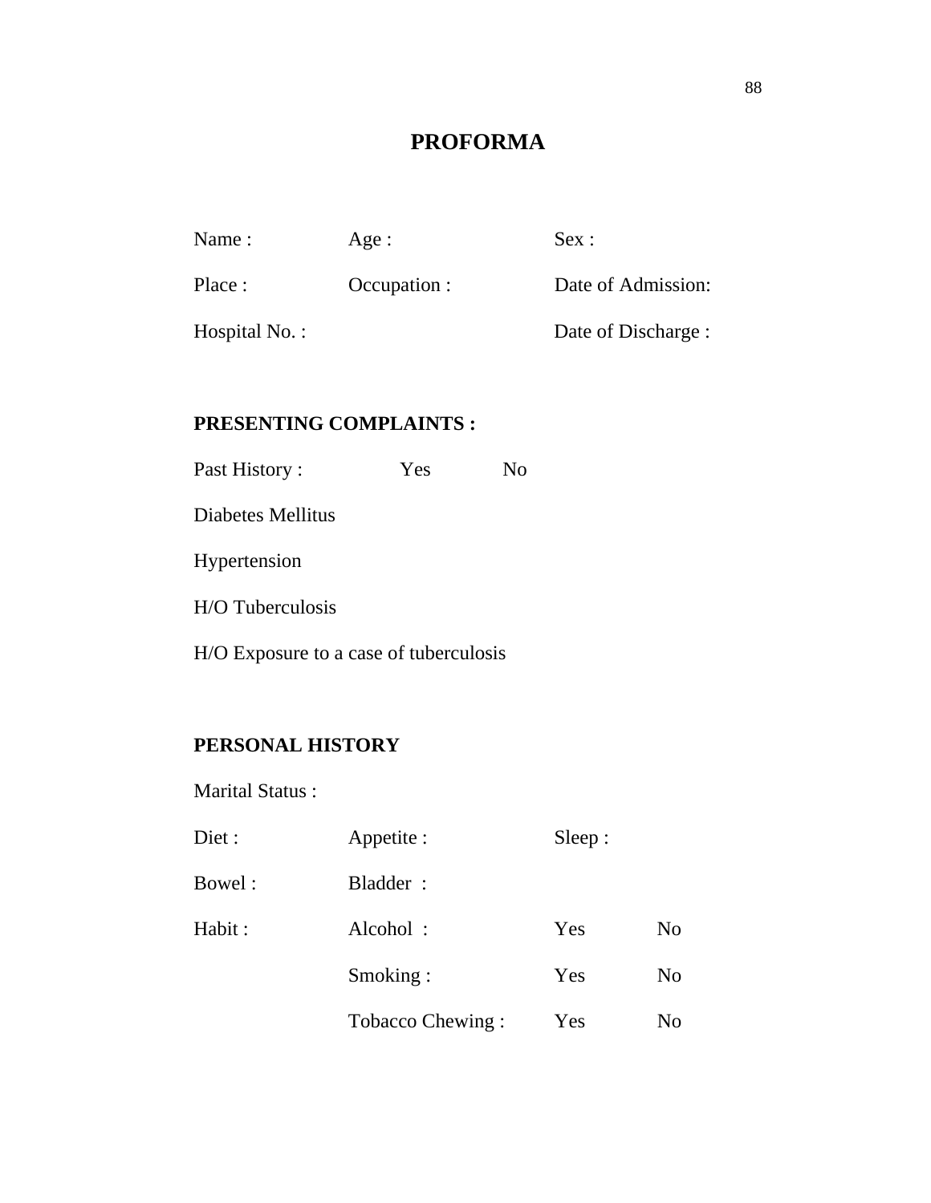# PROFORMA

| Name : | Age : | Sex : |
|---|---|---|
| Place : | Occupation : | Date of Admission: |
| Hospital No. : | | Date of Discharge : |

**PRESENTING COMPLAINTS :**

| Past History : | Yes | No |
|---|---|---|
| Diabetes Mellitus | | |
| Hypertension | | |
| H/O Tuberculosis | | |
| H/O Exposure to a case of tuberculosis | | |

**PERSONAL HISTORY**

Marital Status :

| Diet : | Appetite : | Sleep : | |
|---|---|---|---|
| Bowel : | Bladder : | | |
| Habit : | Alcohol : | Yes | No |
| | Smoking : | Yes | No |
| | Tobacco Chewing : | Yes | No |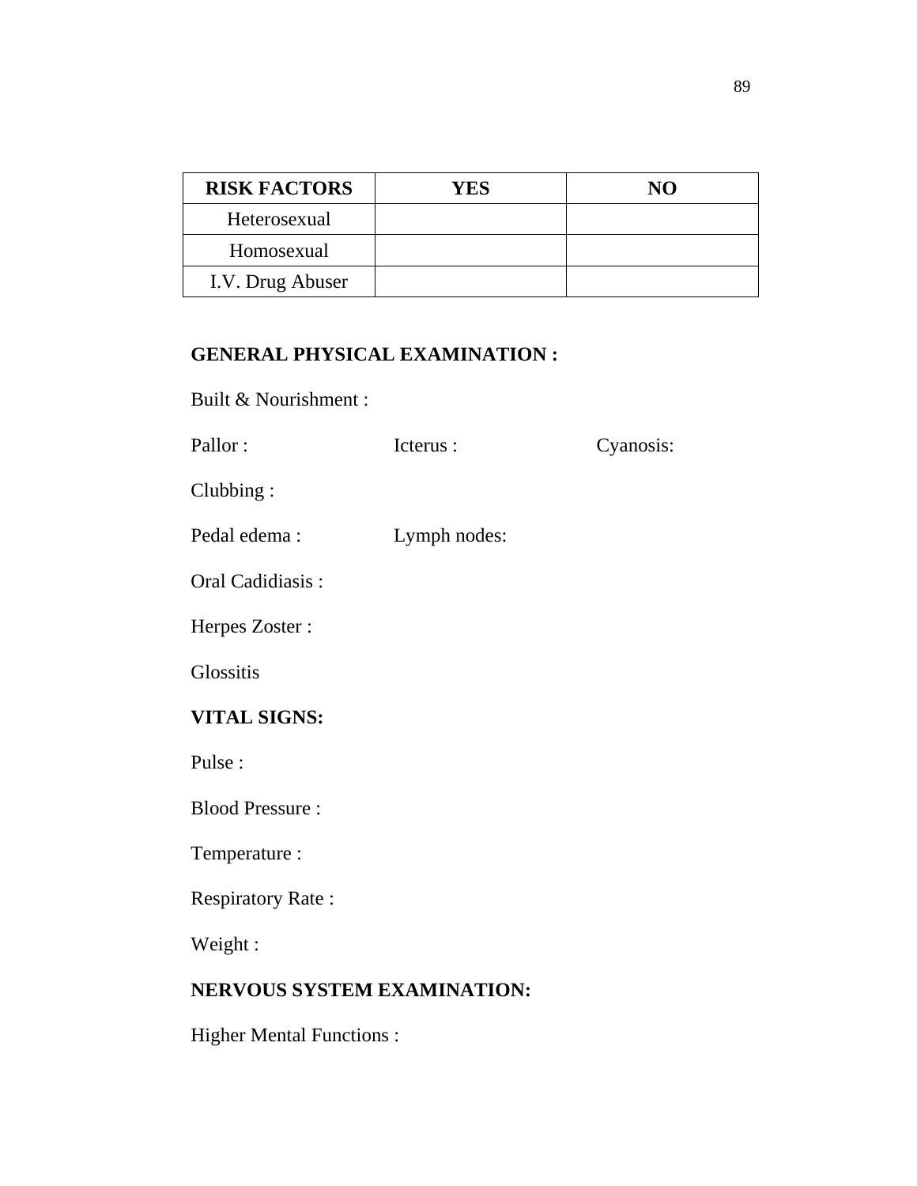| RISK FACTORS | YES | NO |
|---|---|---|
| Heterosexual | | |
| Homosexual | | |
| I.V. Drug Abuser | | |

**GENERAL PHYSICAL EXAMINATION :**

Built & Nourishment :

Pallor : Icterus : Cyanosis:

Clubbing :

Pedal edema : Lymph nodes:

Oral Cadidiasis :

Herpes Zoster :

Glossitis

**VITAL SIGNS:**

Pulse :

Blood Pressure :

Temperature :

Respiratory Rate :

Weight :

**NERVOUS SYSTEM EXAMINATION:**

Higher Mental Functions :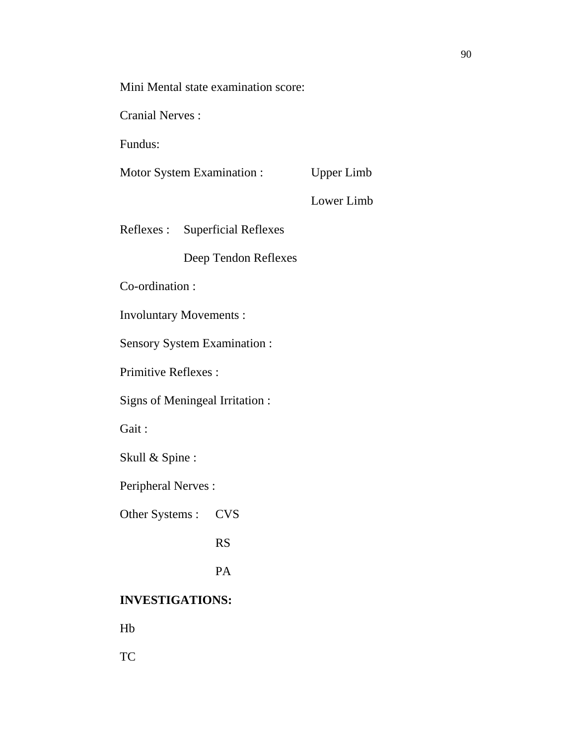Mini Mental state examination score:

Cranial Nerves :

Fundus:

Motor System Examination : Upper Limb

Lower Limb

Reflexes : Superficial Reflexes

Deep Tendon Reflexes

Co-ordination :

Involuntary Movements :

Sensory System Examination :

Primitive Reflexes :

Signs of Meningeal Irritation :

Gait :

Skull & Spine :

Peripheral Nerves :

Other Systems : CVS

RS

PA

**INVESTIGATIONS:**

Hb

TC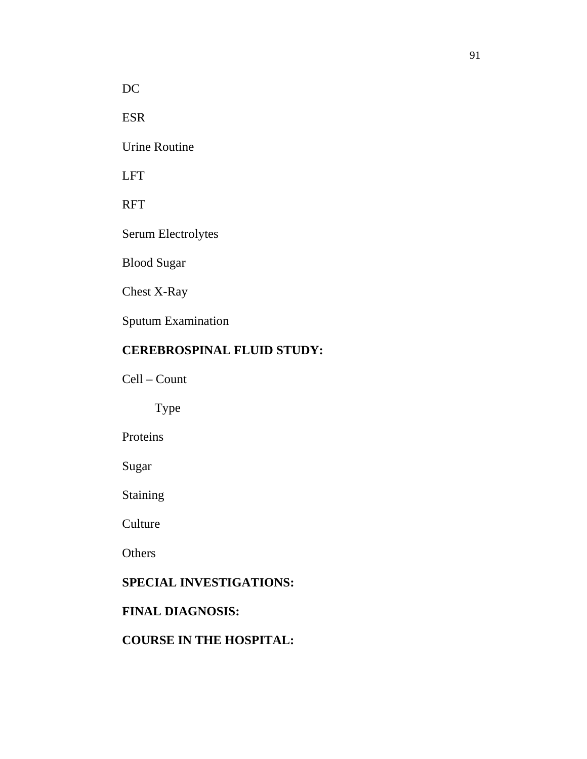DC

ESR

Urine Routine

LFT

RFT

Serum Electrolytes

Blood Sugar

Chest X-Ray

Sputum Examination

**CEREBROSPINAL FLUID STUDY:**

Cell – Count

    Type

Proteins

Sugar

Staining

Culture

Others

**SPECIAL INVESTIGATIONS:**

**FINAL DIAGNOSIS:**

**COURSE IN THE HOSPITAL:**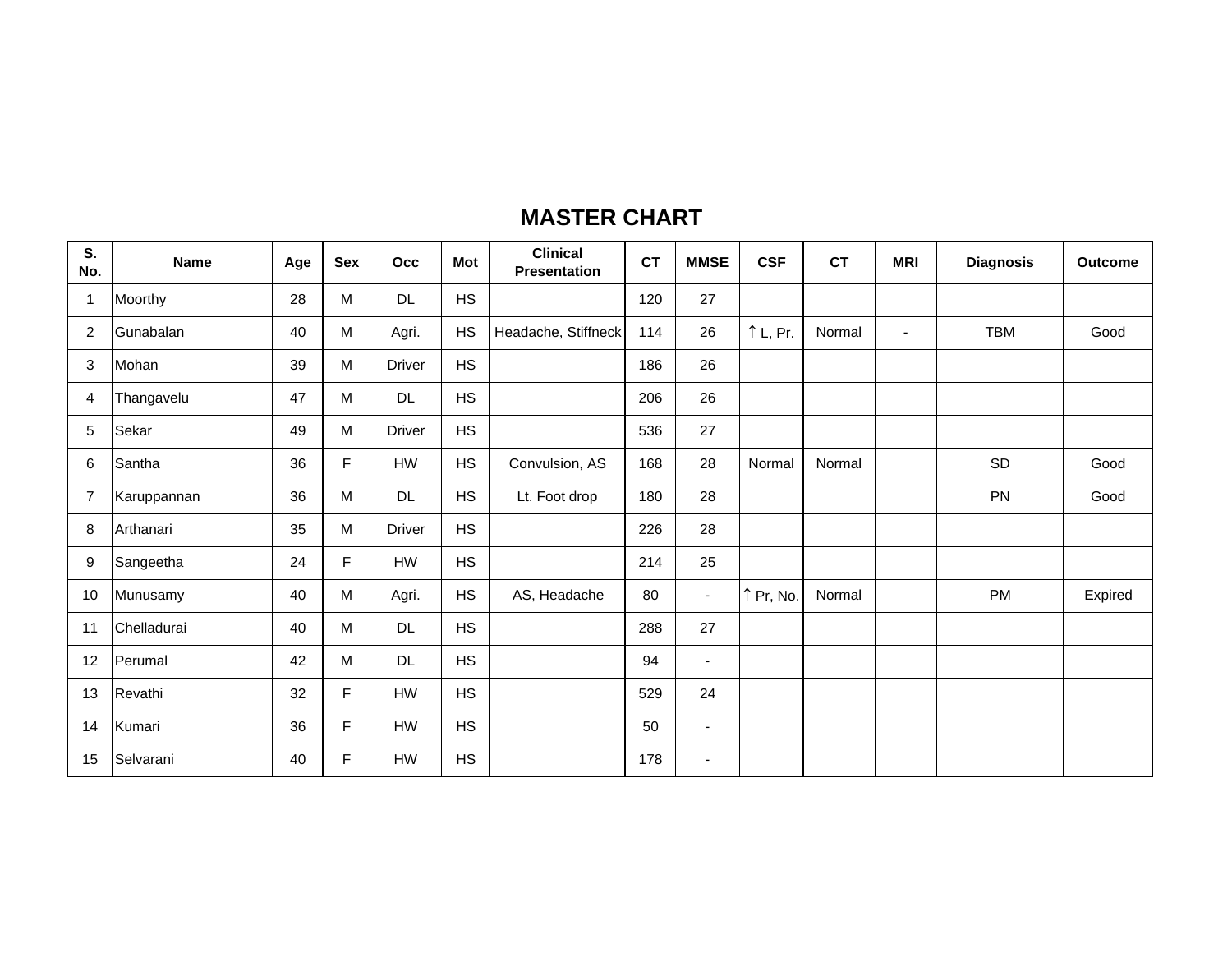# MASTER CHART

| S. No. | Name | Age | Sex | Occ | Mot | Clinical Presentation | CT | MMSE | CSF | CT | MRI | Diagnosis | Outcome |
|---|---|---|---|---|---|---|---|---|---|---|---|---|---|
| 1 | Moorthy | 28 | M | DL | HS | | 120 | 27 | | | | | |
| 2 | Gunabalan | 40 | M | Agri. | HS | Headache, Stiffneck | 114 | 26 | ↑ L, Pr. | Normal | - | TBM | Good |
| 3 | Mohan | 39 | M | Driver | HS | | 186 | 26 | | | | | |
| 4 | Thangavelu | 47 | M | DL | HS | | 206 | 26 | | | | | |
| 5 | Sekar | 49 | M | Driver | HS | | 536 | 27 | | | | | |
| 6 | Santha | 36 | F | HW | HS | Convulsion, AS | 168 | 28 | Normal | Normal | | SD | Good |
| 7 | Karuppannan | 36 | M | DL | HS | Lt. Foot drop | 180 | 28 | | | | PN | Good |
| 8 | Arthanari | 35 | M | Driver | HS | | 226 | 28 | | | | | |
| 9 | Sangeetha | 24 | F | HW | HS | | 214 | 25 | | | | | |
| 10 | Munusamy | 40 | M | Agri. | HS | AS, Headache | 80 | - | ↑ Pr, No. | Normal | | PM | Expired |
| 11 | Chelladurai | 40 | M | DL | HS | | 288 | 27 | | | | | |
| 12 | Perumal | 42 | M | DL | HS | | 94 | - | | | | | |
| 13 | Revathi | 32 | F | HW | HS | | 529 | 24 | | | | | |
| 14 | Kumari | 36 | F | HW | HS | | 50 | - | | | | | |
| 15 | Selvarani | 40 | F | HW | HS | | 178 | - | | | | | |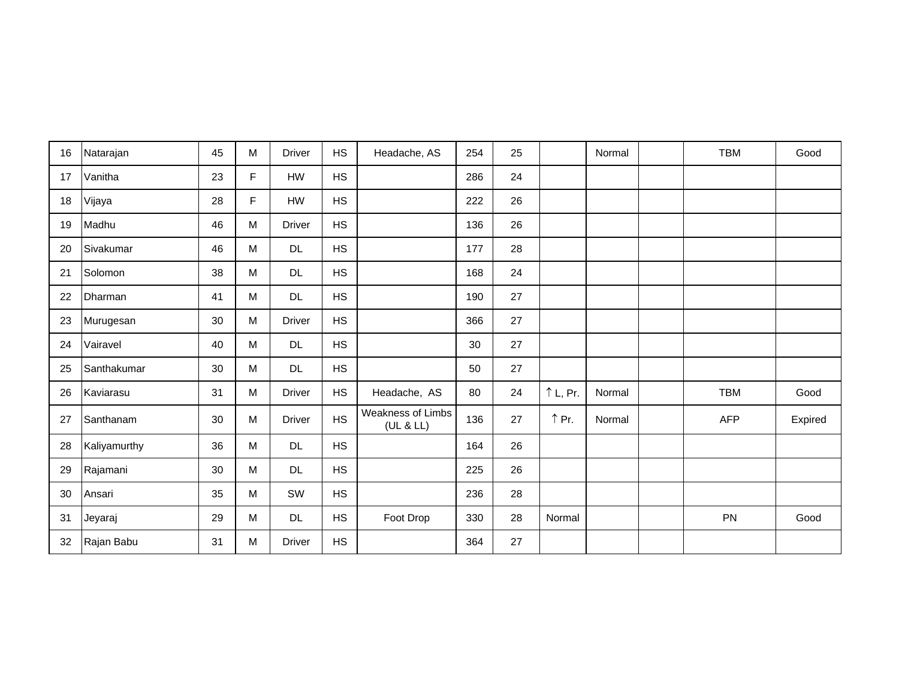| | | | | | | | | | | | | | |
|---|---|---|---|---|---|---|---|---|---|---|---|---|---|
| 16 | Natarajan | 45 | M | Driver | HS | Headache, AS | 254 | 25 | | Normal | | TBM | Good |
| 17 | Vanitha | 23 | F | HW | HS | | 286 | 24 | | | | | |
| 18 | Vijaya | 28 | F | HW | HS | | 222 | 26 | | | | | |
| 19 | Madhu | 46 | M | Driver | HS | | 136 | 26 | | | | | |
| 20 | Sivakumar | 46 | M | DL | HS | | 177 | 28 | | | | | |
| 21 | Solomon | 38 | M | DL | HS | | 168 | 24 | | | | | |
| 22 | Dharman | 41 | M | DL | HS | | 190 | 27 | | | | | |
| 23 | Murugesan | 30 | M | Driver | HS | | 366 | 27 | | | | | |
| 24 | Vairavel | 40 | M | DL | HS | | 30 | 27 | | | | | |
| 25 | Santhakumar | 30 | M | DL | HS | | 50 | 27 | | | | | |
| 26 | Kaviarasu | 31 | M | Driver | HS | Headache, AS | 80 | 24 | $\uparrow$ L, Pr. | Normal | | TBM | Good |
| 27 | Santhanam | 30 | M | Driver | HS | Weakness of Limbs (UL & LL) | 136 | 27 | $\uparrow$ Pr. | Normal | | AFP | Expired |
| 28 | Kaliyamurthy | 36 | M | DL | HS | | 164 | 26 | | | | | |
| 29 | Rajamani | 30 | M | DL | HS | | 225 | 26 | | | | | |
| 30 | Ansari | 35 | M | SW | HS | | 236 | 28 | | | | | |
| 31 | Jeyaraj | 29 | M | DL | HS | Foot Drop | 330 | 28 | Normal | | | PN | Good |
| 32 | Rajan Babu | 31 | M | Driver | HS | | 364 | 27 | | | | | |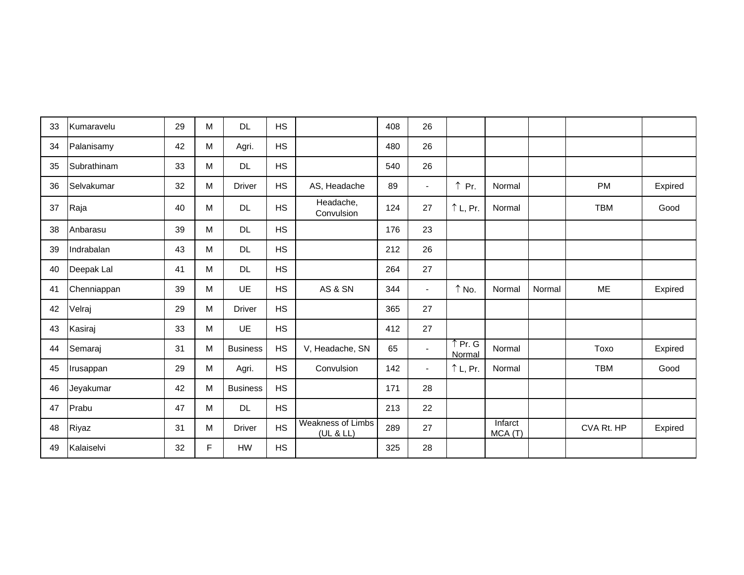| | | | | | | | | | | | | | |
|---|---|---|---|---|---|---|---|---|---|---|---|---|---|
| 33 | Kumaravelu | 29 | M | DL | HS | | 408 | 26 | | | | | |
| 34 | Palanisamy | 42 | M | Agri. | HS | | 480 | 26 | | | | | |
| 35 | Subrathinam | 33 | M | DL | HS | | 540 | 26 | | | | | |
| 36 | Selvakumar | 32 | M | Driver | HS | AS, Headache | 89 | - | ↑ Pr. | Normal | | PM | Expired |
| 37 | Raja | 40 | M | DL | HS | Headache, Convulsion | 124 | 27 | ↑ L, Pr. | Normal | | TBM | Good |
| 38 | Anbarasu | 39 | M | DL | HS | | 176 | 23 | | | | | |
| 39 | Indrabalan | 43 | M | DL | HS | | 212 | 26 | | | | | |
| 40 | Deepak Lal | 41 | M | DL | HS | | 264 | 27 | | | | | |
| 41 | Chenniappan | 39 | M | UE | HS | AS & SN | 344 | - | ↑ No. | Normal | Normal | ME | Expired |
| 42 | Velraj | 29 | M | Driver | HS | | 365 | 27 | | | | | |
| 43 | Kasiraj | 33 | M | UE | HS | | 412 | 27 | | | | | |
| 44 | Semaraj | 31 | M | Business | HS | V, Headache, SN | 65 | - | ↑ Pr. G Normal | Normal | | Toxo | Expired |
| 45 | Irusappan | 29 | M | Agri. | HS | Convulsion | 142 | - | ↑ L, Pr. | Normal | | TBM | Good |
| 46 | Jeyakumar | 42 | M | Business | HS | | 171 | 28 | | | | | |
| 47 | Prabu | 47 | M | DL | HS | | 213 | 22 | | | | | |
| 48 | Riyaz | 31 | M | Driver | HS | Weakness of Limbs (UL & LL) | 289 | 27 | | Infarct MCA (T) | | CVA Rt. HP | Expired |
| 49 | Kalaiselvi | 32 | F | HW | HS | | 325 | 28 | | | | | |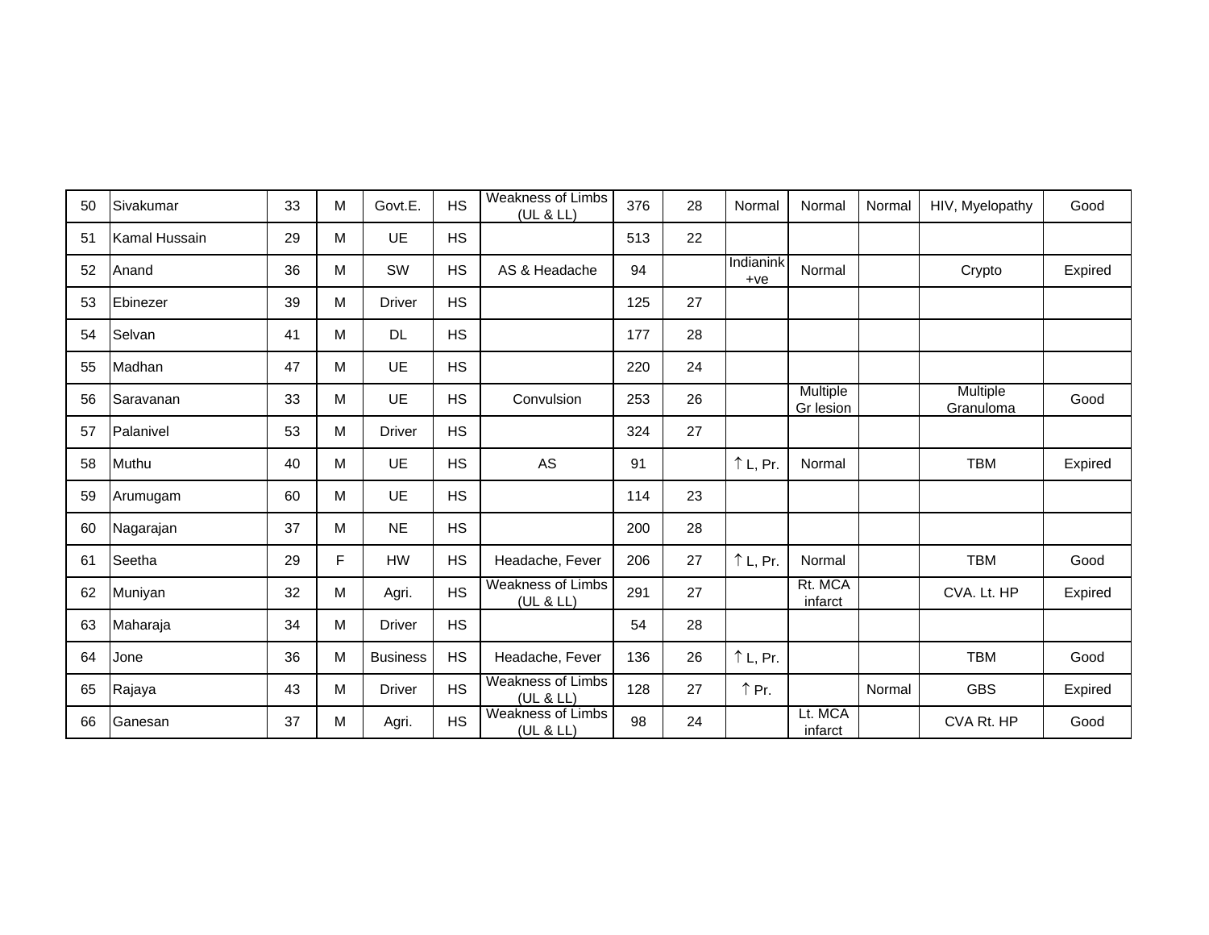| | | | | | | | | | | | | | |
|---|---|---|---|---|---|---|---|---|---|---|---|---|---|
| 50 | Sivakumar | 33 | M | Govt.E. | HS | Weakness of Limbs (UL & LL) | 376 | 28 | Normal | Normal | Normal | HIV, Myelopathy | Good |
| 51 | Kamal Hussain | 29 | M | UE | HS | | 513 | 22 | | | | | |
| 52 | Anand | 36 | M | SW | HS | AS & Headache | 94 | | Indianink +ve | Normal | | Crypto | Expired |
| 53 | Ebinezer | 39 | M | Driver | HS | | 125 | 27 | | | | | |
| 54 | Selvan | 41 | M | DL | HS | | 177 | 28 | | | | | |
| 55 | Madhan | 47 | M | UE | HS | | 220 | 24 | | | | | |
| 56 | Saravanan | 33 | M | UE | HS | Convulsion | 253 | 26 | | Multiple Gr lesion | | Multiple Granuloma | Good |
| 57 | Palanivel | 53 | M | Driver | HS | | 324 | 27 | | | | | |
| 58 | Muthu | 40 | M | UE | HS | AS | 91 | | ↑ L, Pr. | Normal | | TBM | Expired |
| 59 | Arumugam | 60 | M | UE | HS | | 114 | 23 | | | | | |
| 60 | Nagarajan | 37 | M | NE | HS | | 200 | 28 | | | | | |
| 61 | Seetha | 29 | F | HW | HS | Headache, Fever | 206 | 27 | ↑ L, Pr. | Normal | | TBM | Good |
| 62 | Muniyan | 32 | M | Agri. | HS | Weakness of Limbs (UL & LL) | 291 | 27 | | Rt. MCA infarct | | CVA. Lt. HP | Expired |
| 63 | Maharaja | 34 | M | Driver | HS | | 54 | 28 | | | | | |
| 64 | Jone | 36 | M | Business | HS | Headache, Fever | 136 | 26 | ↑ L, Pr. | | | TBM | Good |
| 65 | Rajaya | 43 | M | Driver | HS | Weakness of Limbs (UL & LL) | 128 | 27 | ↑ Pr. | | Normal | GBS | Expired |
| 66 | Ganesan | 37 | M | Agri. | HS | Weakness of Limbs (UL & LL) | 98 | 24 | | Lt. MCA infarct | | CVA Rt. HP | Good |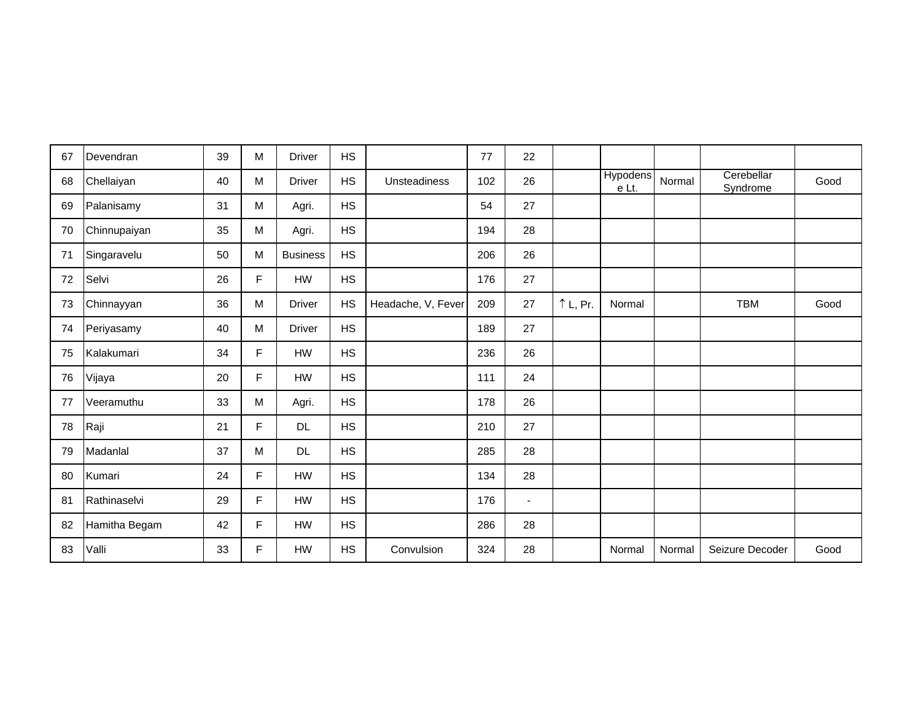| | | | | | | | | | | | | | |
|---|---|---|---|---|---|---|---|---|---|---|---|---|---|
| 67 | Devendran | 39 | M | Driver | HS | | 77 | 22 | | | | | |
| 68 | Chellaiyan | 40 | M | Driver | HS | Unsteadiness | 102 | 26 | | Hypodense Lt. | Normal | Cerebellar Syndrome | Good |
| 69 | Palanisamy | 31 | M | Agri. | HS | | 54 | 27 | | | | | |
| 70 | Chinnupaiyan | 35 | M | Agri. | HS | | 194 | 28 | | | | | |
| 71 | Singaravelu | 50 | M | Business | HS | | 206 | 26 | | | | | |
| 72 | Selvi | 26 | F | HW | HS | | 176 | 27 | | | | | |
| 73 | Chinnayyan | 36 | M | Driver | HS | Headache, V, Fever | 209 | 27 | ↑ L, Pr. | Normal | | TBM | Good |
| 74 | Periyasamy | 40 | M | Driver | HS | | 189 | 27 | | | | | |
| 75 | Kalakumari | 34 | F | HW | HS | | 236 | 26 | | | | | |
| 76 | Vijaya | 20 | F | HW | HS | | 111 | 24 | | | | | |
| 77 | Veeramuthu | 33 | M | Agri. | HS | | 178 | 26 | | | | | |
| 78 | Raji | 21 | F | DL | HS | | 210 | 27 | | | | | |
| 79 | Madanlal | 37 | M | DL | HS | | 285 | 28 | | | | | |
| 80 | Kumari | 24 | F | HW | HS | | 134 | 28 | | | | | |
| 81 | Rathinaselvi | 29 | F | HW | HS | | 176 | - | | | | | |
| 82 | Hamitha Begam | 42 | F | HW | HS | | 286 | 28 | | | | | |
| 83 | Valli | 33 | F | HW | HS | Convulsion | 324 | 28 | | Normal | Normal | Seizure Decoder | Good |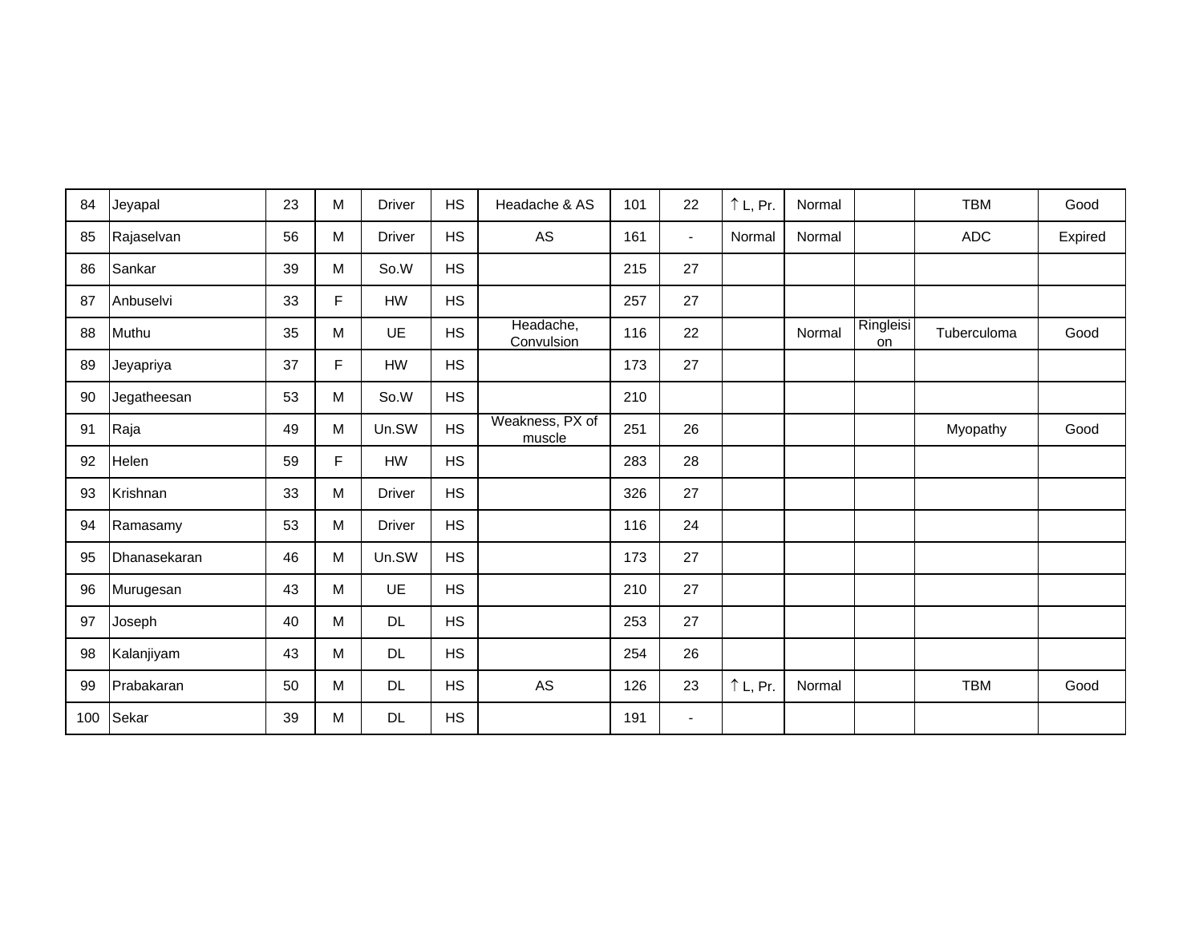| 84 | Jeyapal | 23 | M | Driver | HS | Headache & AS | 101 | 22 | ↑ L, Pr. | Normal | | TBM | Good |
|---|---|---|---|---|---|---|---|---|---|---|---|---|---|
| 85 | Rajaselvan | 56 | M | Driver | HS | AS | 161 | - | Normal | Normal | | ADC | Expired |
| 86 | Sankar | 39 | M | So.W | HS | | 215 | 27 | | | | | |
| 87 | Anbuselvi | 33 | F | HW | HS | | 257 | 27 | | | | | |
| 88 | Muthu | 35 | M | UE | HS | Headache, Convulsion | 116 | 22 | | Normal | Ringleision | Tuberculoma | Good |
| 89 | Jeyapriya | 37 | F | HW | HS | | 173 | 27 | | | | | |
| 90 | Jegatheesan | 53 | M | So.W | HS | | 210 | | | | | | |
| 91 | Raja | 49 | M | Un.SW | HS | Weakness, PX of muscle | 251 | 26 | | | | Myopathy | Good |
| 92 | Helen | 59 | F | HW | HS | | 283 | 28 | | | | | |
| 93 | Krishnan | 33 | M | Driver | HS | | 326 | 27 | | | | | |
| 94 | Ramasamy | 53 | M | Driver | HS | | 116 | 24 | | | | | |
| 95 | Dhanasekaran | 46 | M | Un.SW | HS | | 173 | 27 | | | | | |
| 96 | Murugesan | 43 | M | UE | HS | | 210 | 27 | | | | | |
| 97 | Joseph | 40 | M | DL | HS | | 253 | 27 | | | | | |
| 98 | Kalanjiyam | 43 | M | DL | HS | | 254 | 26 | | | | | |
| 99 | Prabakaran | 50 | M | DL | HS | AS | 126 | 23 | ↑ L, Pr. | Normal | | TBM | Good |
| 100 | Sekar | 39 | M | DL | HS | | 191 | - | | | | | |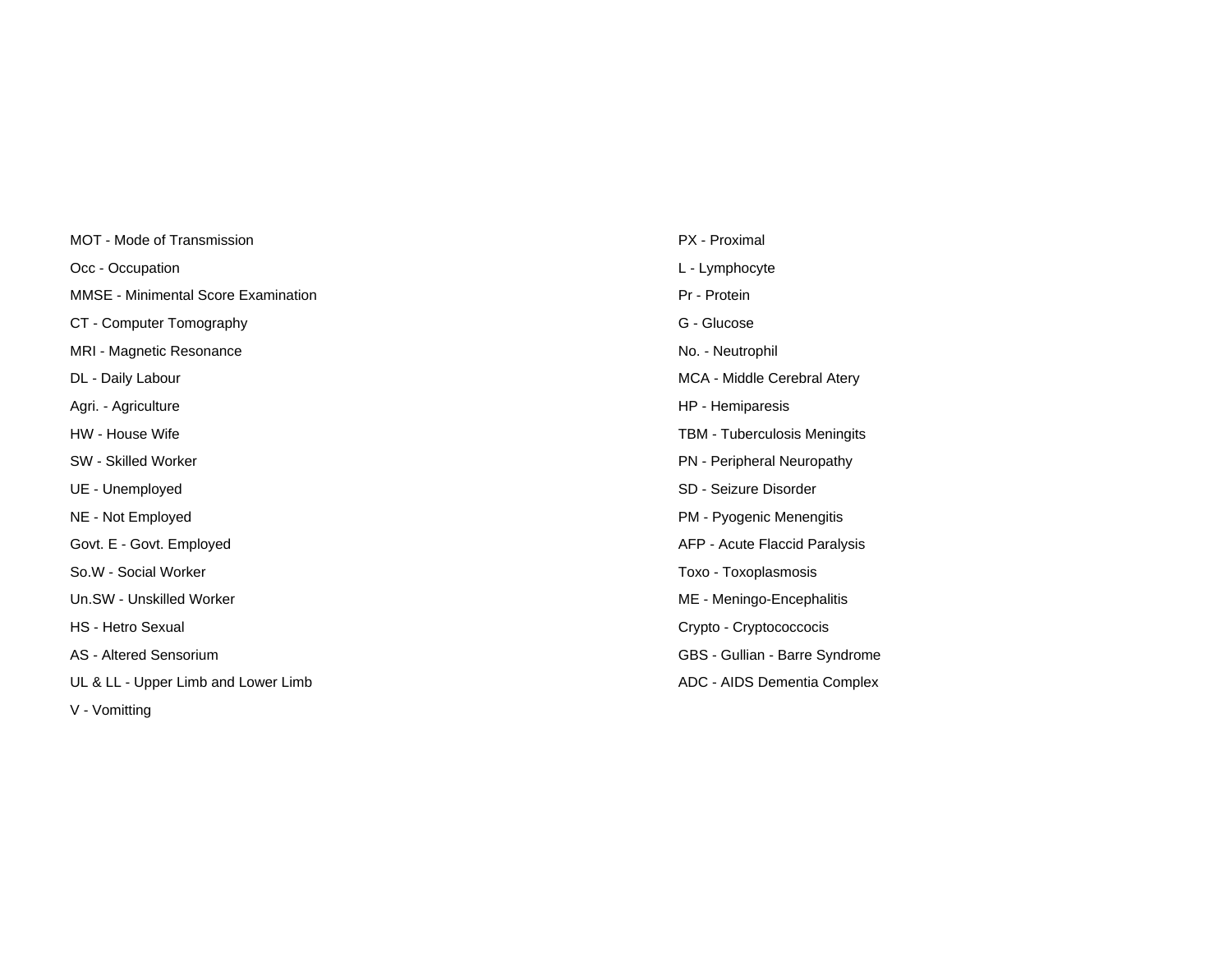MOT - Mode of Transmission

Occ - Occupation

MMSE - Minimental Score Examination

CT - Computer Tomography

MRI - Magnetic Resonance

DL - Daily Labour

Agri. - Agriculture

HW - House Wife

SW - Skilled Worker

UE - Unemployed

NE - Not Employed

Govt. E - Govt. Employed

So.W - Social Worker

Un.SW - Unskilled Worker

HS - Hetro Sexual

AS - Altered Sensorium

UL & LL - Upper Limb and Lower Limb

V - Vomitting

PX - Proximal

L - Lymphocyte

Pr - Protein

G - Glucose

No. - Neutrophil

MCA - Middle Cerebral Atery

HP - Hemiparesis

TBM - Tuberculosis Meningits

PN - Peripheral Neuropathy

SD - Seizure Disorder

PM - Pyogenic Menengitis

AFP - Acute Flaccid Paralysis

Toxo - Toxoplasmosis

ME - Meningo-Encephalitis

Crypto - Cryptococcocis

GBS - Gullian - Barre Syndrome

ADC - AIDS Dementia Complex